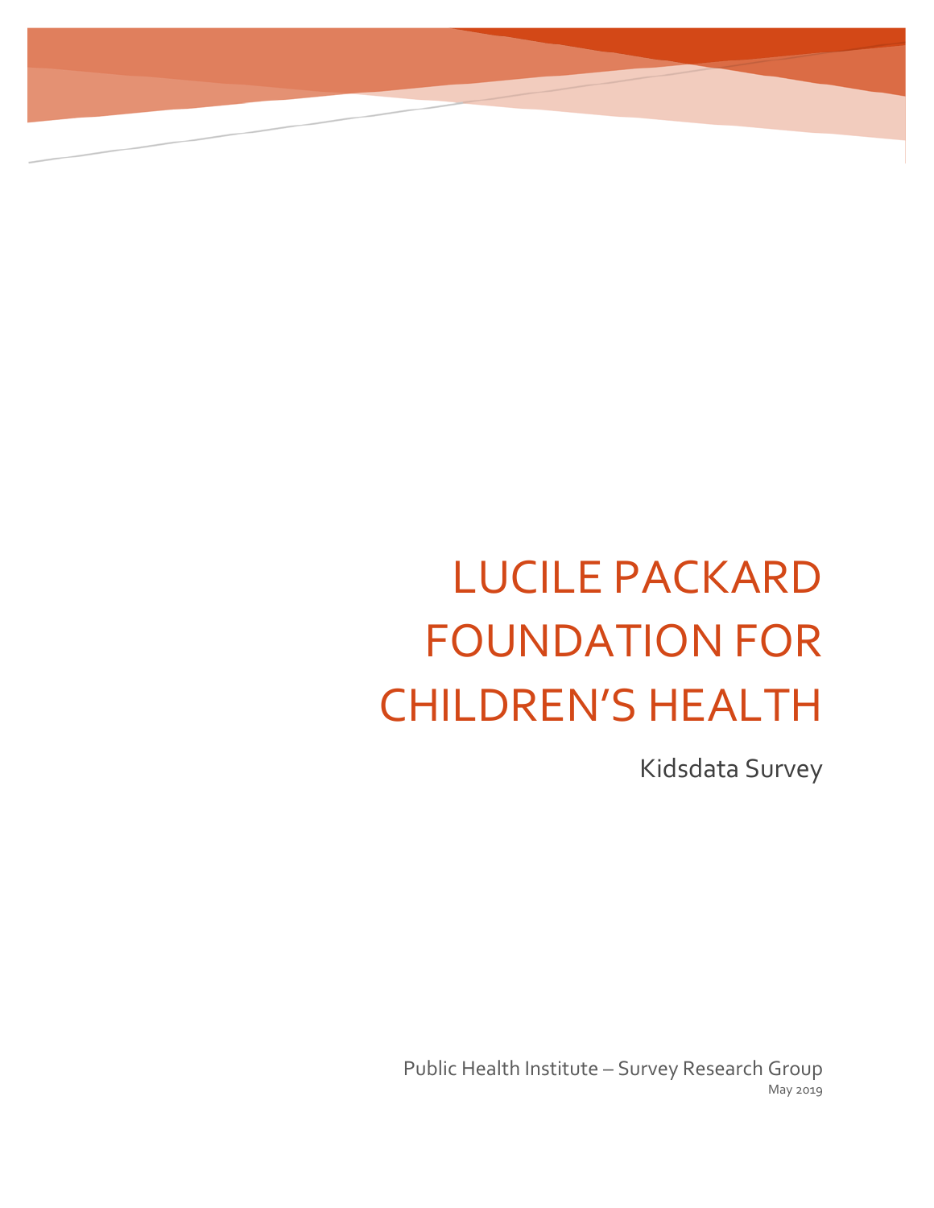# LUCILE PACKARD FOUNDATION FOR CHILDREN'S HEALTH

Kidsdata Survey

Public Health Institute – Survey Research Group

May 2019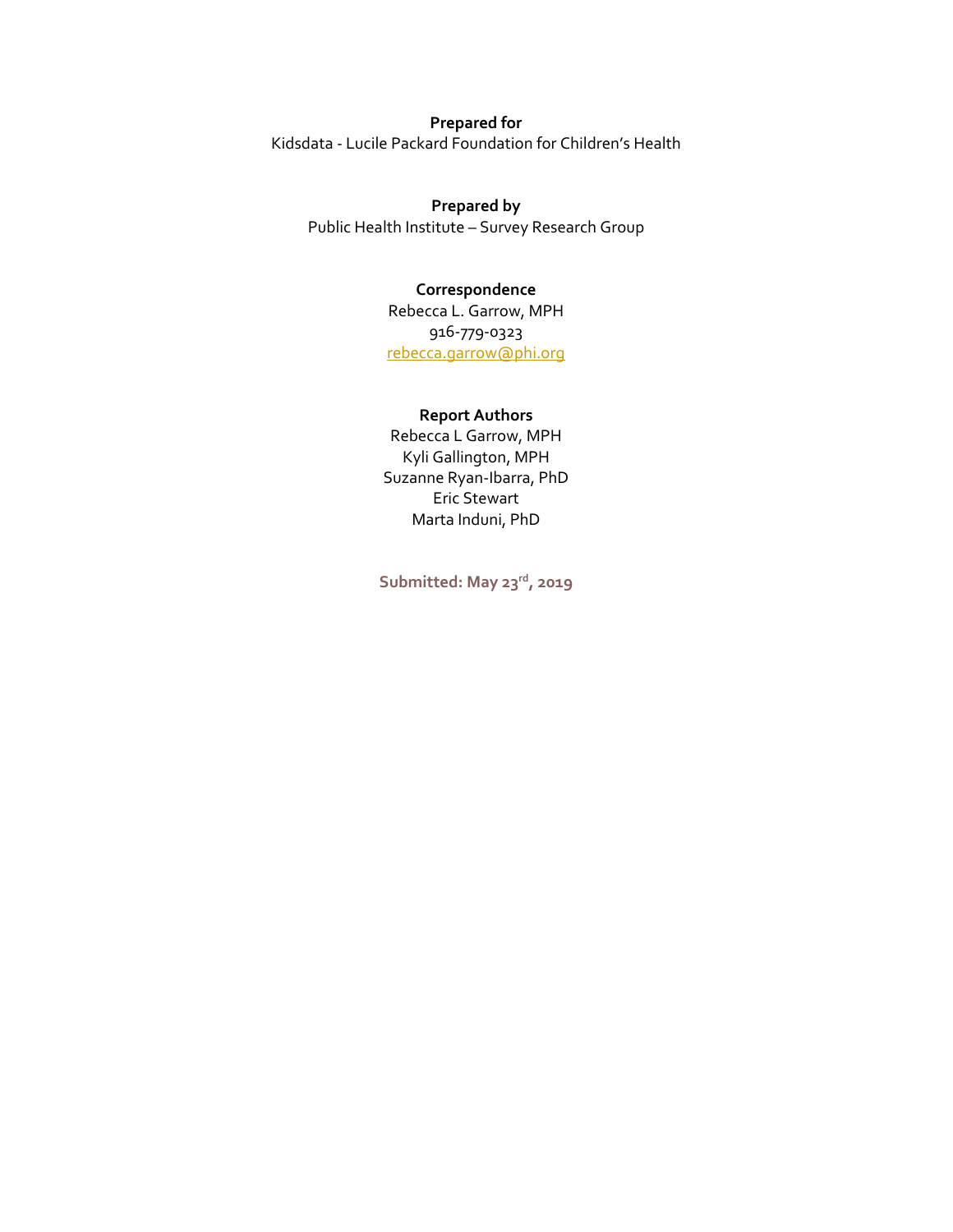**Prepared for**

Kidsdata - Lucile Packard Foundation for Children's Health

**Prepared by**

Public Health Institute – Survey Research Group

**Correspondence**

Rebecca L. Garrow, MPH

916-779-0323

rebecca.garrow@phi.org

**Report Authors**

Rebecca L Garrow, MPH

Kyli Gallington, MPH

Suzanne Ryan-Ibarra, PhD

Eric Stewart

Marta Induni, PhD

**Submitted: May 23rd, 2019**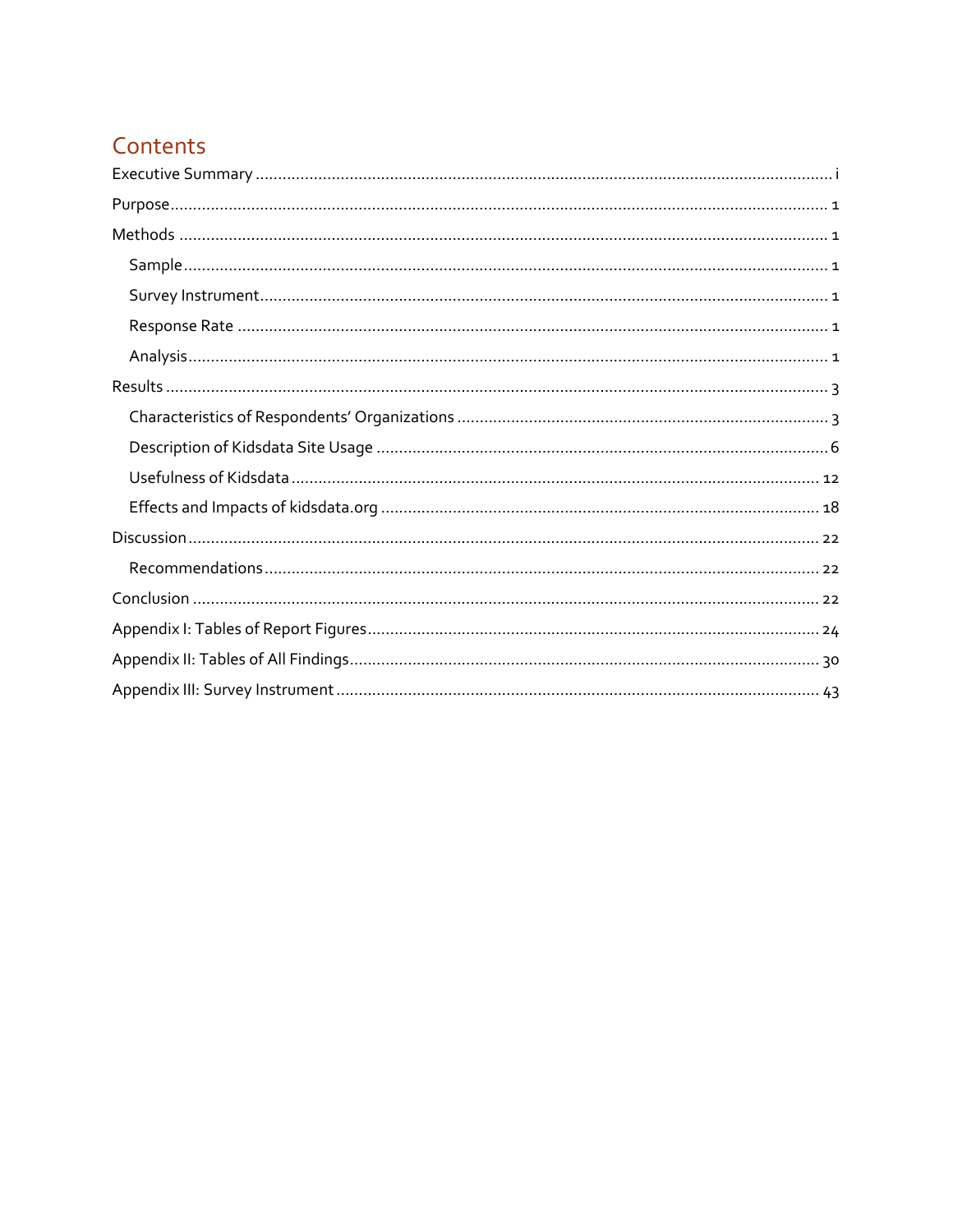# Contents

Executive Summary ........ i

Purpose ........ 1

Methods ........ 1

- Sample ........ 1
- Survey Instrument ........ 1
- Response Rate ........ 1
- Analysis ........ 1

Results ........ 3

- Characteristics of Respondents' Organizations ........ 3
- Description of Kidsdata Site Usage ........ 6
- Usefulness of Kidsdata ........ 12
- Effects and Impacts of kidsdata.org ........ 18

Discussion ........ 22

- Recommendations ........ 22

Conclusion ........ 22

Appendix I: Tables of Report Figures ........ 24

Appendix II: Tables of All Findings ........ 30

Appendix III: Survey Instrument ........ 43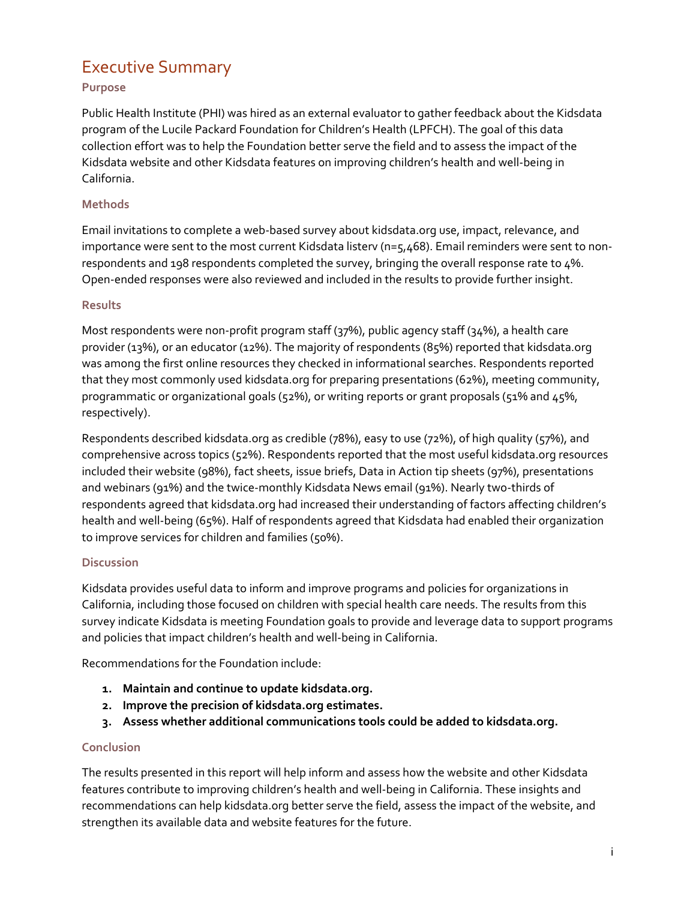# Executive Summary

## Purpose

Public Health Institute (PHI) was hired as an external evaluator to gather feedback about the Kidsdata program of the Lucile Packard Foundation for Children's Health (LPFCH). The goal of this data collection effort was to help the Foundation better serve the field and to assess the impact of the Kidsdata website and other Kidsdata features on improving children's health and well-being in California.

## Methods

Email invitations to complete a web-based survey about kidsdata.org use, impact, relevance, and importance were sent to the most current Kidsdata listerv (n=5,468). Email reminders were sent to non-respondents and 198 respondents completed the survey, bringing the overall response rate to 4%. Open-ended responses were also reviewed and included in the results to provide further insight.

## Results

Most respondents were non-profit program staff (37%), public agency staff (34%), a health care provider (13%), or an educator (12%). The majority of respondents (85%) reported that kidsdata.org was among the first online resources they checked in informational searches. Respondents reported that they most commonly used kidsdata.org for preparing presentations (62%), meeting community, programmatic or organizational goals (52%), or writing reports or grant proposals (51% and 45%, respectively).

Respondents described kidsdata.org as credible (78%), easy to use (72%), of high quality (57%), and comprehensive across topics (52%). Respondents reported that the most useful kidsdata.org resources included their website (98%), fact sheets, issue briefs, Data in Action tip sheets (97%), presentations and webinars (91%) and the twice-monthly Kidsdata News email (91%). Nearly two-thirds of respondents agreed that kidsdata.org had increased their understanding of factors affecting children's health and well-being (65%). Half of respondents agreed that Kidsdata had enabled their organization to improve services for children and families (50%).

## Discussion

Kidsdata provides useful data to inform and improve programs and policies for organizations in California, including those focused on children with special health care needs. The results from this survey indicate Kidsdata is meeting Foundation goals to provide and leverage data to support programs and policies that impact children's health and well-being in California.

Recommendations for the Foundation include:

1. **Maintain and continue to update kidsdata.org.**
2. **Improve the precision of kidsdata.org estimates.**
3. **Assess whether additional communications tools could be added to kidsdata.org.**

## Conclusion

The results presented in this report will help inform and assess how the website and other Kidsdata features contribute to improving children's health and well-being in California. These insights and recommendations can help kidsdata.org better serve the field, assess the impact of the website, and strengthen its available data and website features for the future.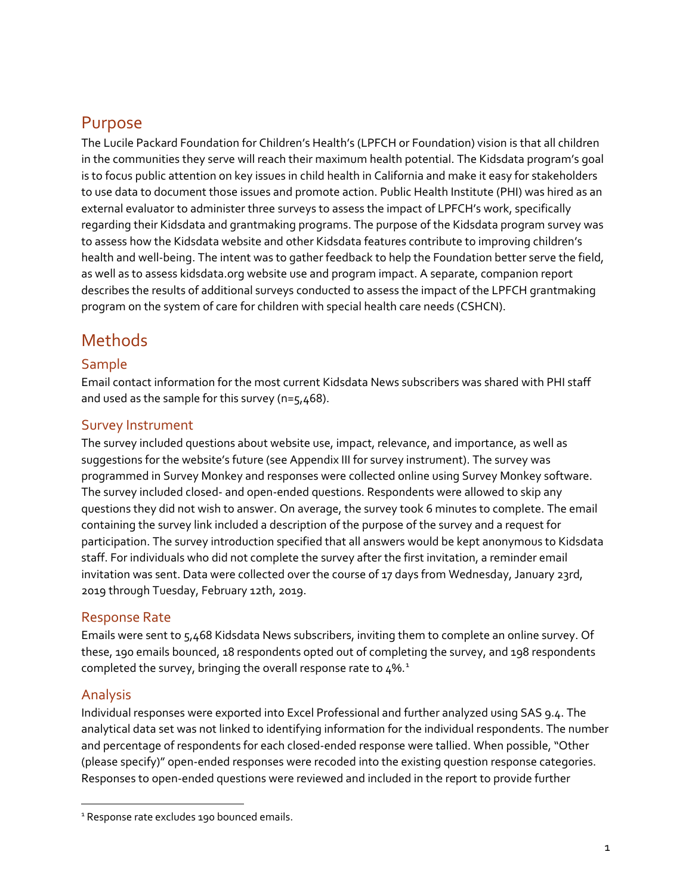## Purpose

The Lucile Packard Foundation for Children's Health's (LPFCH or Foundation) vision is that all children in the communities they serve will reach their maximum health potential. The Kidsdata program's goal is to focus public attention on key issues in child health in California and make it easy for stakeholders to use data to document those issues and promote action. Public Health Institute (PHI) was hired as an external evaluator to administer three surveys to assess the impact of LPFCH's work, specifically regarding their Kidsdata and grantmaking programs. The purpose of the Kidsdata program survey was to assess how the Kidsdata website and other Kidsdata features contribute to improving children's health and well-being. The intent was to gather feedback to help the Foundation better serve the field, as well as to assess kidsdata.org website use and program impact. A separate, companion report describes the results of additional surveys conducted to assess the impact of the LPFCH grantmaking program on the system of care for children with special health care needs (CSHCN).

## Methods

### Sample

Email contact information for the most current Kidsdata News subscribers was shared with PHI staff and used as the sample for this survey (n=5,468).

### Survey Instrument

The survey included questions about website use, impact, relevance, and importance, as well as suggestions for the website's future (see Appendix III for survey instrument). The survey was programmed in Survey Monkey and responses were collected online using Survey Monkey software. The survey included closed- and open-ended questions. Respondents were allowed to skip any questions they did not wish to answer. On average, the survey took 6 minutes to complete. The email containing the survey link included a description of the purpose of the survey and a request for participation. The survey introduction specified that all answers would be kept anonymous to Kidsdata staff. For individuals who did not complete the survey after the first invitation, a reminder email invitation was sent. Data were collected over the course of 17 days from Wednesday, January 23rd, 2019 through Tuesday, February 12th, 2019.

### Response Rate

Emails were sent to 5,468 Kidsdata News subscribers, inviting them to complete an online survey. Of these, 190 emails bounced, 18 respondents opted out of completing the survey, and 198 respondents completed the survey, bringing the overall response rate to 4%.[1]

### Analysis

Individual responses were exported into Excel Professional and further analyzed using SAS 9.4. The analytical data set was not linked to identifying information for the individual respondents. The number and percentage of respondents for each closed-ended response were tallied. When possible, "Other (please specify)" open-ended responses were recoded into the existing question response categories. Responses to open-ended questions were reviewed and included in the report to provide further

---

[1] Response rate excludes 190 bounced emails.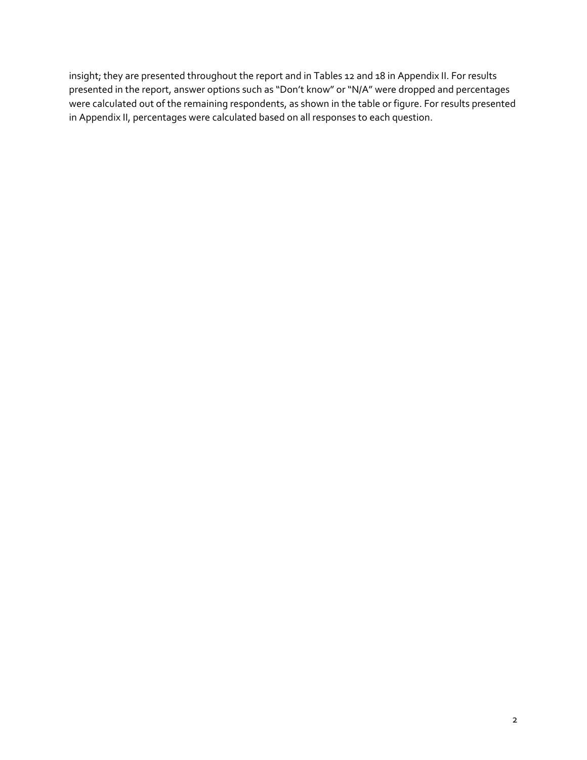insight; they are presented throughout the report and in Tables 12 and 18 in Appendix II. For results presented in the report, answer options such as "Don't know" or "N/A" were dropped and percentages were calculated out of the remaining respondents, as shown in the table or figure. For results presented in Appendix II, percentages were calculated based on all responses to each question.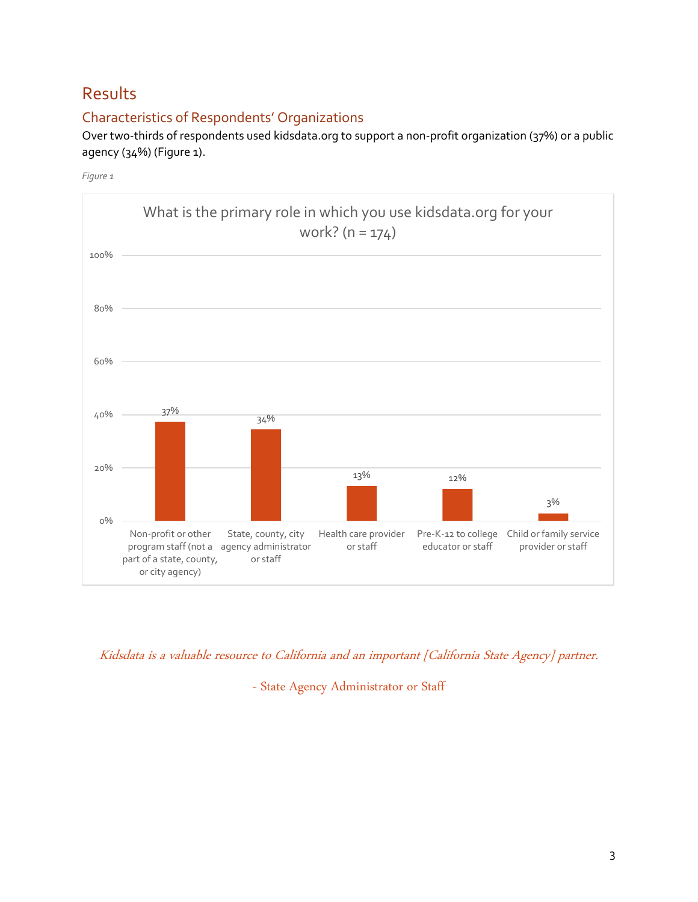# Results

## Characteristics of Respondents' Organizations

Over two-thirds of respondents used kidsdata.org to support a non-profit organization (37%) or a public agency (34%) (Figure 1).

*Figure 1*

What is the primary role in which you use kidsdata.org for your work? (n = 174)

| Role | Percent |
|---|---|
| Non-profit or other program staff (not a part of a state, county, or city agency) | 37% |
| State, county, city agency administrator or staff | 34% |
| Health care provider or staff | 13% |
| Pre-K-12 to college educator or staff | 12% |
| Child or family service provider or staff | 3% |

*Kidsdata is a valuable resource to California and an important [California State Agency] partner.*

- State Agency Administrator or Staff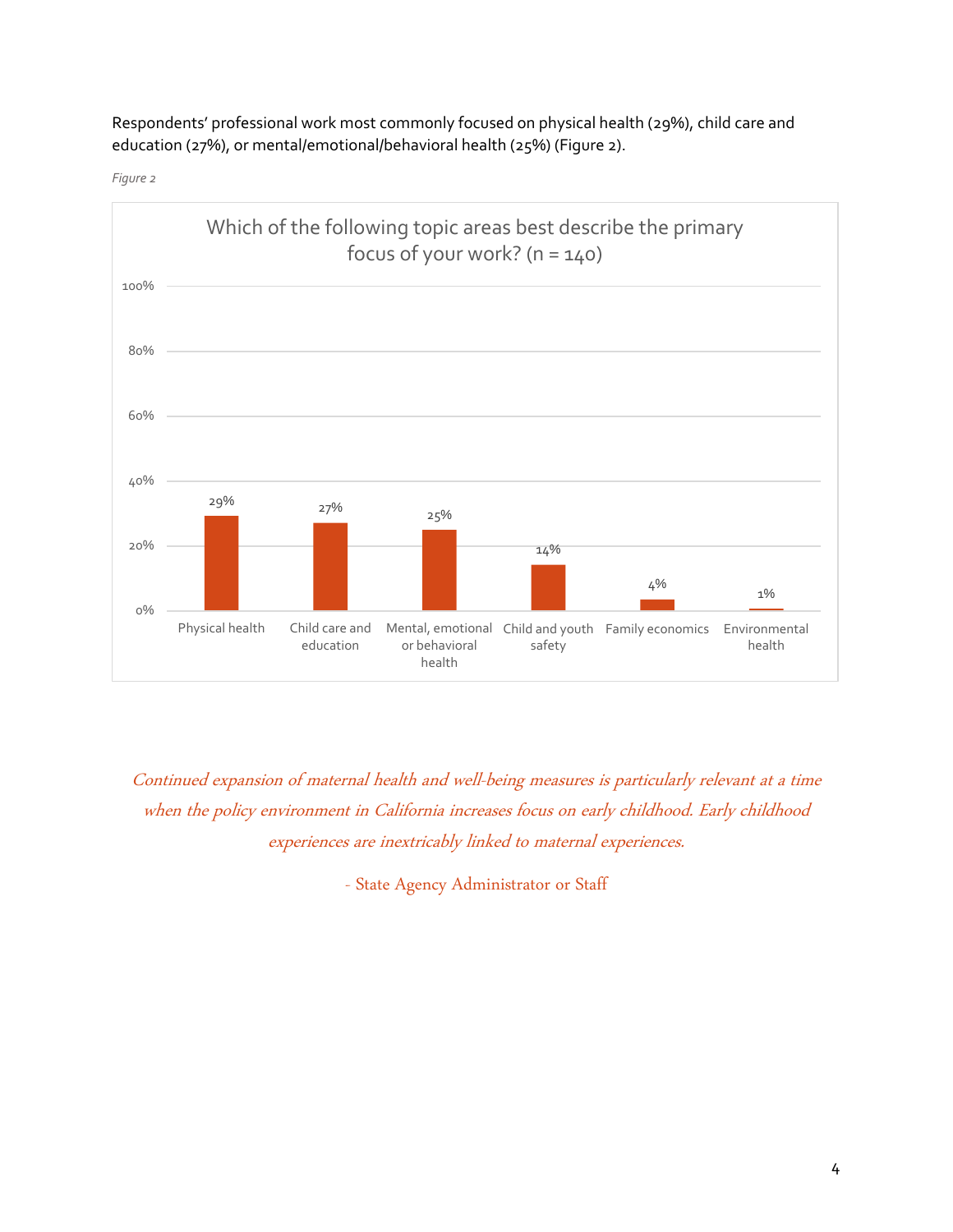Respondents' professional work most commonly focused on physical health (29%), child care and education (27%), or mental/emotional/behavioral health (25%) (Figure 2).

*Figure 2*

Which of the following topic areas best describe the primary focus of your work? (n = 140)

| Topic area | Percent |
| --- | --- |
| Physical health | 29% |
| Child care and education | 27% |
| Mental, emotional or behavioral health | 25% |
| Child and youth safety | 14% |
| Family economics | 4% |
| Environmental health | 1% |

*Continued expansion of maternal health and well-being measures is particularly relevant at a time when the policy environment in California increases focus on early childhood. Early childhood experiences are inextricably linked to maternal experiences.*

\- State Agency Administrator or Staff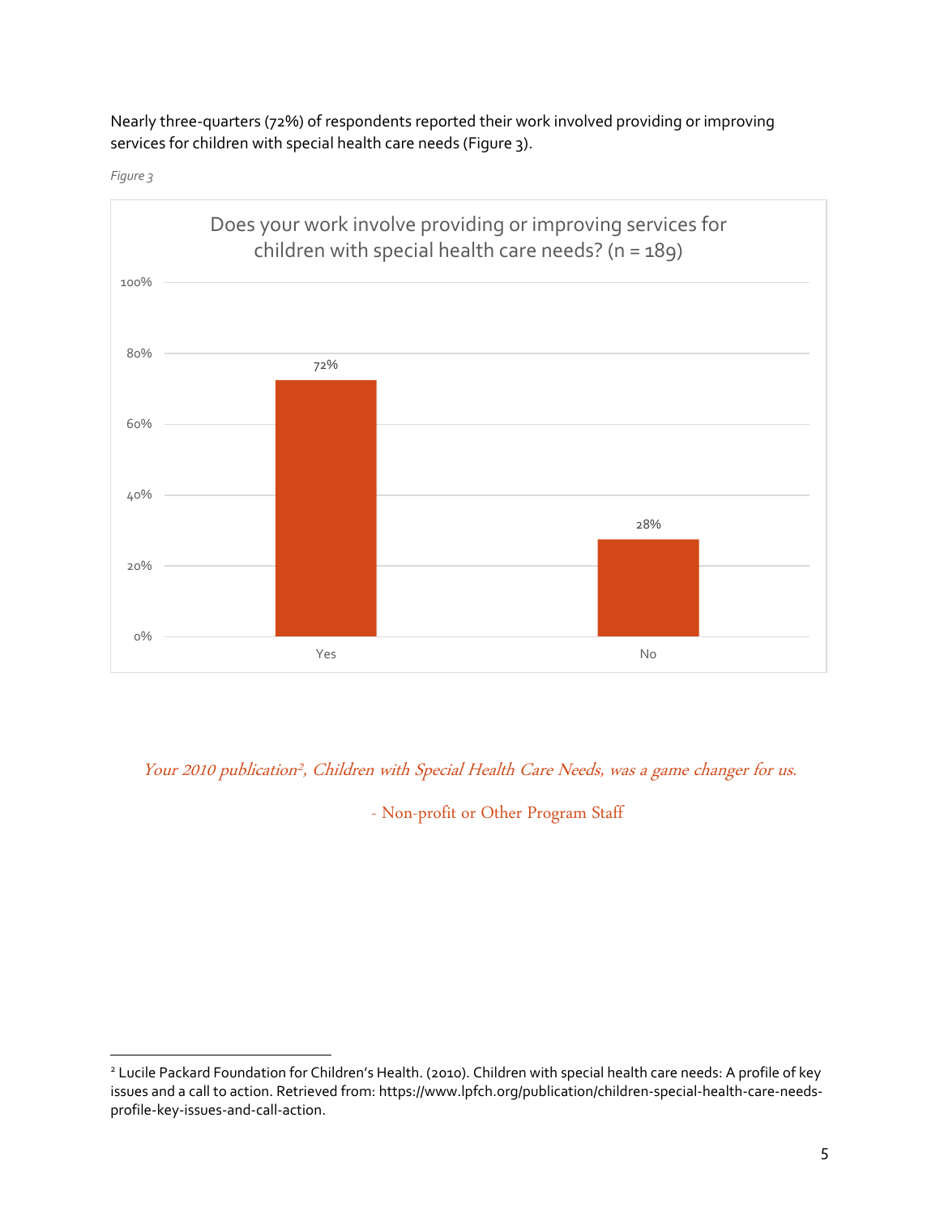Nearly three-quarters (72%) of respondents reported their work involved providing or improving services for children with special health care needs (Figure 3).

*Figure 3*

Does your work involve providing or improving services for children with special health care needs? (n = 189)

| Response | Percent |
|---|---|
| Yes | 72% |
| No | 28% |

*Your 2010 publication[2], Children with Special Health Care Needs, was a game changer for us.*

- Non-profit or Other Program Staff

[2] Lucile Packard Foundation for Children's Health. (2010). Children with special health care needs: A profile of key issues and a call to action. Retrieved from: https://www.lpfch.org/publication/children-special-health-care-needs-profile-key-issues-and-call-action.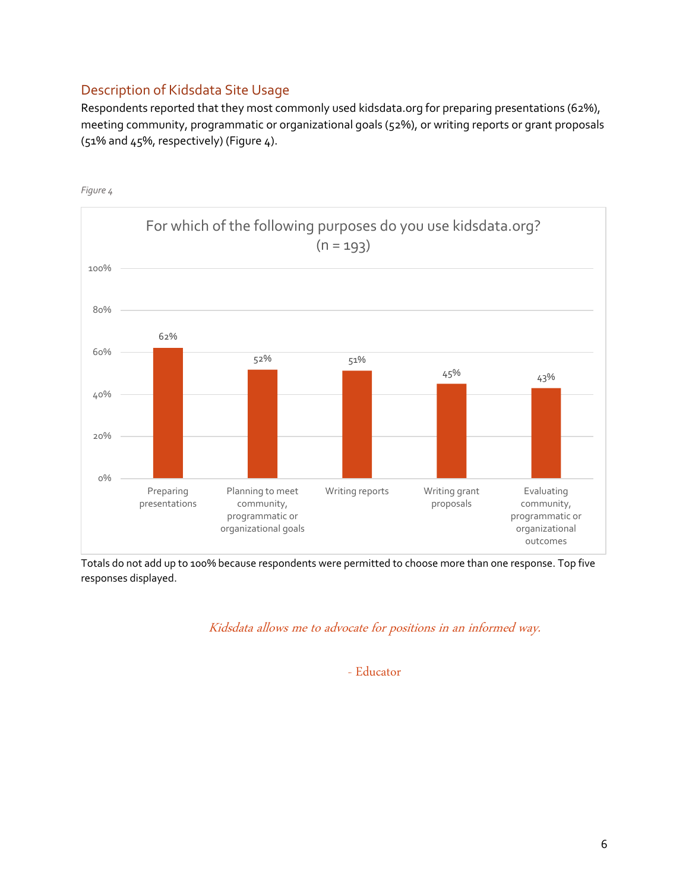## Description of Kidsdata Site Usage

Respondents reported that they most commonly used kidsdata.org for preparing presentations (62%), meeting community, programmatic or organizational goals (52%), or writing reports or grant proposals (51% and 45%, respectively) (Figure 4).

*Figure 4*

**For which of the following purposes do you use kidsdata.org? (n = 193)**

| Purpose | Percent |
| --- | --- |
| Preparing presentations | 62% |
| Planning to meet community, programmatic or organizational goals | 52% |
| Writing reports | 51% |
| Writing grant proposals | 45% |
| Evaluating community, programmatic or organizational outcomes | 43% |

Totals do not add up to 100% because respondents were permitted to choose more than one response. Top five responses displayed.

*Kidsdata allows me to advocate for positions in an informed way.*

\- Educator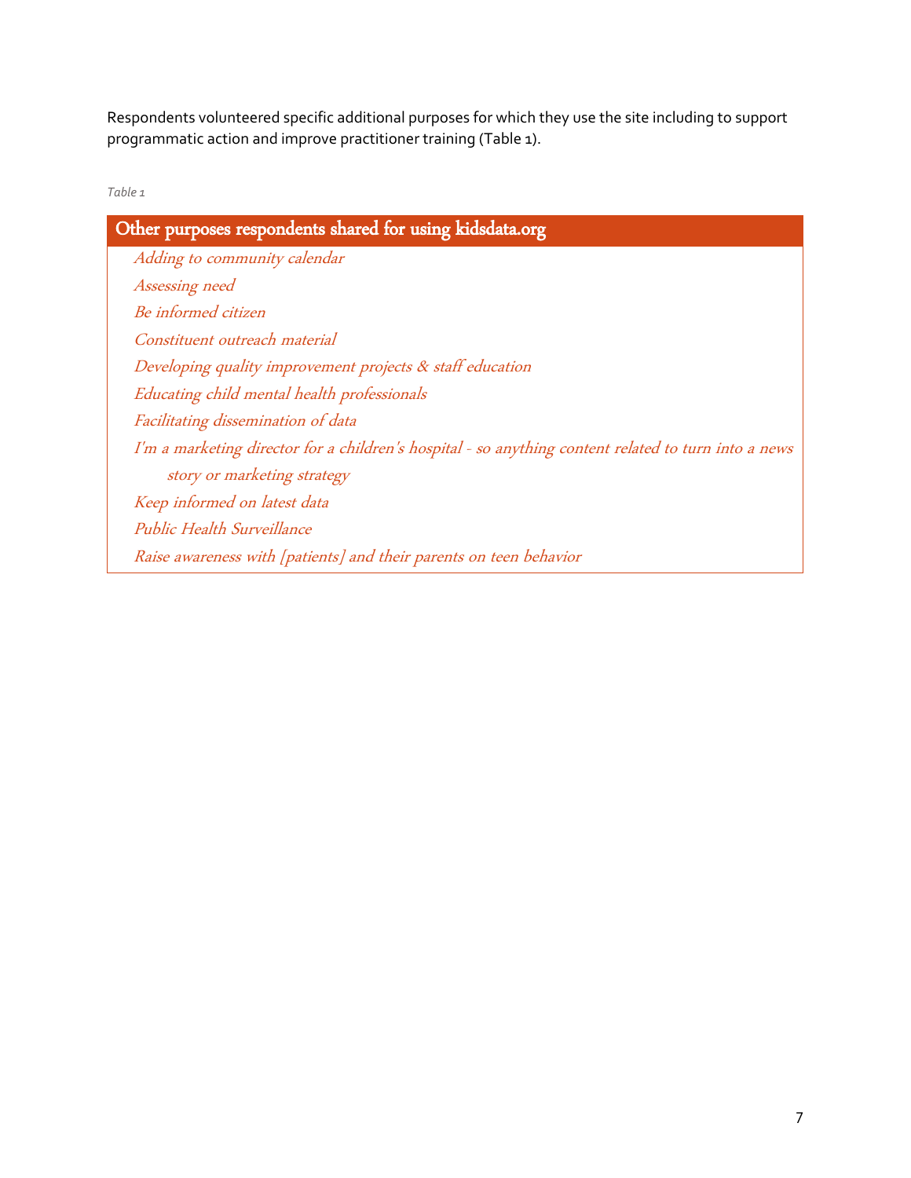Respondents volunteered specific additional purposes for which they use the site including to support programmatic action and improve practitioner training (Table 1).

*Table 1*

| Other purposes respondents shared for using kidsdata.org |
| --- |
| *Adding to community calendar* |
| *Assessing need* |
| *Be informed citizen* |
| *Constituent outreach material* |
| *Developing quality improvement projects & staff education* |
| *Educating child mental health professionals* |
| *Facilitating dissemination of data* |
| *I'm a marketing director for a children's hospital - so anything content related to turn into a news story or marketing strategy* |
| *Keep informed on latest data* |
| *Public Health Surveillance* |
| *Raise awareness with [patients] and their parents on teen behavior* |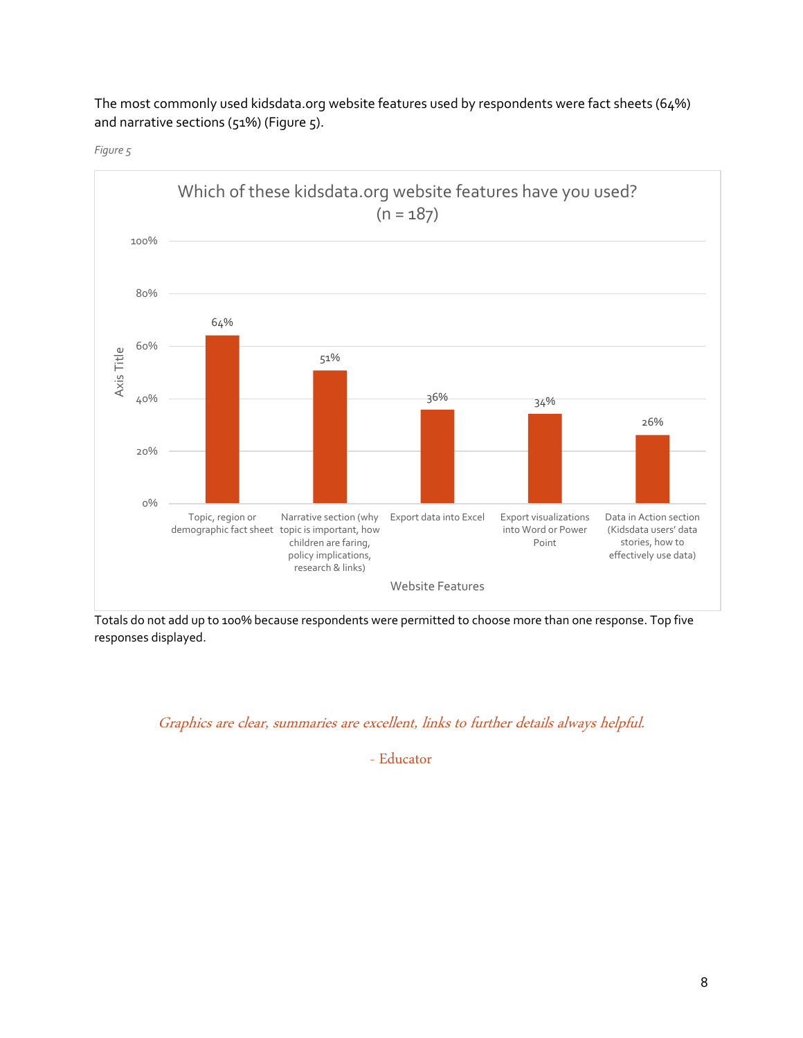The most commonly used kidsdata.org website features used by respondents were fact sheets (64%) and narrative sections (51%) (Figure 5).

*Figure 5*

**Which of these kidsdata.org website features have you used? (n = 187)**

| Website Features | % |
|---|---|
| Topic, region or demographic fact sheet | 64% |
| Narrative section (why topic is important, how children are faring, policy implications, research & links) | 51% |
| Export data into Excel | 36% |
| Export visualizations into Word or Power Point | 34% |
| Data in Action section (Kidsdata users' data stories, how to effectively use data) | 26% |

Totals do not add up to 100% because respondents were permitted to choose more than one response. Top five responses displayed.

*Graphics are clear, summaries are excellent, links to further details always helpful.*

- Educator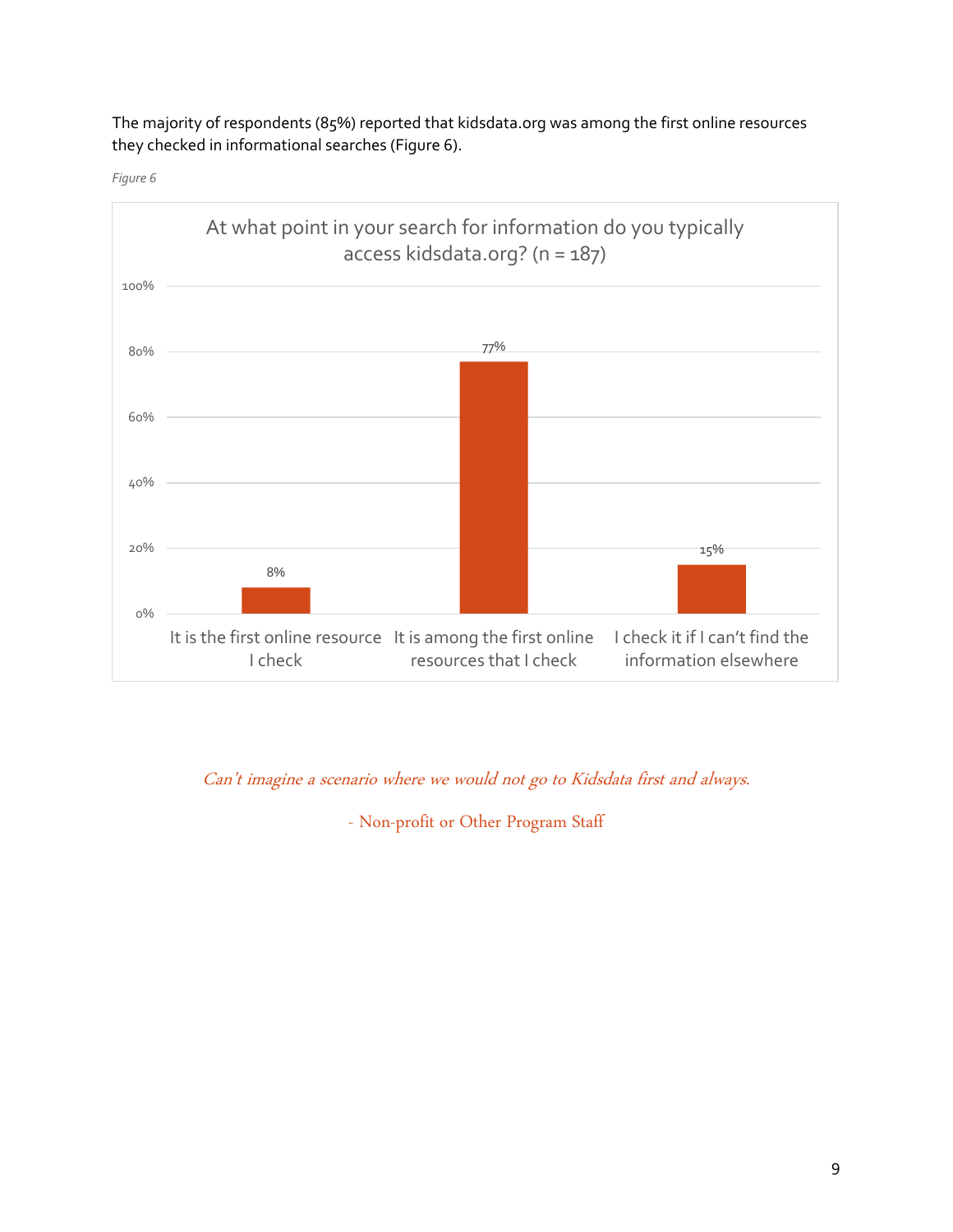The majority of respondents (85%) reported that kidsdata.org was among the first online resources they checked in informational searches (Figure 6).

*Figure 6*

At what point in your search for information do you typically access kidsdata.org? (n = 187)

| Response | Percent |
| --- | --- |
| It is the first online resource I check | 8% |
| It is among the first online resources that I check | 77% |
| I check it if I can't find the information elsewhere | 15% |

*Can't imagine a scenario where we would not go to Kidsdata first and always.*

\- Non-profit or Other Program Staff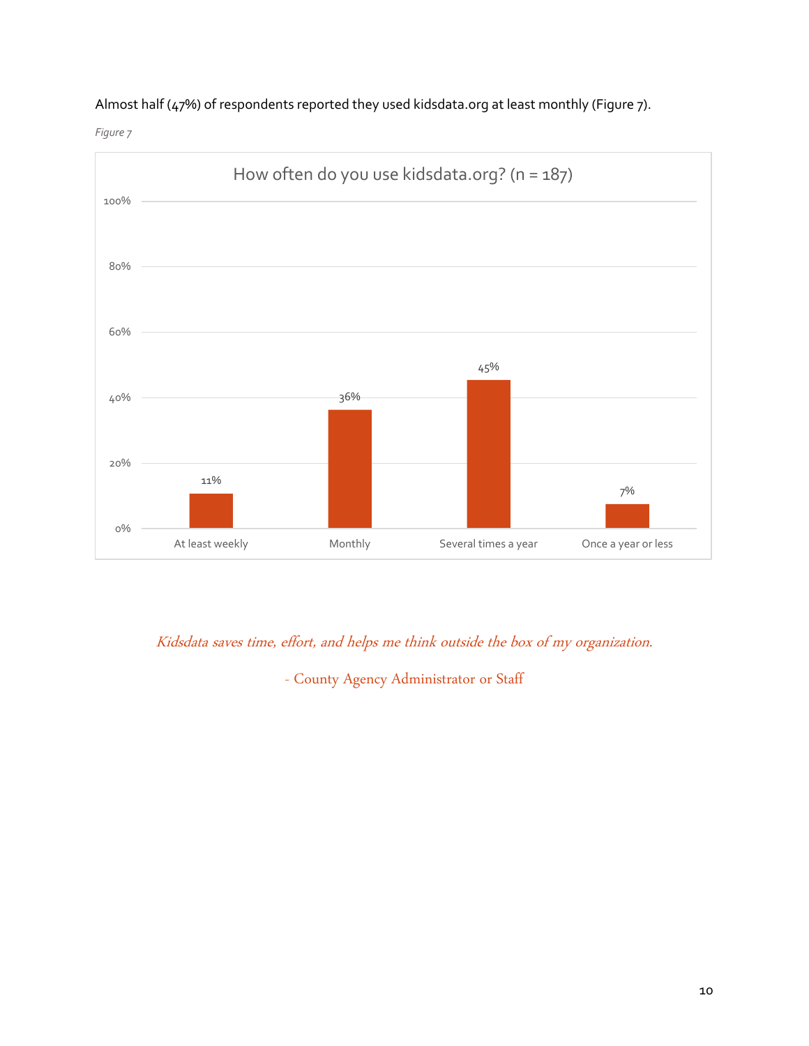Almost half (47%) of respondents reported they used kidsdata.org at least monthly (Figure 7).

*Figure 7*

How often do you use kidsdata.org? (n = 187)

| Frequency | Percent |
|---|---|
| At least weekly | 11% |
| Monthly | 36% |
| Several times a year | 45% |
| Once a year or less | 7% |

*Kidsdata saves time, effort, and helps me think outside the box of my organization.*

- County Agency Administrator or Staff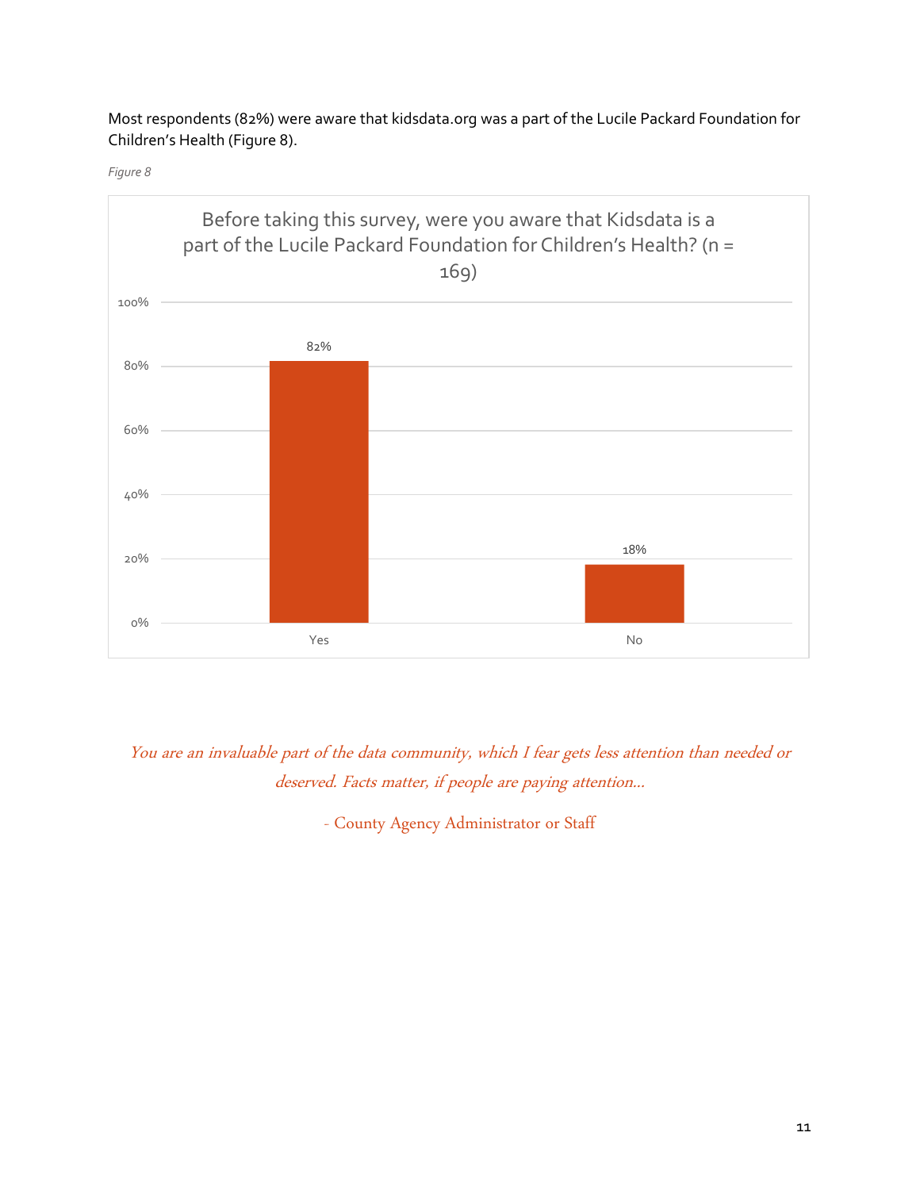Most respondents (82%) were aware that kidsdata.org was a part of the Lucile Packard Foundation for Children's Health (Figure 8).

*Figure 8*

Before taking this survey, were you aware that Kidsdata is a part of the Lucile Packard Foundation for Children's Health? (n = 169)

| Response | Percent |
|---|---|
| Yes | 82% |
| No | 18% |

*You are an invaluable part of the data community, which I fear gets less attention than needed or deserved. Facts matter, if people are paying attention...*

- County Agency Administrator or Staff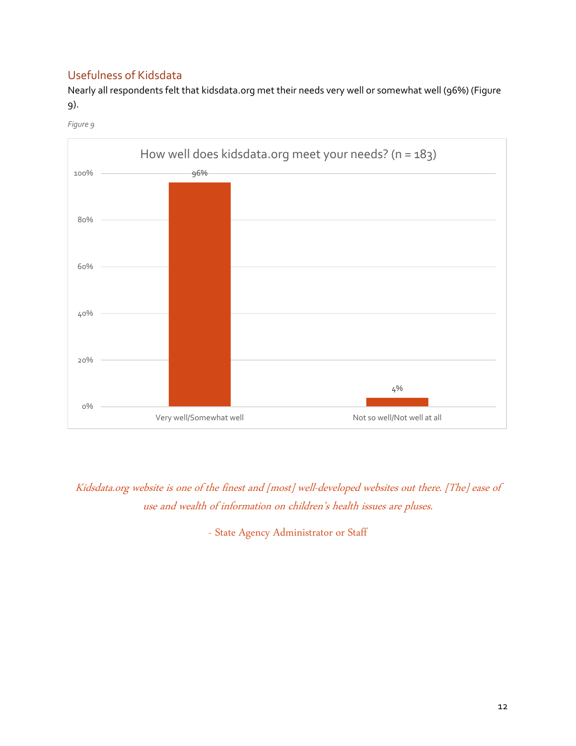## Usefulness of Kidsdata

Nearly all respondents felt that kidsdata.org met their needs very well or somewhat well (96%) (Figure 9).

*Figure 9*

How well does kidsdata.org meet your needs? (n = 183)

| Response | Percent |
|---|---|
| Very well/Somewhat well | 96% |
| Not so well/Not well at all | 4% |

*Kidsdata.org website is one of the finest and [most] well-developed websites out there. [The] ease of use and wealth of information on children's health issues are pluses.*

- State Agency Administrator or Staff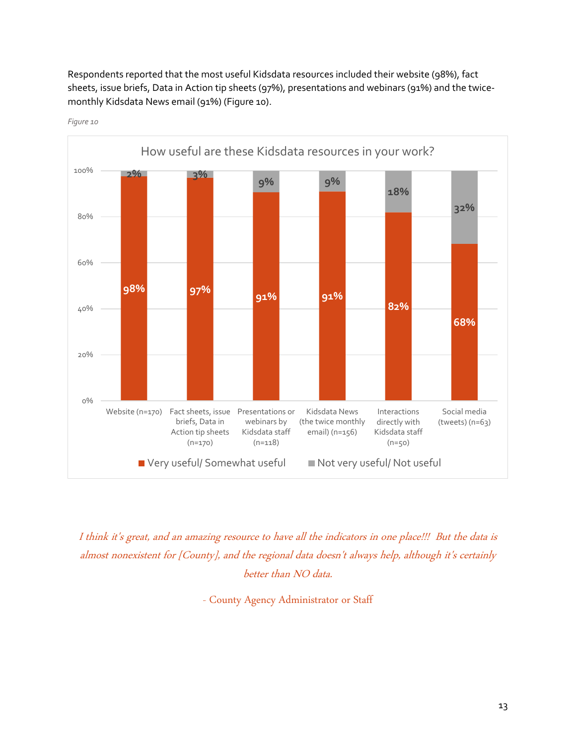Respondents reported that the most useful Kidsdata resources included their website (98%), fact sheets, issue briefs, Data in Action tip sheets (97%), presentations and webinars (91%) and the twice-monthly Kidsdata News email (91%) (Figure 10).

*Figure 10*

How useful are these Kidsdata resources in your work?

| Resource | Very useful/ Somewhat useful | Not very useful/ Not useful |
|---|---|---|
| Website (n=170) | 98% | 2% |
| Fact sheets, issue briefs, Data in Action tip sheets (n=170) | 97% | 3% |
| Presentations or webinars by Kidsdata staff (n=118) | 91% | 9% |
| Kidsdata News (the twice monthly email) (n=156) | 91% | 9% |
| Interactions directly with Kidsdata staff (n=50) | 82% | 18% |
| Social media (tweets) (n=63) | 68% | 32% |

*I think it's great, and an amazing resource to have all the indicators in one place!!! But the data is almost nonexistent for [County], and the regional data doesn't always help, although it's certainly better than NO data.*

- County Agency Administrator or Staff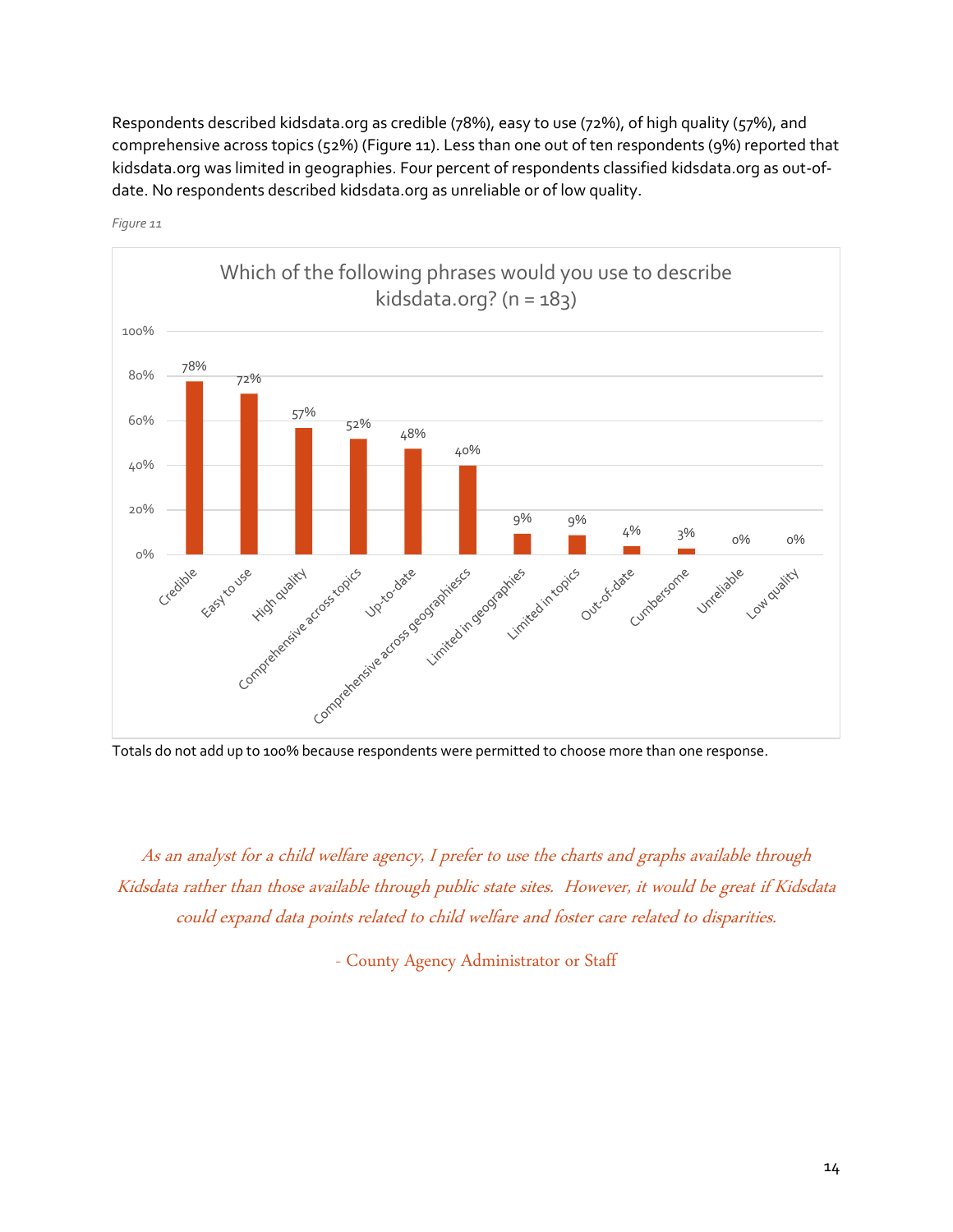Respondents described kidsdata.org as credible (78%), easy to use (72%), of high quality (57%), and comprehensive across topics (52%) (Figure 11). Less than one out of ten respondents (9%) reported that kidsdata.org was limited in geographies. Four percent of respondents classified kidsdata.org as out-of-date. No respondents described kidsdata.org as unreliable or of low quality.

*Figure 11*

Which of the following phrases would you use to describe kidsdata.org? (n = 183)

| Phrase | Percent |
|---|---|
| Credible | 78% |
| Easy to use | 72% |
| High quality | 57% |
| Comprehensive across topics | 52% |
| Up-to-date | 48% |
| Comprehensive across geographiescs | 40% |
| Limited in geographies | 9% |
| Limited in topics | 9% |
| Out-of-date | 4% |
| Cumbersome | 3% |
| Unreliable | 0% |
| Low quality | 0% |

Totals do not add up to 100% because respondents were permitted to choose more than one response.

*As an analyst for a child welfare agency, I prefer to use the charts and graphs available through Kidsdata rather than those available through public state sites. However, it would be great if Kidsdata could expand data points related to child welfare and foster care related to disparities.*

- County Agency Administrator or Staff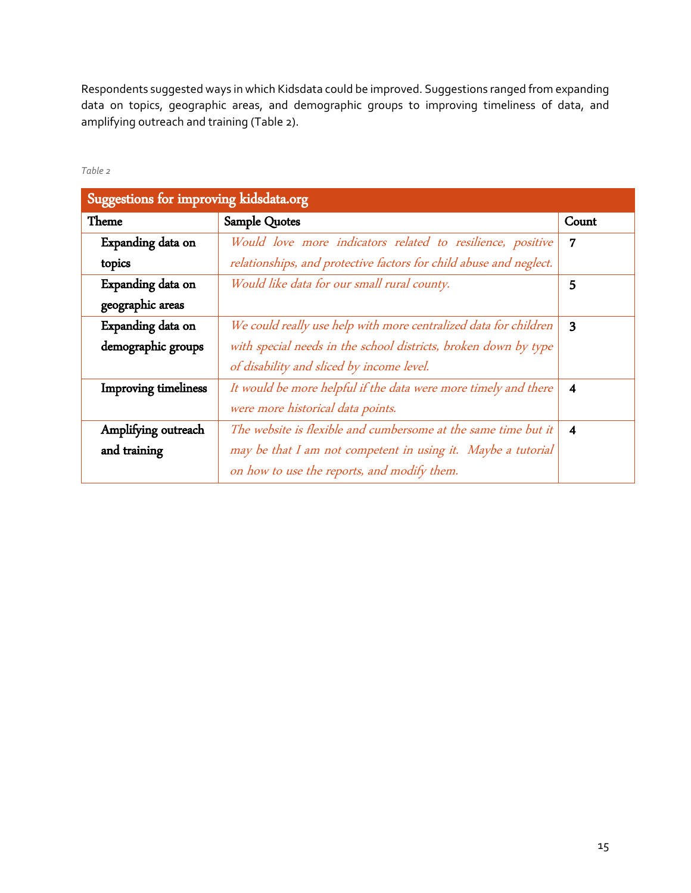Respondents suggested ways in which Kidsdata could be improved. Suggestions ranged from expanding data on topics, geographic areas, and demographic groups to improving timeliness of data, and amplifying outreach and training (Table 2).

*Table 2*

| Suggestions for improving kidsdata.org | | |
|---|---|---|
| **Theme** | **Sample Quotes** | **Count** |
| **Expanding data on topics** | *Would love more indicators related to resilience, positive relationships, and protective factors for child abuse and neglect.* | 7 |
| **Expanding data on geographic areas** | *Would like data for our small rural county.* | 5 |
| **Expanding data on demographic groups** | *We could really use help with more centralized data for children with special needs in the school districts, broken down by type of disability and sliced by income level.* | 3 |
| **Improving timeliness** | *It would be more helpful if the data were more timely and there were more historical data points.* | 4 |
| **Amplifying outreach and training** | *The website is flexible and cumbersome at the same time but it may be that I am not competent in using it. Maybe a tutorial on how to use the reports, and modify them.* | 4 |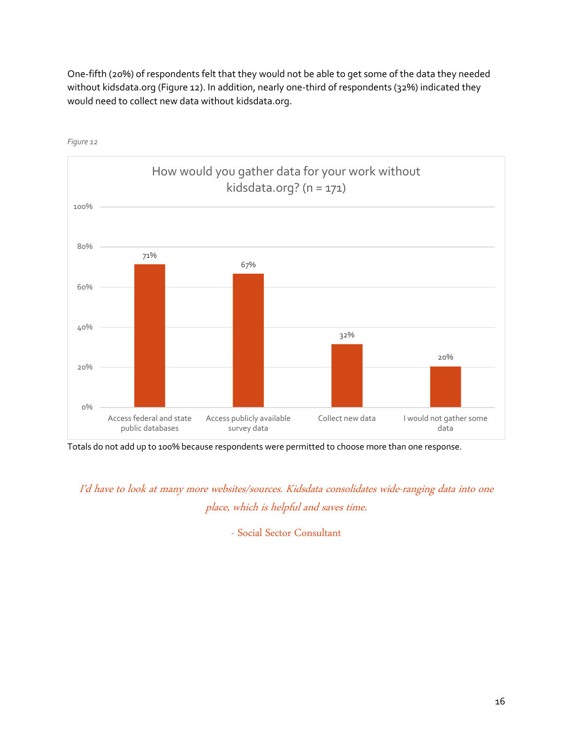One-fifth (20%) of respondents felt that they would not be able to get some of the data they needed without kidsdata.org (Figure 12). In addition, nearly one-third of respondents (32%) indicated they would need to collect new data without kidsdata.org.

*Figure 12*

**How would you gather data for your work without kidsdata.org? (n = 171)**

| Response | Percent |
| --- | --- |
| Access federal and state public databases | 71% |
| Access publicly available survey data | 67% |
| Collect new data | 32% |
| I would not gather some data | 20% |

Totals do not add up to 100% because respondents were permitted to choose more than one response.

*I'd have to look at many more websites/sources. Kidsdata consolidates wide-ranging data into one place, which is helpful and saves time.*

\- Social Sector Consultant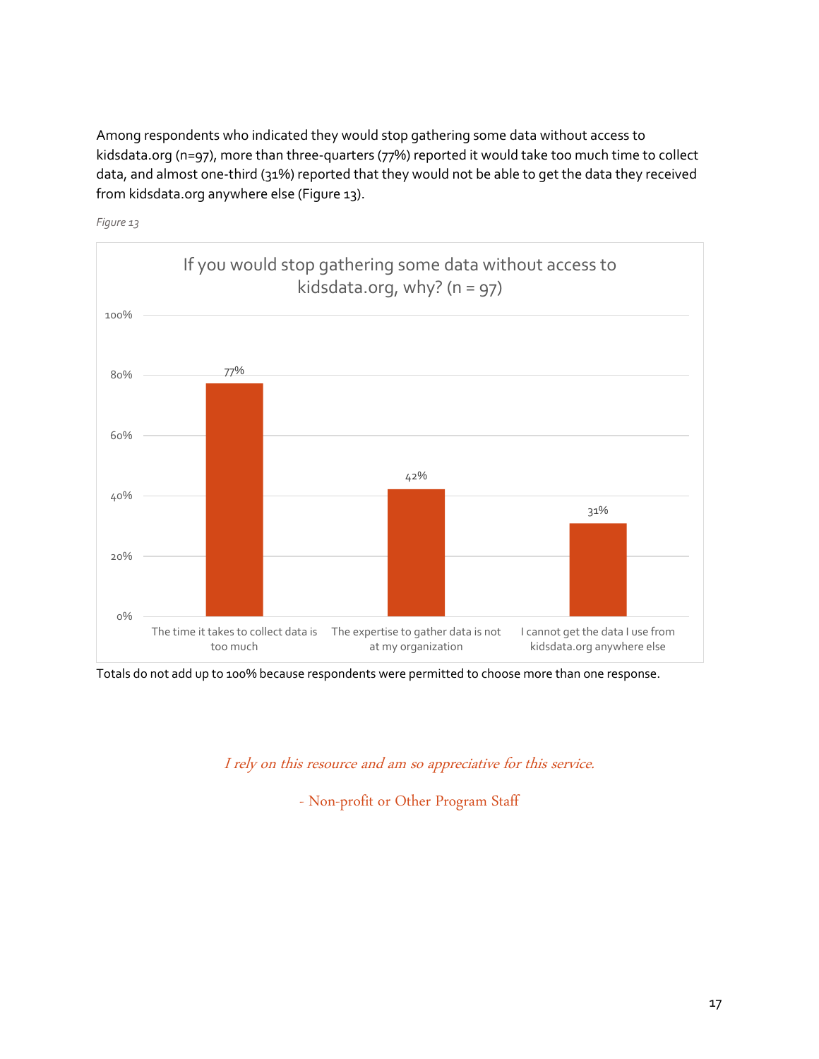Among respondents who indicated they would stop gathering some data without access to kidsdata.org (n=97), more than three-quarters (77%) reported it would take too much time to collect data, and almost one-third (31%) reported that they would not be able to get the data they received from kidsdata.org anywhere else (Figure 13).

*Figure 13*

**If you would stop gathering some data without access to kidsdata.org, why? (n = 97)**

| Reason | Percent |
|---|---|
| The time it takes to collect data is too much | 77% |
| The expertise to gather data is not at my organization | 42% |
| I cannot get the data I use from kidsdata.org anywhere else | 31% |

Totals do not add up to 100% because respondents were permitted to choose more than one response.

*I rely on this resource and am so appreciative for this service.*

- Non-profit or Other Program Staff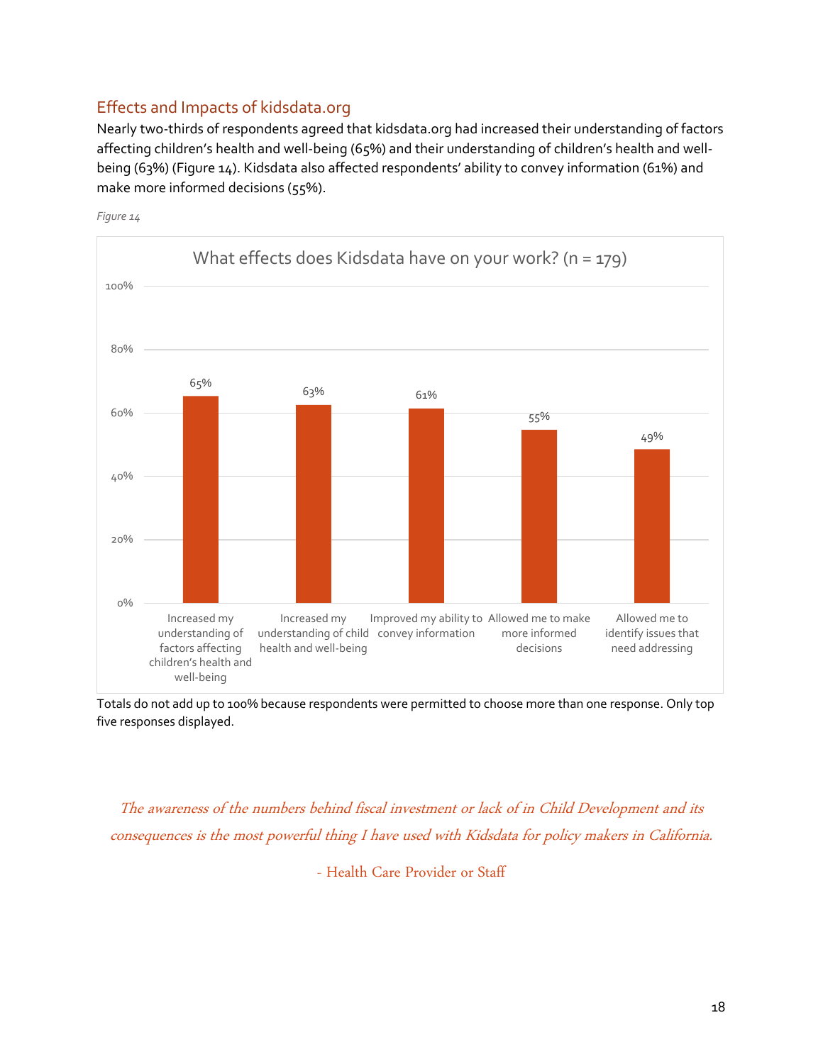## Effects and Impacts of kidsdata.org

Nearly two-thirds of respondents agreed that kidsdata.org had increased their understanding of factors affecting children's health and well-being (65%) and their understanding of children's health and well-being (63%) (Figure 14). Kidsdata also affected respondents' ability to convey information (61%) and make more informed decisions (55%).

*Figure 14*

What effects does Kidsdata have on your work? (n = 179)

| Effect | Percent |
|---|---|
| Increased my understanding of factors affecting children's health and well-being | 65% |
| Increased my understanding of child health and well-being | 63% |
| Improved my ability to convey information | 61% |
| Allowed me to make more informed decisions | 55% |
| Allowed me to identify issues that need addressing | 49% |

Totals do not add up to 100% because respondents were permitted to choose more than one response. Only top five responses displayed.

*The awareness of the numbers behind fiscal investment or lack of in Child Development and its consequences is the most powerful thing I have used with Kidsdata for policy makers in California.*

- Health Care Provider or Staff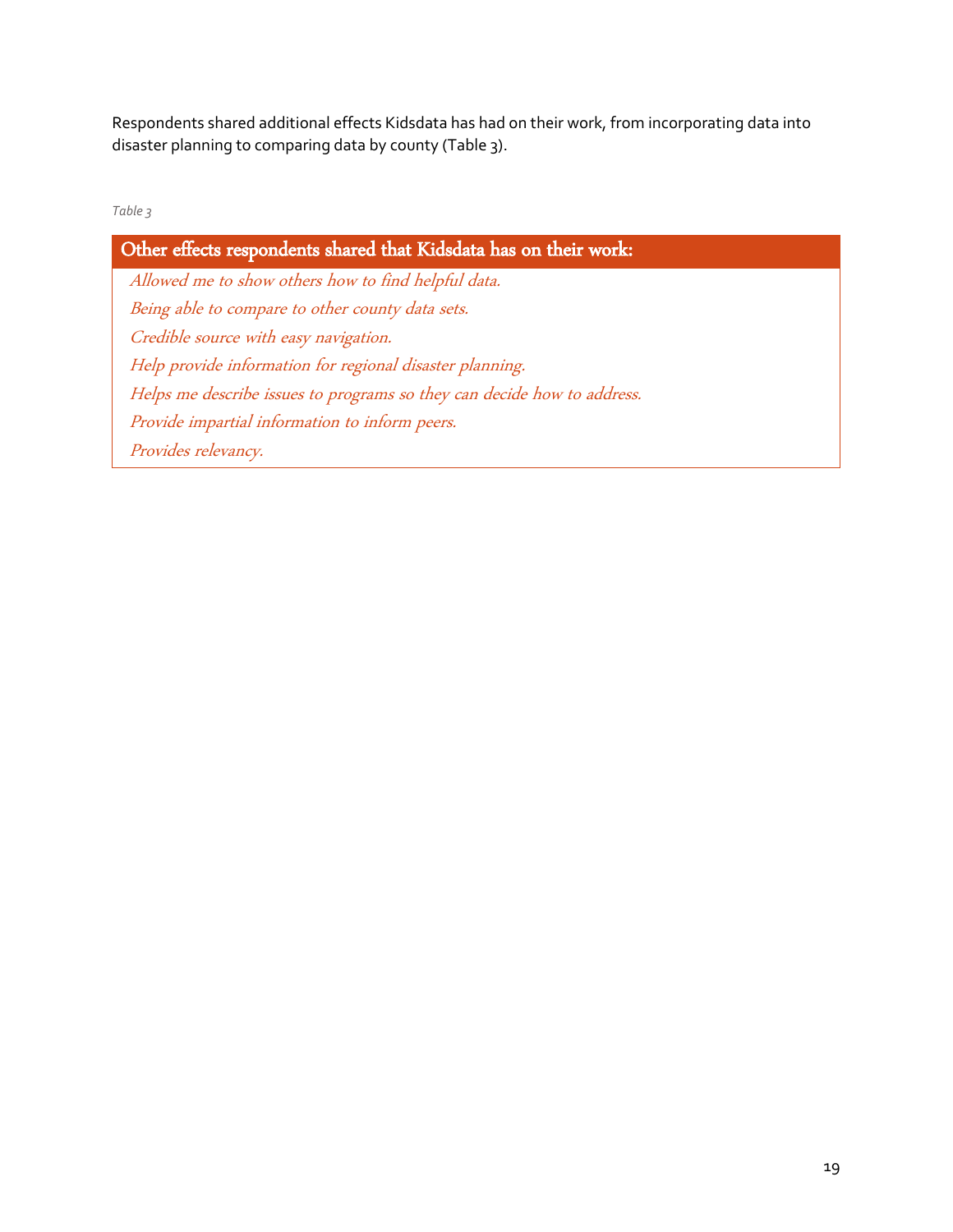Respondents shared additional effects Kidsdata has had on their work, from incorporating data into disaster planning to comparing data by county (Table 3).

*Table 3*

| Other effects respondents shared that Kidsdata has on their work: |
| --- |
| *Allowed me to show others how to find helpful data.* |
| *Being able to compare to other county data sets.* |
| *Credible source with easy navigation.* |
| *Help provide information for regional disaster planning.* |
| *Helps me describe issues to programs so they can decide how to address.* |
| *Provide impartial information to inform peers.* |
| *Provides relevancy.* |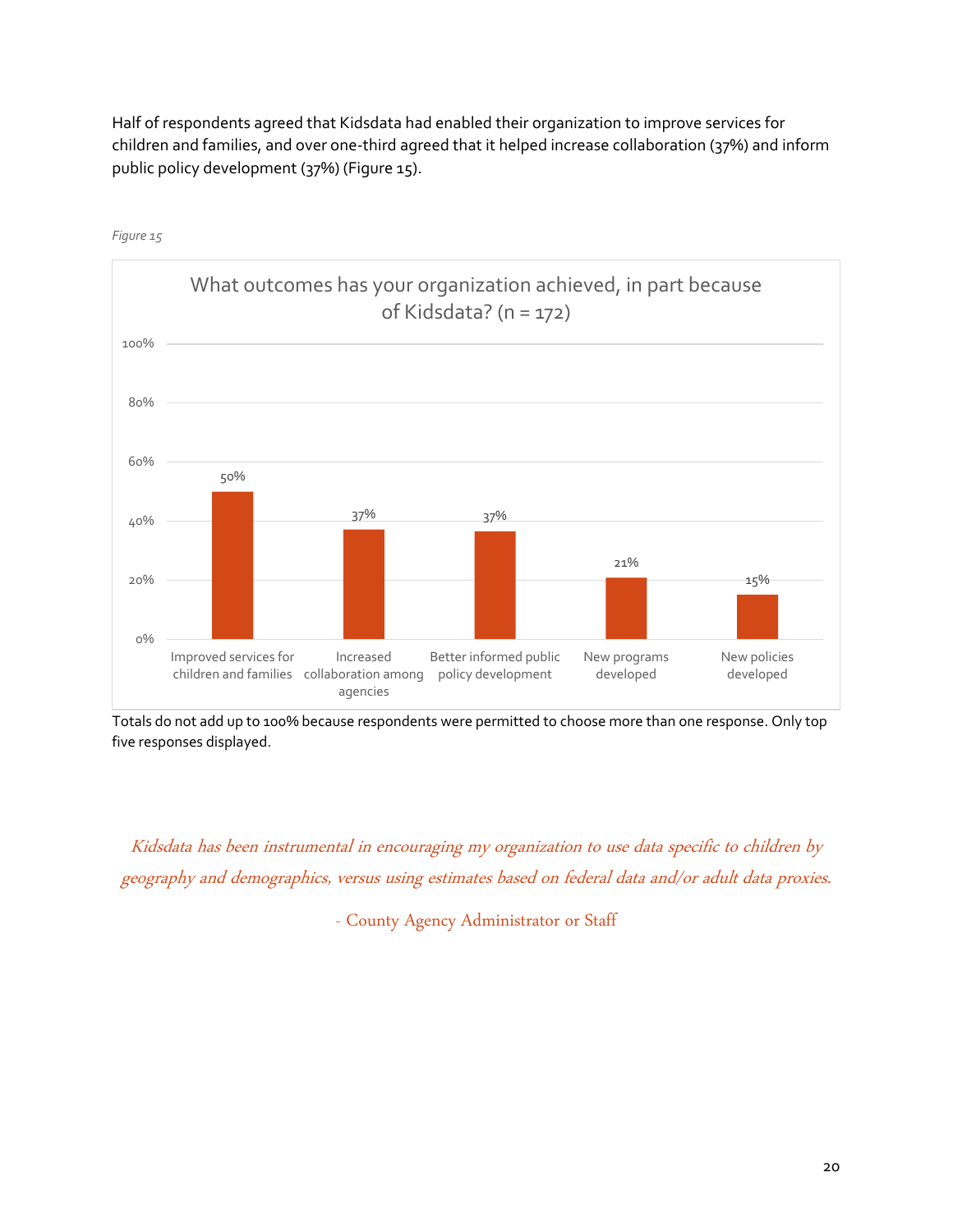Half of respondents agreed that Kidsdata had enabled their organization to improve services for children and families, and over one-third agreed that it helped increase collaboration (37%) and inform public policy development (37%) (Figure 15).

*Figure 15*

**What outcomes has your organization achieved, in part because of Kidsdata? (n = 172)**

| Outcome | Percent |
| --- | --- |
| Improved services for children and families | 50% |
| Increased collaboration among agencies | 37% |
| Better informed public policy development | 37% |
| New programs developed | 21% |
| New policies developed | 15% |

Totals do not add up to 100% because respondents were permitted to choose more than one response. Only top five responses displayed.

*Kidsdata has been instrumental in encouraging my organization to use data specific to children by geography and demographics, versus using estimates based on federal data and/or adult data proxies.*

\- County Agency Administrator or Staff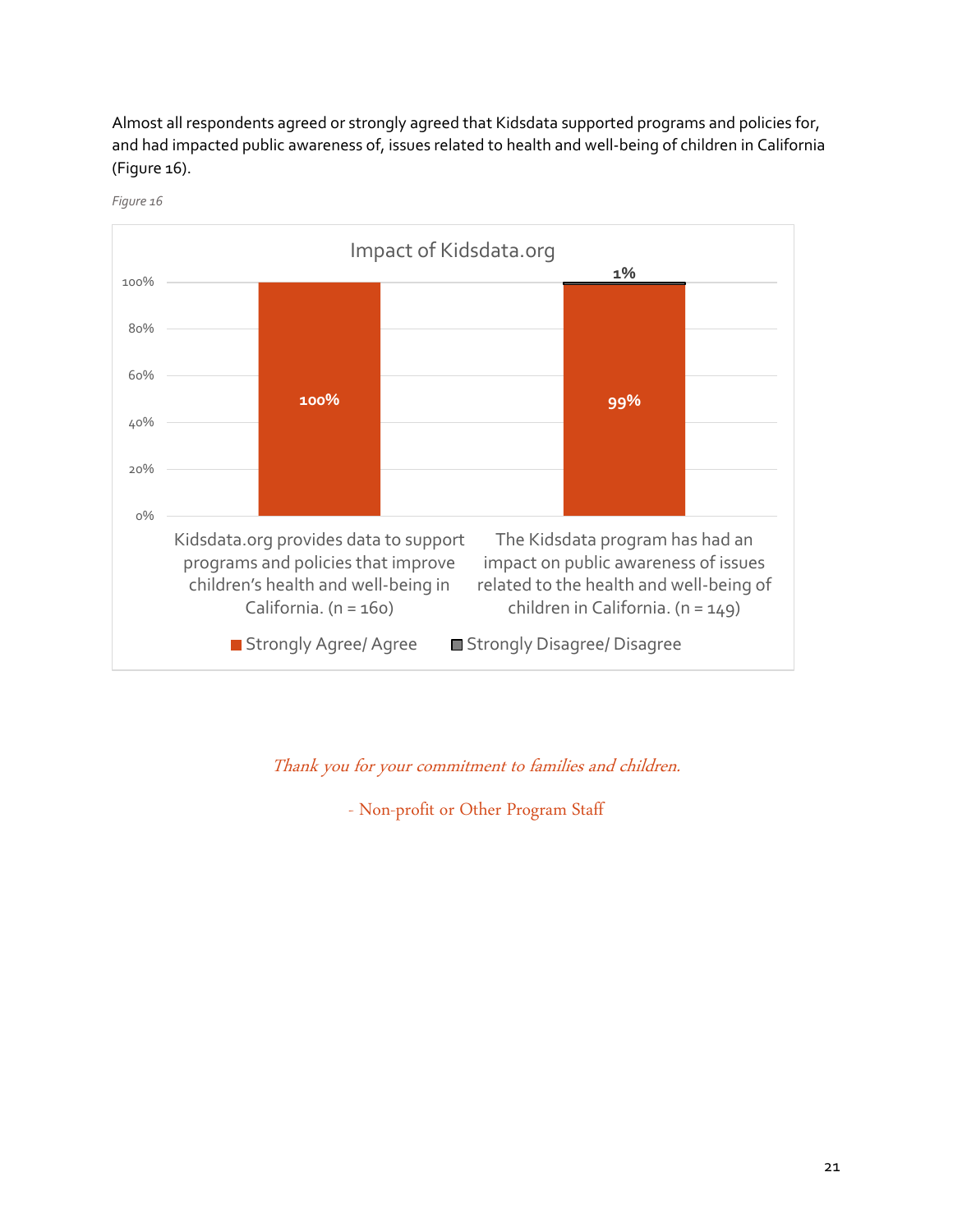Almost all respondents agreed or strongly agreed that Kidsdata supported programs and policies for, and had impacted public awareness of, issues related to health and well-being of children in California (Figure 16).

*Figure 16*

**Impact of Kidsdata.org**

| | Strongly Agree/ Agree | Strongly Disagree/ Disagree |
|---|---|---|
| Kidsdata.org provides data to support programs and policies that improve children's health and well-being in California. (n = 160) | 100% | |
| The Kidsdata program has had an impact on public awareness of issues related to the health and well-being of children in California. (n = 149) | 99% | 1% |

*Thank you for your commitment to families and children.*

\- Non-profit or Other Program Staff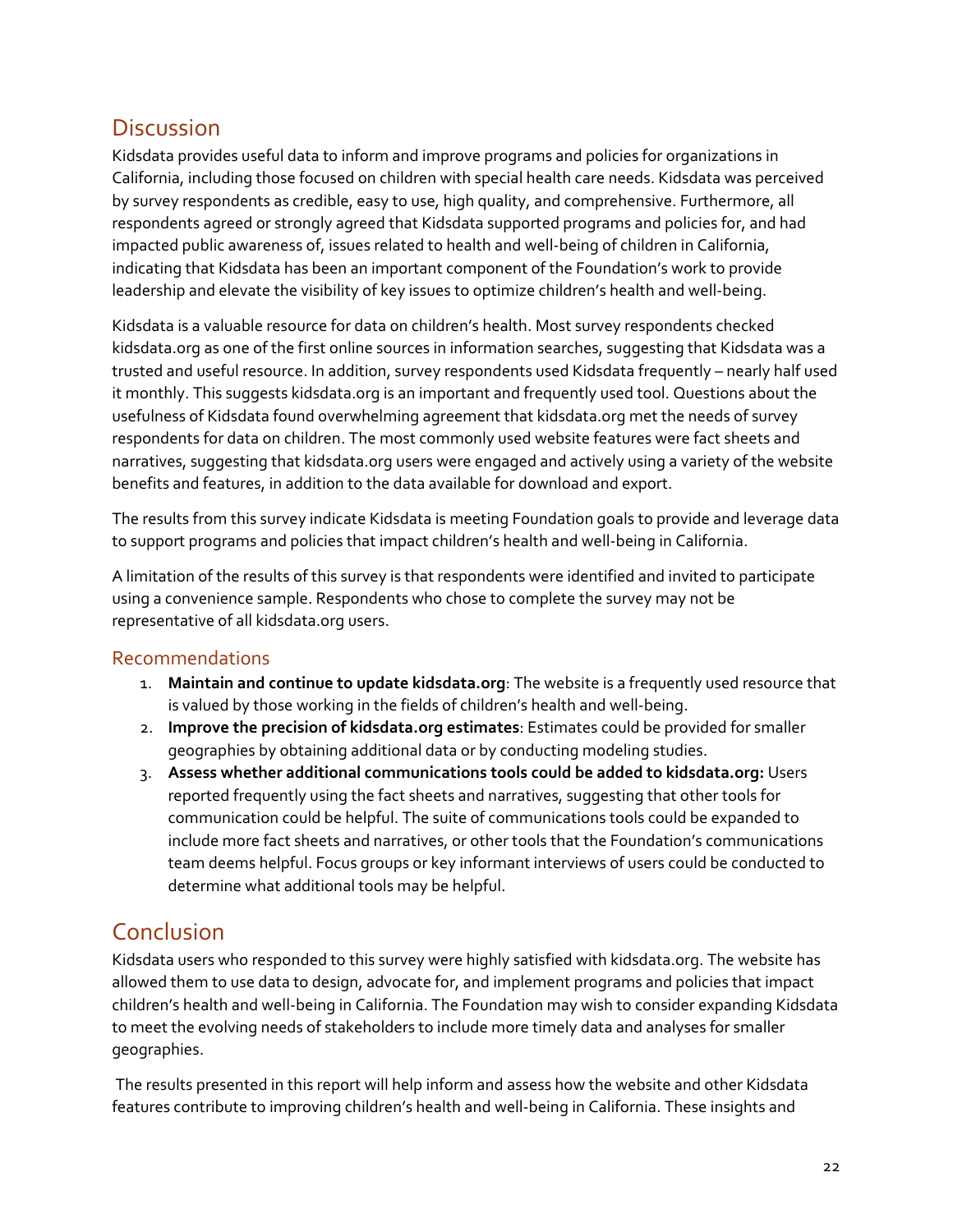## Discussion

Kidsdata provides useful data to inform and improve programs and policies for organizations in California, including those focused on children with special health care needs. Kidsdata was perceived by survey respondents as credible, easy to use, high quality, and comprehensive. Furthermore, all respondents agreed or strongly agreed that Kidsdata supported programs and policies for, and had impacted public awareness of, issues related to health and well-being of children in California, indicating that Kidsdata has been an important component of the Foundation's work to provide leadership and elevate the visibility of key issues to optimize children's health and well-being.

Kidsdata is a valuable resource for data on children's health. Most survey respondents checked kidsdata.org as one of the first online sources in information searches, suggesting that Kidsdata was a trusted and useful resource. In addition, survey respondents used Kidsdata frequently – nearly half used it monthly. This suggests kidsdata.org is an important and frequently used tool. Questions about the usefulness of Kidsdata found overwhelming agreement that kidsdata.org met the needs of survey respondents for data on children. The most commonly used website features were fact sheets and narratives, suggesting that kidsdata.org users were engaged and actively using a variety of the website benefits and features, in addition to the data available for download and export.

The results from this survey indicate Kidsdata is meeting Foundation goals to provide and leverage data to support programs and policies that impact children's health and well-being in California.

A limitation of the results of this survey is that respondents were identified and invited to participate using a convenience sample. Respondents who chose to complete the survey may not be representative of all kidsdata.org users.

### Recommendations

1. **Maintain and continue to update kidsdata.org**: The website is a frequently used resource that is valued by those working in the fields of children's health and well-being.
2. **Improve the precision of kidsdata.org estimates**: Estimates could be provided for smaller geographies by obtaining additional data or by conducting modeling studies.
3. **Assess whether additional communications tools could be added to kidsdata.org:** Users reported frequently using the fact sheets and narratives, suggesting that other tools for communication could be helpful. The suite of communications tools could be expanded to include more fact sheets and narratives, or other tools that the Foundation's communications team deems helpful. Focus groups or key informant interviews of users could be conducted to determine what additional tools may be helpful.

## Conclusion

Kidsdata users who responded to this survey were highly satisfied with kidsdata.org. The website has allowed them to use data to design, advocate for, and implement programs and policies that impact children's health and well-being in California. The Foundation may wish to consider expanding Kidsdata to meet the evolving needs of stakeholders to include more timely data and analyses for smaller geographies.

The results presented in this report will help inform and assess how the website and other Kidsdata features contribute to improving children's health and well-being in California. These insights and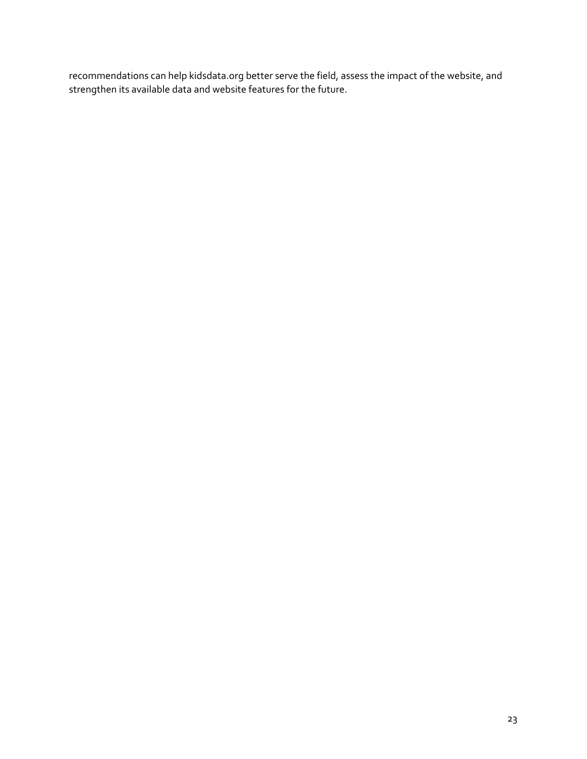recommendations can help kidsdata.org better serve the field, assess the impact of the website, and strengthen its available data and website features for the future.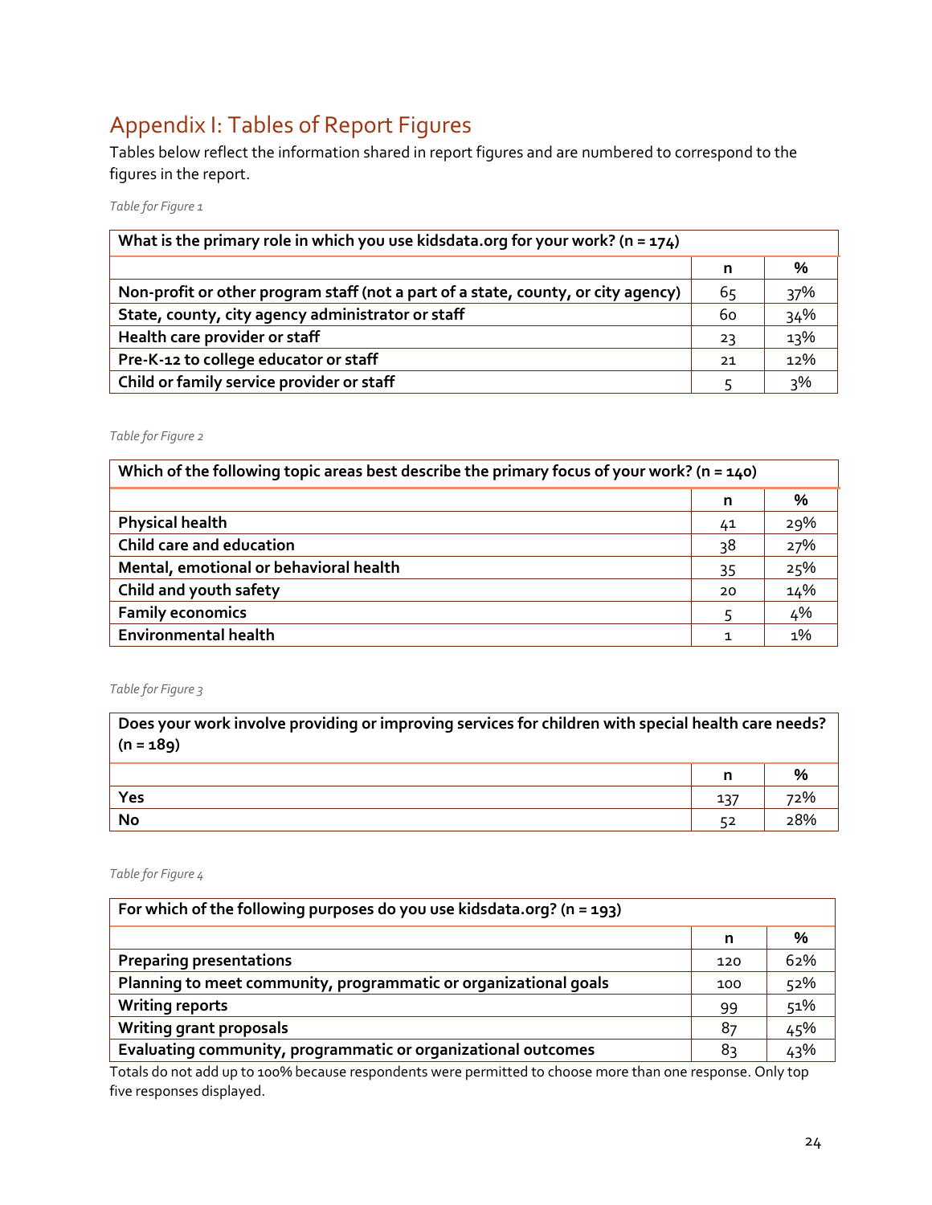# Appendix I: Tables of Report Figures

Tables below reflect the information shared in report figures and are numbered to correspond to the figures in the report.

*Table for Figure 1*

| What is the primary role in which you use kidsdata.org for your work? (n = 174) | | |
|---|---|---|
| | **n** | **%** |
| **Non-profit or other program staff (not a part of a state, county, or city agency)** | 65 | 37% |
| **State, county, city agency administrator or staff** | 60 | 34% |
| **Health care provider or staff** | 23 | 13% |
| **Pre-K-12 to college educator or staff** | 21 | 12% |
| **Child or family service provider or staff** | 5 | 3% |

*Table for Figure 2*

| Which of the following topic areas best describe the primary focus of your work? (n = 140) | | |
|---|---|---|
| | **n** | **%** |
| **Physical health** | 41 | 29% |
| **Child care and education** | 38 | 27% |
| **Mental, emotional or behavioral health** | 35 | 25% |
| **Child and youth safety** | 20 | 14% |
| **Family economics** | 5 | 4% |
| **Environmental health** | 1 | 1% |

*Table for Figure 3*

| Does your work involve providing or improving services for children with special health care needs? (n = 189) | | |
|---|---|---|
| | **n** | **%** |
| **Yes** | 137 | 72% |
| **No** | 52 | 28% |

*Table for Figure 4*

| For which of the following purposes do you use kidsdata.org? (n = 193) | | |
|---|---|---|
| | **n** | **%** |
| **Preparing presentations** | 120 | 62% |
| **Planning to meet community, programmatic or organizational goals** | 100 | 52% |
| **Writing reports** | 99 | 51% |
| **Writing grant proposals** | 87 | 45% |
| **Evaluating community, programmatic or organizational outcomes** | 83 | 43% |

Totals do not add up to 100% because respondents were permitted to choose more than one response. Only top five responses displayed.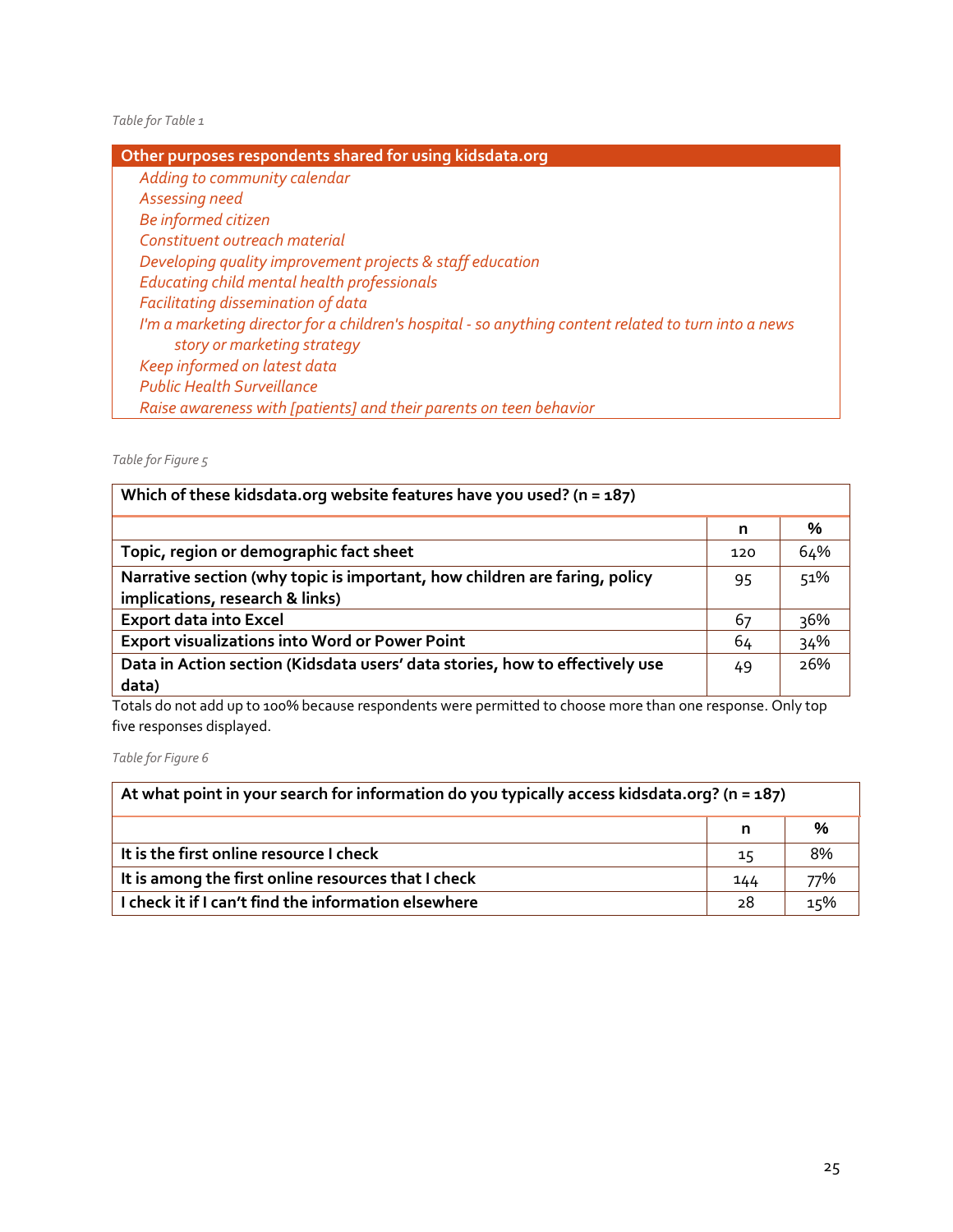*Table for Table 1*

| Other purposes respondents shared for using kidsdata.org |
|---|
| *Adding to community calendar* |
| *Assessing need* |
| *Be informed citizen* |
| *Constituent outreach material* |
| *Developing quality improvement projects & staff education* |
| *Educating child mental health professionals* |
| *Facilitating dissemination of data* |
| *I'm a marketing director for a children's hospital - so anything content related to turn into a news story or marketing strategy* |
| *Keep informed on latest data* |
| *Public Health Surveillance* |
| *Raise awareness with [patients] and their parents on teen behavior* |

*Table for Figure 5*

| Which of these kidsdata.org website features have you used? (n = 187) | | |
|---|---|---|
| | **n** | **%** |
| **Topic, region or demographic fact sheet** | 120 | 64% |
| **Narrative section (why topic is important, how children are faring, policy implications, research & links)** | 95 | 51% |
| **Export data into Excel** | 67 | 36% |
| **Export visualizations into Word or Power Point** | 64 | 34% |
| **Data in Action section (Kidsdata users' data stories, how to effectively use data)** | 49 | 26% |

Totals do not add up to 100% because respondents were permitted to choose more than one response. Only top five responses displayed.

*Table for Figure 6*

| At what point in your search for information do you typically access kidsdata.org? (n = 187) | | |
|---|---|---|
| | **n** | **%** |
| **It is the first online resource I check** | 15 | 8% |
| **It is among the first online resources that I check** | 144 | 77% |
| **I check it if I can't find the information elsewhere** | 28 | 15% |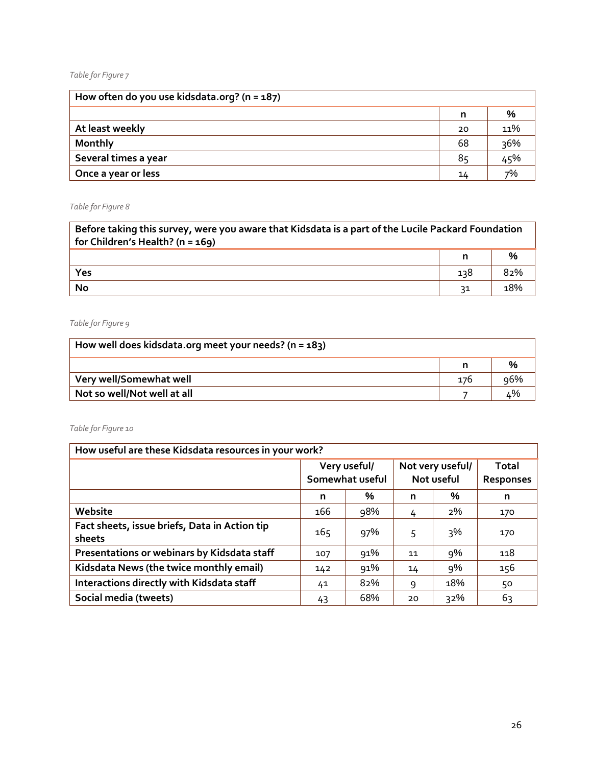*Table for Figure 7*

| How often do you use kidsdata.org? (n = 187) | | |
|---|---|---|
| | n | % |
| At least weekly | 20 | 11% |
| Monthly | 68 | 36% |
| Several times a year | 85 | 45% |
| Once a year or less | 14 | 7% |

*Table for Figure 8*

| Before taking this survey, were you aware that Kidsdata is a part of the Lucile Packard Foundation for Children's Health? (n = 169) | | |
|---|---|---|
| | n | % |
| Yes | 138 | 82% |
| No | 31 | 18% |

*Table for Figure 9*

| How well does kidsdata.org meet your needs? (n = 183) | | |
|---|---|---|
| | n | % |
| Very well/Somewhat well | 176 | 96% |
| Not so well/Not well at all | 7 | 4% |

*Table for Figure 10*

| How useful are these Kidsdata resources in your work? | Very useful/ Somewhat useful | | Not very useful/ Not useful | | Total Responses |
|---|---|---|---|---|---|
| | n | % | n | % | n |
| Website | 166 | 98% | 4 | 2% | 170 |
| Fact sheets, issue briefs, Data in Action tip sheets | 165 | 97% | 5 | 3% | 170 |
| Presentations or webinars by Kidsdata staff | 107 | 91% | 11 | 9% | 118 |
| Kidsdata News (the twice monthly email) | 142 | 91% | 14 | 9% | 156 |
| Interactions directly with Kidsdata staff | 41 | 82% | 9 | 18% | 50 |
| Social media (tweets) | 43 | 68% | 20 | 32% | 63 |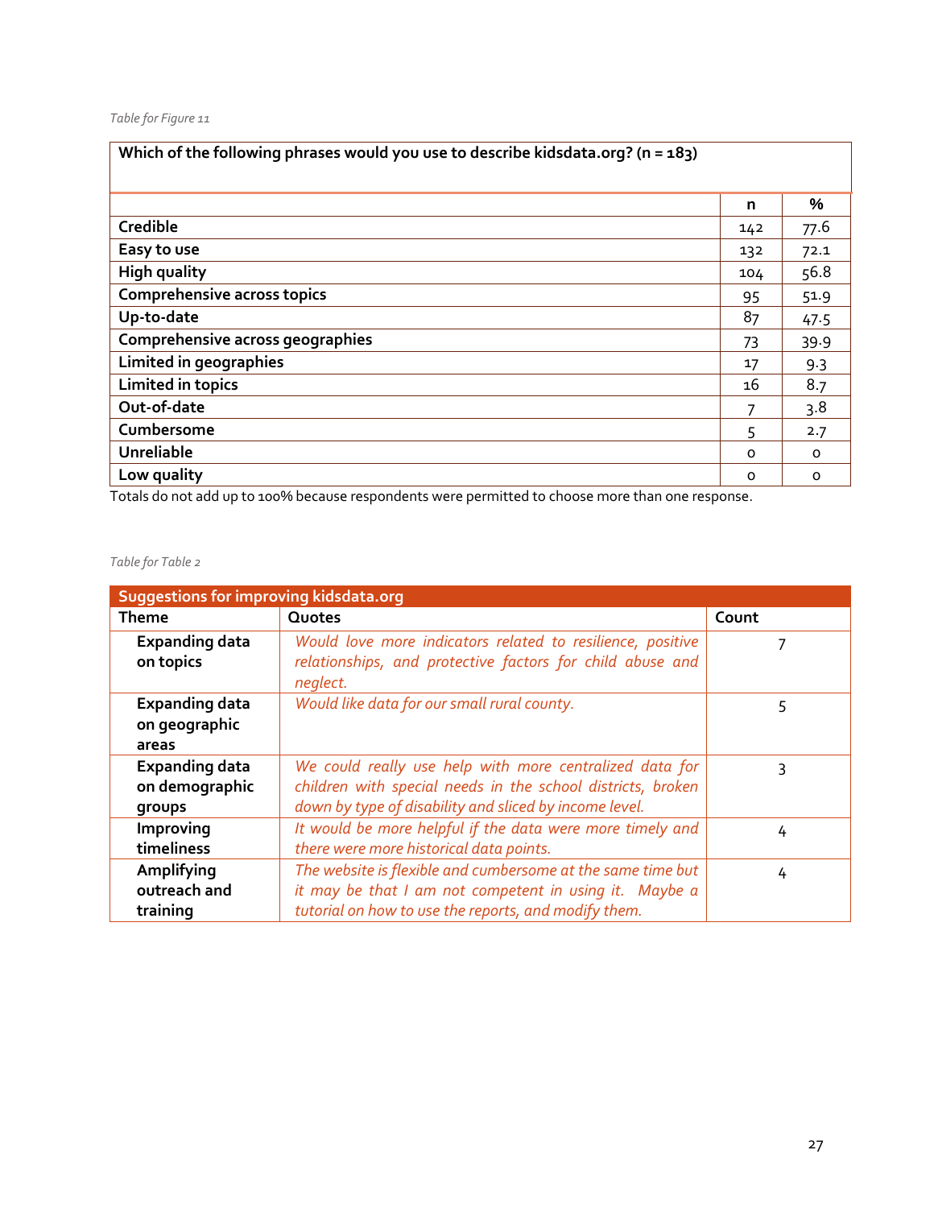*Table for Figure 11*

| Which of the following phrases would you use to describe kidsdata.org? (n = 183) | n | % |
|---|---|---|
| **Credible** | 142 | 77.6 |
| **Easy to use** | 132 | 72.1 |
| **High quality** | 104 | 56.8 |
| **Comprehensive across topics** | 95 | 51.9 |
| **Up-to-date** | 87 | 47.5 |
| **Comprehensive across geographies** | 73 | 39.9 |
| **Limited in geographies** | 17 | 9.3 |
| **Limited in topics** | 16 | 8.7 |
| **Out-of-date** | 7 | 3.8 |
| **Cumbersome** | 5 | 2.7 |
| **Unreliable** | 0 | 0 |
| **Low quality** | 0 | 0 |

Totals do not add up to 100% because respondents were permitted to choose more than one response.

*Table for Table 2*

| Suggestions for improving kidsdata.org | | |
|---|---|---|
| **Theme** | **Quotes** | **Count** |
| **Expanding data on topics** | *Would love more indicators related to resilience, positive relationships, and protective factors for child abuse and neglect.* | 7 |
| **Expanding data on geographic areas** | *Would like data for our small rural county.* | 5 |
| **Expanding data on demographic groups** | *We could really use help with more centralized data for children with special needs in the school districts, broken down by type of disability and sliced by income level.* | 3 |
| **Improving timeliness** | *It would be more helpful if the data were more timely and there were more historical data points.* | 4 |
| **Amplifying outreach and training** | *The website is flexible and cumbersome at the same time but it may be that I am not competent in using it. Maybe a tutorial on how to use the reports, and modify them.* | 4 |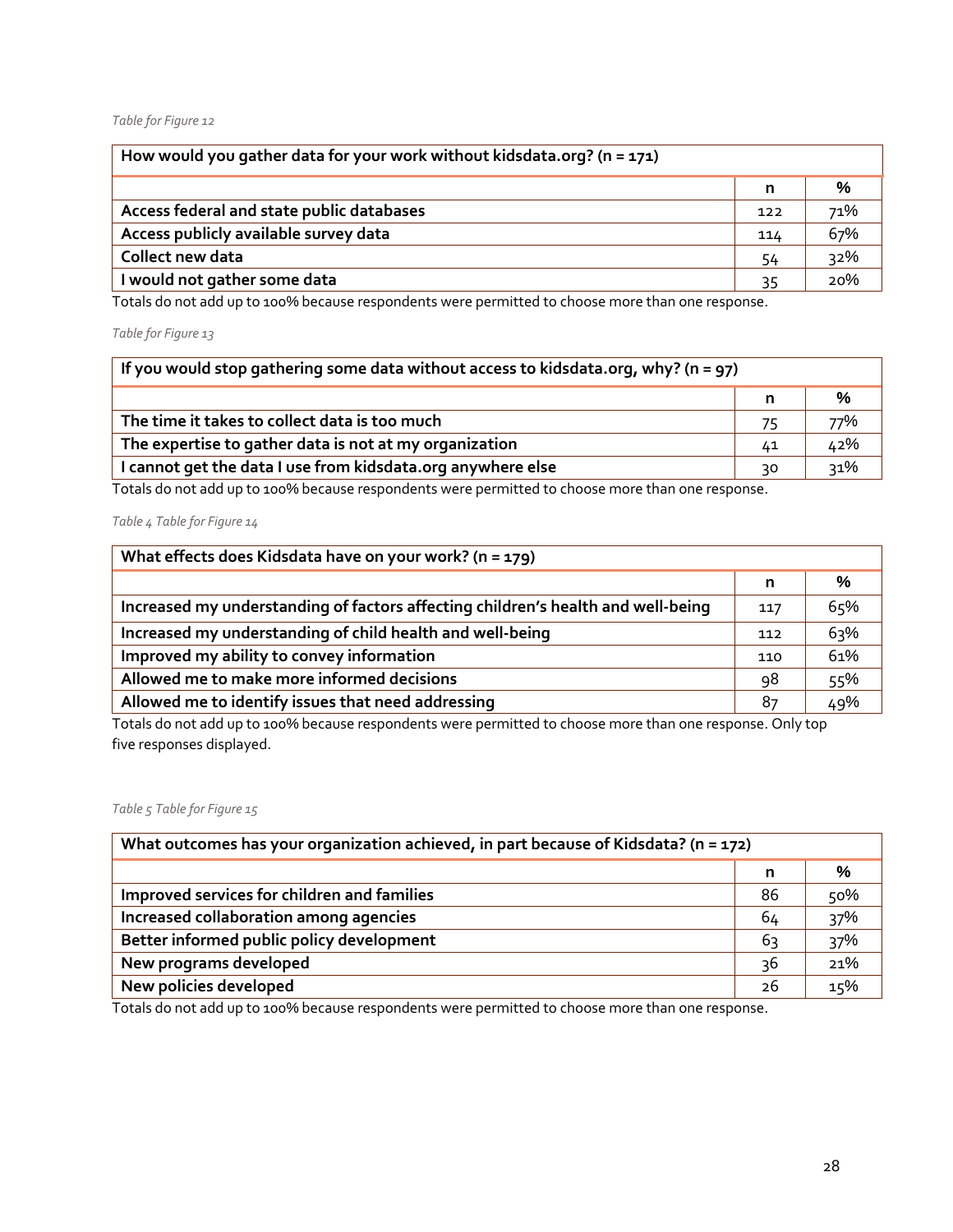*Table for Figure 12*

| How would you gather data for your work without kidsdata.org? (n = 171) | | |
|---|---|---|
| | n | % |
| **Access federal and state public databases** | 122 | 71% |
| **Access publicly available survey data** | 114 | 67% |
| **Collect new data** | 54 | 32% |
| **I would not gather some data** | 35 | 20% |

Totals do not add up to 100% because respondents were permitted to choose more than one response.

*Table for Figure 13*

| If you would stop gathering some data without access to kidsdata.org, why? (n = 97) | | |
|---|---|---|
| | n | % |
| **The time it takes to collect data is too much** | 75 | 77% |
| **The expertise to gather data is not at my organization** | 41 | 42% |
| **I cannot get the data I use from kidsdata.org anywhere else** | 30 | 31% |

Totals do not add up to 100% because respondents were permitted to choose more than one response.

*Table 4 Table for Figure 14*

| What effects does Kidsdata have on your work? (n = 179) | | |
|---|---|---|
| | n | % |
| **Increased my understanding of factors affecting children's health and well-being** | 117 | 65% |
| **Increased my understanding of child health and well-being** | 112 | 63% |
| **Improved my ability to convey information** | 110 | 61% |
| **Allowed me to make more informed decisions** | 98 | 55% |
| **Allowed me to identify issues that need addressing** | 87 | 49% |

Totals do not add up to 100% because respondents were permitted to choose more than one response. Only top five responses displayed.

*Table 5 Table for Figure 15*

| What outcomes has your organization achieved, in part because of Kidsdata? (n = 172) | | |
|---|---|---|
| | n | % |
| **Improved services for children and families** | 86 | 50% |
| **Increased collaboration among agencies** | 64 | 37% |
| **Better informed public policy development** | 63 | 37% |
| **New programs developed** | 36 | 21% |
| **New policies developed** | 26 | 15% |

Totals do not add up to 100% because respondents were permitted to choose more than one response.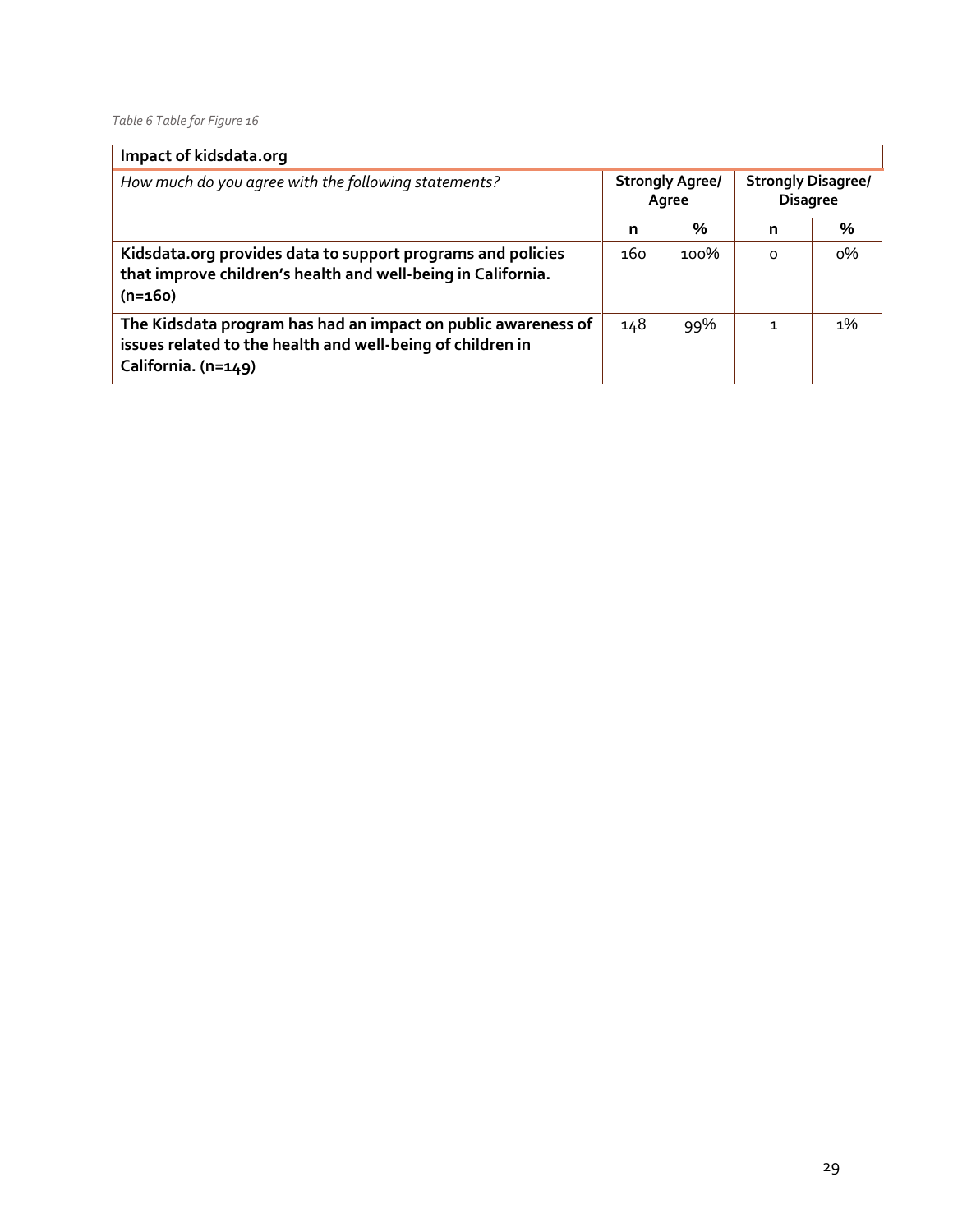*Table 6 Table for Figure 16*

| Impact of kidsdata.org | | | | |
|---|---|---|---|---|
| *How much do you agree with the following statements?* | **Strongly Agree/ Agree** | | **Strongly Disagree/ Disagree** | |
| | **n** | **%** | **n** | **%** |
| **Kidsdata.org provides data to support programs and policies that improve children's health and well-being in California. (n=160)** | 160 | 100% | 0 | 0% |
| **The Kidsdata program has had an impact on public awareness of issues related to the health and well-being of children in California. (n=149)** | 148 | 99% | 1 | 1% |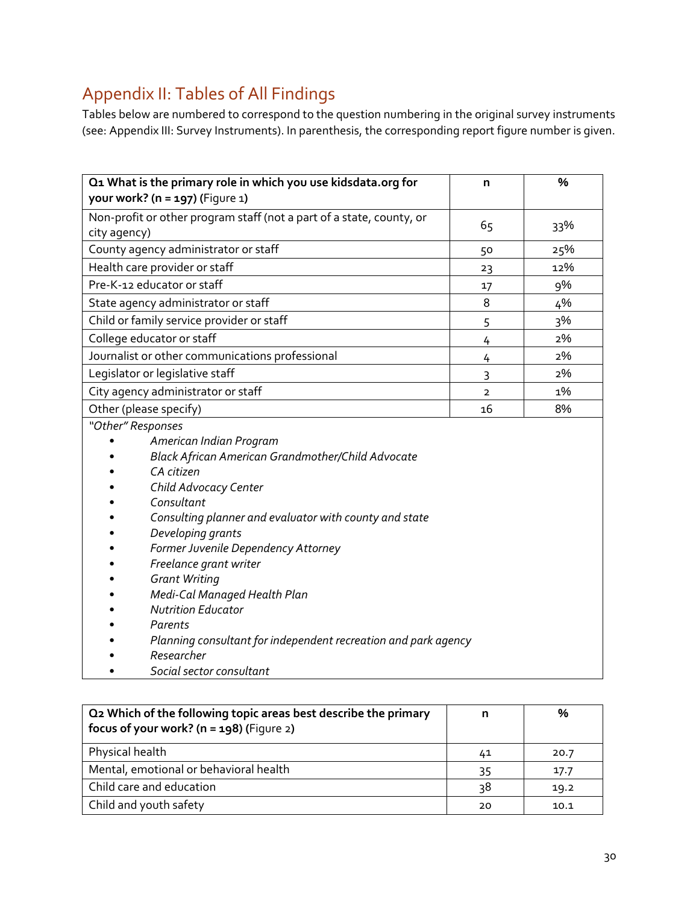## Appendix II: Tables of All Findings

Tables below are numbered to correspond to the question numbering in the original survey instruments (see: Appendix III: Survey Instruments). In parenthesis, the corresponding report figure number is given.

| **Q1 What is the primary role in which you use kidsdata.org for your work? (n = 197)** (Figure 1) | **n** | **%** |
|---|---|---|
| Non-profit or other program staff (not a part of a state, county, or city agency) | 65 | 33% |
| County agency administrator or staff | 50 | 25% |
| Health care provider or staff | 23 | 12% |
| Pre-K-12 educator or staff | 17 | 9% |
| State agency administrator or staff | 8 | 4% |
| Child or family service provider or staff | 5 | 3% |
| College educator or staff | 4 | 2% |
| Journalist or other communications professional | 4 | 2% |
| Legislator or legislative staff | 3 | 2% |
| City agency administrator or staff | 2 | 1% |
| Other (please specify) | 16 | 8% |

*"Other" Responses*

- *American Indian Program*
- *Black African American Grandmother/Child Advocate*
- *CA citizen*
- *Child Advocacy Center*
- *Consultant*
- *Consulting planner and evaluator with county and state*
- *Developing grants*
- *Former Juvenile Dependency Attorney*
- *Freelance grant writer*
- *Grant Writing*
- *Medi-Cal Managed Health Plan*
- *Nutrition Educator*
- *Parents*
- *Planning consultant for independent recreation and park agency*
- *Researcher*
- *Social sector consultant*

| **Q2 Which of the following topic areas best describe the primary focus of your work? (n = 198)** (Figure 2) | **n** | **%** |
|---|---|---|
| Physical health | 41 | 20.7 |
| Mental, emotional or behavioral health | 35 | 17.7 |
| Child care and education | 38 | 19.2 |
| Child and youth safety | 20 | 10.1 |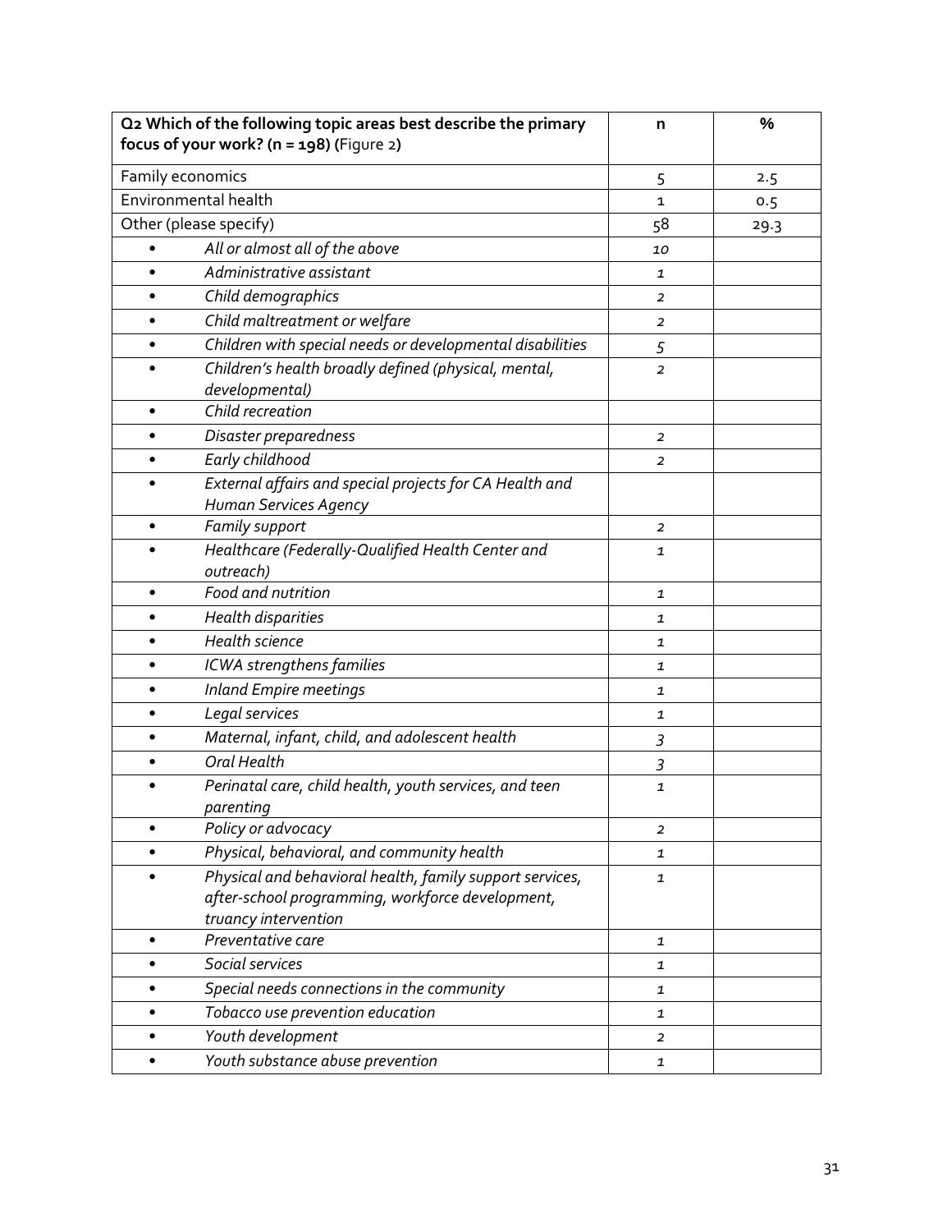| **Q2 Which of the following topic areas best describe the primary focus of your work? (n = 198) (**Figure 2**)** | **n** | **%** |
|---|---|---|
| Family economics | 5 | 2.5 |
| Environmental health | 1 | 0.5 |
| Other (please specify) | 58 | 29.3 |
| • *All or almost all of the above* | *10* | |
| • *Administrative assistant* | *1* | |
| • *Child demographics* | *2* | |
| • *Child maltreatment or welfare* | *2* | |
| • *Children with special needs or developmental disabilities* | *5* | |
| • *Children's health broadly defined (physical, mental, developmental)* | *2* | |
| • *Child recreation* | | |
| • *Disaster preparedness* | *2* | |
| • *Early childhood* | *2* | |
| • *External affairs and special projects for CA Health and Human Services Agency* | | |
| • *Family support* | *2* | |
| • *Healthcare (Federally-Qualified Health Center and outreach)* | *1* | |
| • *Food and nutrition* | *1* | |
| • *Health disparities* | *1* | |
| • *Health science* | *1* | |
| • *ICWA strengthens families* | *1* | |
| • *Inland Empire meetings* | *1* | |
| • *Legal services* | *1* | |
| • *Maternal, infant, child, and adolescent health* | *3* | |
| • *Oral Health* | *3* | |
| • *Perinatal care, child health, youth services, and teen parenting* | *1* | |
| • *Policy or advocacy* | *2* | |
| • *Physical, behavioral, and community health* | *1* | |
| • *Physical and behavioral health, family support services, after-school programming, workforce development, truancy intervention* | *1* | |
| • *Preventative care* | *1* | |
| • *Social services* | *1* | |
| • *Special needs connections in the community* | *1* | |
| • *Tobacco use prevention education* | *1* | |
| • *Youth development* | *2* | |
| • *Youth substance abuse prevention* | *1* | |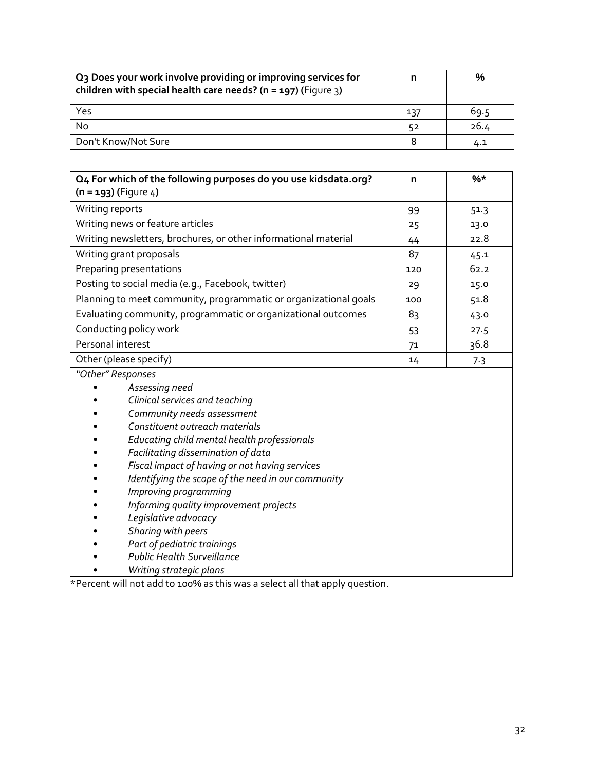| **Q3 Does your work involve providing or improving services for children with special health care needs? (n = 197)** (Figure 3) | **n** | **%** |
|---|---|---|
| Yes | 137 | 69.5 |
| No | 52 | 26.4 |
| Don't Know/Not Sure | 8 | 4.1 |

| **Q4 For which of the following purposes do you use kidsdata.org? (n = 193)** (Figure 4) | **n** | **%*** |
|---|---|---|
| Writing reports | 99 | 51.3 |
| Writing news or feature articles | 25 | 13.0 |
| Writing newsletters, brochures, or other informational material | 44 | 22.8 |
| Writing grant proposals | 87 | 45.1 |
| Preparing presentations | 120 | 62.2 |
| Posting to social media (e.g., Facebook, twitter) | 29 | 15.0 |
| Planning to meet community, programmatic or organizational goals | 100 | 51.8 |
| Evaluating community, programmatic or organizational outcomes | 83 | 43.0 |
| Conducting policy work | 53 | 27.5 |
| Personal interest | 71 | 36.8 |
| Other (please specify) | 14 | 7.3 |

*"Other" Responses*

- *Assessing need*
- *Clinical services and teaching*
- *Community needs assessment*
- *Constituent outreach materials*
- *Educating child mental health professionals*
- *Facilitating dissemination of data*
- *Fiscal impact of having or not having services*
- *Identifying the scope of the need in our community*
- *Improving programming*
- *Informing quality improvement projects*
- *Legislative advocacy*
- *Sharing with peers*
- *Part of pediatric trainings*
- *Public Health Surveillance*
- *Writing strategic plans*

*Percent will not add to 100% as this was a select all that apply question.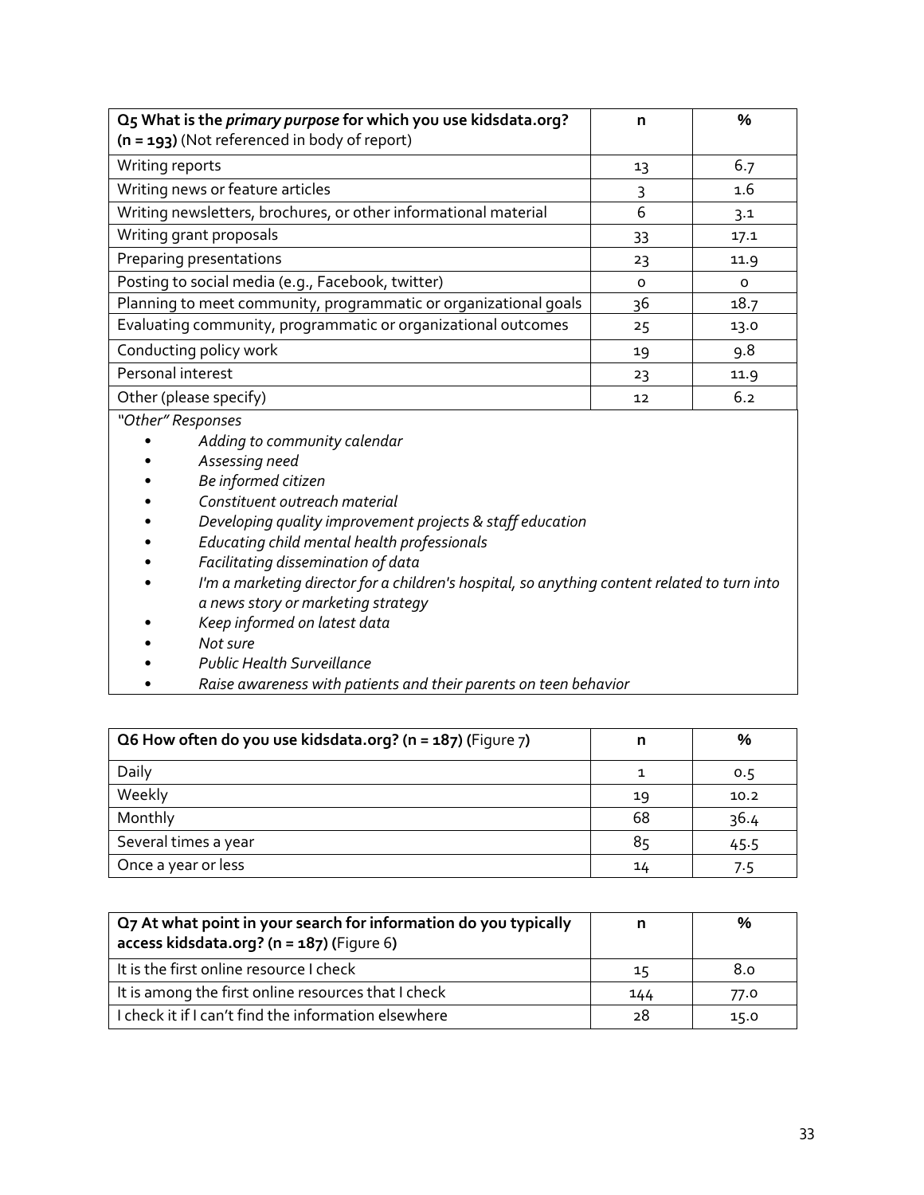| Q5 What is the *primary purpose* for which you use kidsdata.org? **(n = 193)** (Not referenced in body of report) | n | % |
|---|---|---|
| Writing reports | 13 | 6.7 |
| Writing news or feature articles | 3 | 1.6 |
| Writing newsletters, brochures, or other informational material | 6 | 3.1 |
| Writing grant proposals | 33 | 17.1 |
| Preparing presentations | 23 | 11.9 |
| Posting to social media (e.g., Facebook, twitter) | 0 | 0 |
| Planning to meet community, programmatic or organizational goals | 36 | 18.7 |
| Evaluating community, programmatic or organizational outcomes | 25 | 13.0 |
| Conducting policy work | 19 | 9.8 |
| Personal interest | 23 | 11.9 |
| Other (please specify) | 12 | 6.2 |

*"Other" Responses*

- *Adding to community calendar*
- *Assessing need*
- *Be informed citizen*
- *Constituent outreach material*
- *Developing quality improvement projects & staff education*
- *Educating child mental health professionals*
- *Facilitating dissemination of data*
- *I'm a marketing director for a children's hospital, so anything content related to turn into a news story or marketing strategy*
- *Keep informed on latest data*
- *Not sure*
- *Public Health Surveillance*
- *Raise awareness with patients and their parents on teen behavior*

| **Q6 How often do you use kidsdata.org? (n = 187) (**Figure 7**)** | n | % |
|---|---|---|
| Daily | 1 | 0.5 |
| Weekly | 19 | 10.2 |
| Monthly | 68 | 36.4 |
| Several times a year | 85 | 45.5 |
| Once a year or less | 14 | 7.5 |

| **Q7 At what point in your search for information do you typically access kidsdata.org? (n = 187) (**Figure 6**)** | n | % |
|---|---|---|
| It is the first online resource I check | 15 | 8.0 |
| It is among the first online resources that I check | 144 | 77.0 |
| I check it if I can't find the information elsewhere | 28 | 15.0 |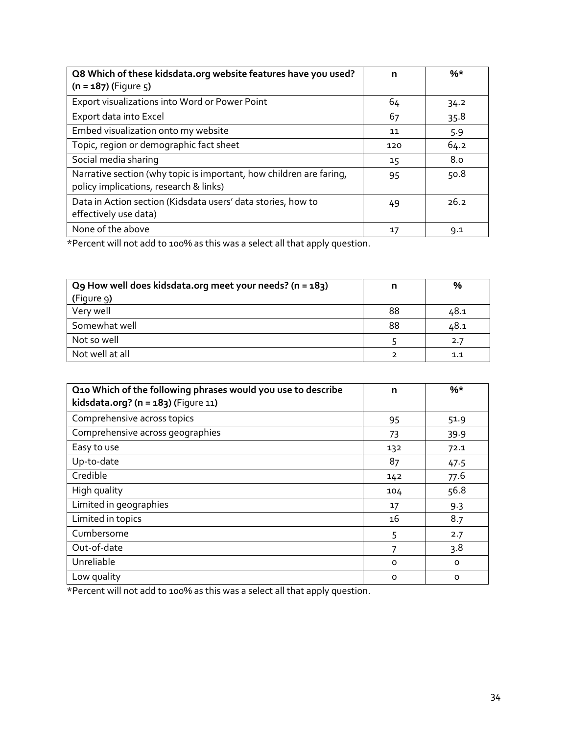| **Q8 Which of these kidsdata.org website features have you used? (n = 187)** (Figure 5) | n | %* |
|---|---|---|
| Export visualizations into Word or Power Point | 64 | 34.2 |
| Export data into Excel | 67 | 35.8 |
| Embed visualization onto my website | 11 | 5.9 |
| Topic, region or demographic fact sheet | 120 | 64.2 |
| Social media sharing | 15 | 8.0 |
| Narrative section (why topic is important, how children are faring, policy implications, research & links) | 95 | 50.8 |
| Data in Action section (Kidsdata users' data stories, how to effectively use data) | 49 | 26.2 |
| None of the above | 17 | 9.1 |

*Percent will not add to 100% as this was a select all that apply question.

| **Q9 How well does kidsdata.org meet your needs? (n = 183)** (Figure 9) | n | % |
|---|---|---|
| Very well | 88 | 48.1 |
| Somewhat well | 88 | 48.1 |
| Not so well | 5 | 2.7 |
| Not well at all | 2 | 1.1 |

| **Q10 Which of the following phrases would you use to describe kidsdata.org? (n = 183)** (Figure 11) | n | %* |
|---|---|---|
| Comprehensive across topics | 95 | 51.9 |
| Comprehensive across geographies | 73 | 39.9 |
| Easy to use | 132 | 72.1 |
| Up-to-date | 87 | 47.5 |
| Credible | 142 | 77.6 |
| High quality | 104 | 56.8 |
| Limited in geographies | 17 | 9.3 |
| Limited in topics | 16 | 8.7 |
| Cumbersome | 5 | 2.7 |
| Out-of-date | 7 | 3.8 |
| Unreliable | 0 | 0 |
| Low quality | 0 | 0 |

*Percent will not add to 100% as this was a select all that apply question.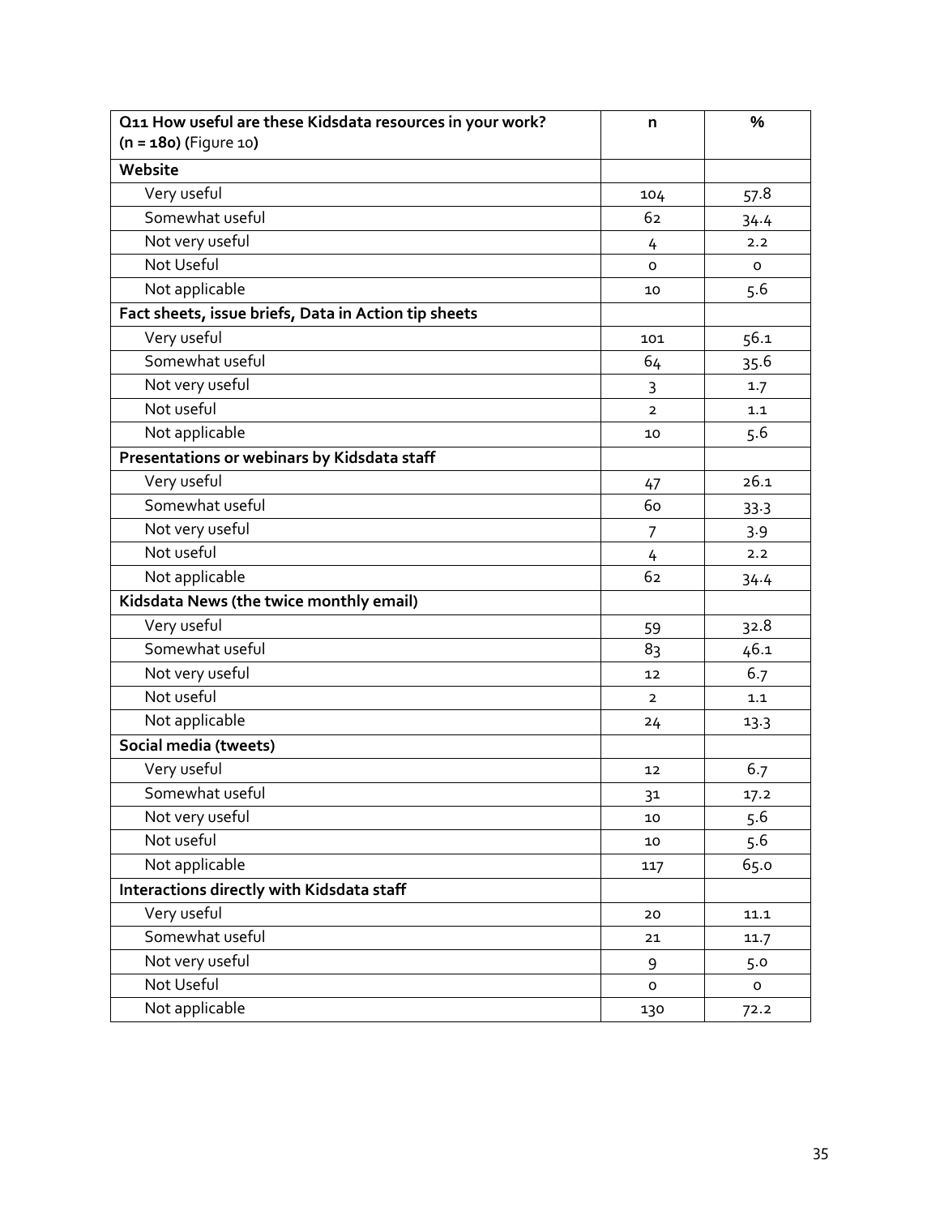| **Q11 How useful are these Kidsdata resources in your work? (n = 180) (**Figure 10**)** | **n** | **%** |
|---|---|---|
| **Website** | | |
| Very useful | 104 | 57.8 |
| Somewhat useful | 62 | 34.4 |
| Not very useful | 4 | 2.2 |
| Not Useful | 0 | 0 |
| Not applicable | 10 | 5.6 |
| **Fact sheets, issue briefs, Data in Action tip sheets** | | |
| Very useful | 101 | 56.1 |
| Somewhat useful | 64 | 35.6 |
| Not very useful | 3 | 1.7 |
| Not useful | 2 | 1.1 |
| Not applicable | 10 | 5.6 |
| **Presentations or webinars by Kidsdata staff** | | |
| Very useful | 47 | 26.1 |
| Somewhat useful | 60 | 33.3 |
| Not very useful | 7 | 3.9 |
| Not useful | 4 | 2.2 |
| Not applicable | 62 | 34.4 |
| **Kidsdata News (the twice monthly email)** | | |
| Very useful | 59 | 32.8 |
| Somewhat useful | 83 | 46.1 |
| Not very useful | 12 | 6.7 |
| Not useful | 2 | 1.1 |
| Not applicable | 24 | 13.3 |
| **Social media (tweets)** | | |
| Very useful | 12 | 6.7 |
| Somewhat useful | 31 | 17.2 |
| Not very useful | 10 | 5.6 |
| Not useful | 10 | 5.6 |
| Not applicable | 117 | 65.0 |
| **Interactions directly with Kidsdata staff** | | |
| Very useful | 20 | 11.1 |
| Somewhat useful | 21 | 11.7 |
| Not very useful | 9 | 5.0 |
| Not Useful | 0 | 0 |
| Not applicable | 130 | 72.2 |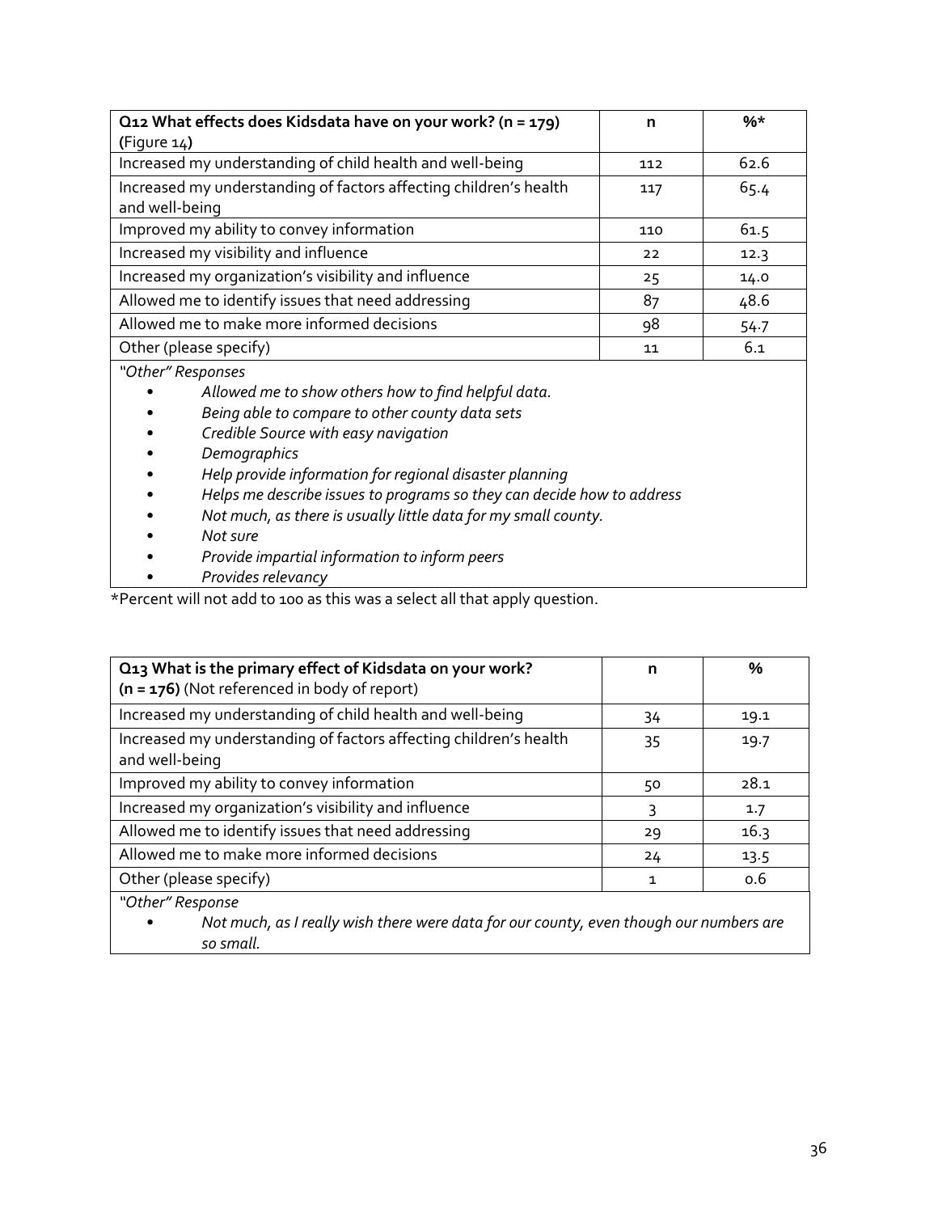| **Q12 What effects does Kidsdata have on your work? (n = 179)** (Figure 14) | **n** | **%*** |
|---|---|---|
| Increased my understanding of child health and well-being | 112 | 62.6 |
| Increased my understanding of factors affecting children's health and well-being | 117 | 65.4 |
| Improved my ability to convey information | 110 | 61.5 |
| Increased my visibility and influence | 22 | 12.3 |
| Increased my organization's visibility and influence | 25 | 14.0 |
| Allowed me to identify issues that need addressing | 87 | 48.6 |
| Allowed me to make more informed decisions | 98 | 54.7 |
| Other (please specify) | 11 | 6.1 |

*"Other" Responses*

- *Allowed me to show others how to find helpful data.*
- *Being able to compare to other county data sets*
- *Credible Source with easy navigation*
- *Demographics*
- *Help provide information for regional disaster planning*
- *Helps me describe issues to programs so they can decide how to address*
- *Not much, as there is usually little data for my small county.*
- *Not sure*
- *Provide impartial information to inform peers*
- *Provides relevancy*

*Percent will not add to 100 as this was a select all that apply question.

| **Q13 What is the primary effect of Kidsdata on your work? (n = 176)** (Not referenced in body of report) | **n** | **%** |
|---|---|---|
| Increased my understanding of child health and well-being | 34 | 19.1 |
| Increased my understanding of factors affecting children's health and well-being | 35 | 19.7 |
| Improved my ability to convey information | 50 | 28.1 |
| Increased my organization's visibility and influence | 3 | 1.7 |
| Allowed me to identify issues that need addressing | 29 | 16.3 |
| Allowed me to make more informed decisions | 24 | 13.5 |
| Other (please specify) | 1 | 0.6 |

*"Other" Response*

- *Not much, as I really wish there were data for our county, even though our numbers are so small.*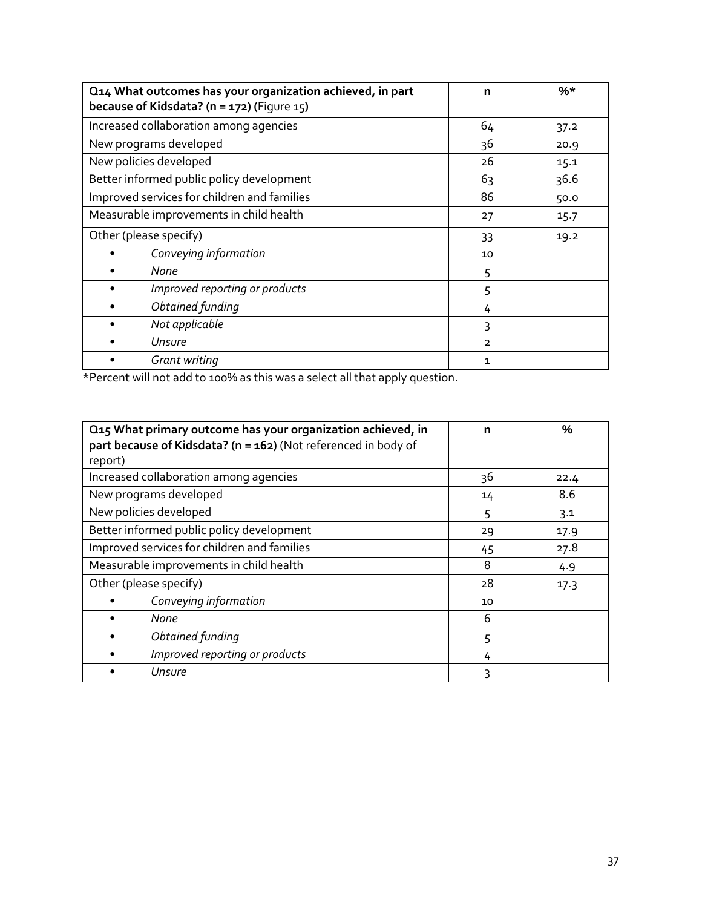| **Q14 What outcomes has your organization achieved, in part because of Kidsdata? (n = 172)** (Figure 15) | **n** | **%*** |
|---|---|---|
| Increased collaboration among agencies | 64 | 37.2 |
| New programs developed | 36 | 20.9 |
| New policies developed | 26 | 15.1 |
| Better informed public policy development | 63 | 36.6 |
| Improved services for children and families | 86 | 50.0 |
| Measurable improvements in child health | 27 | 15.7 |
| Other (please specify) | 33 | 19.2 |
| • *Conveying information* | 10 | |
| • *None* | 5 | |
| • *Improved reporting or products* | 5 | |
| • *Obtained funding* | 4 | |
| • *Not applicable* | 3 | |
| • *Unsure* | 2 | |
| • *Grant writing* | 1 | |

*Percent will not add to 100% as this was a select all that apply question.

| **Q15 What primary outcome has your organization achieved, in part because of Kidsdata? (n = 162)** (Not referenced in body of report) | **n** | **%** |
|---|---|---|
| Increased collaboration among agencies | 36 | 22.4 |
| New programs developed | 14 | 8.6 |
| New policies developed | 5 | 3.1 |
| Better informed public policy development | 29 | 17.9 |
| Improved services for children and families | 45 | 27.8 |
| Measurable improvements in child health | 8 | 4.9 |
| Other (please specify) | 28 | 17.3 |
| • *Conveying information* | 10 | |
| • *None* | 6 | |
| • *Obtained funding* | 5 | |
| • *Improved reporting or products* | 4 | |
| • *Unsure* | 3 | |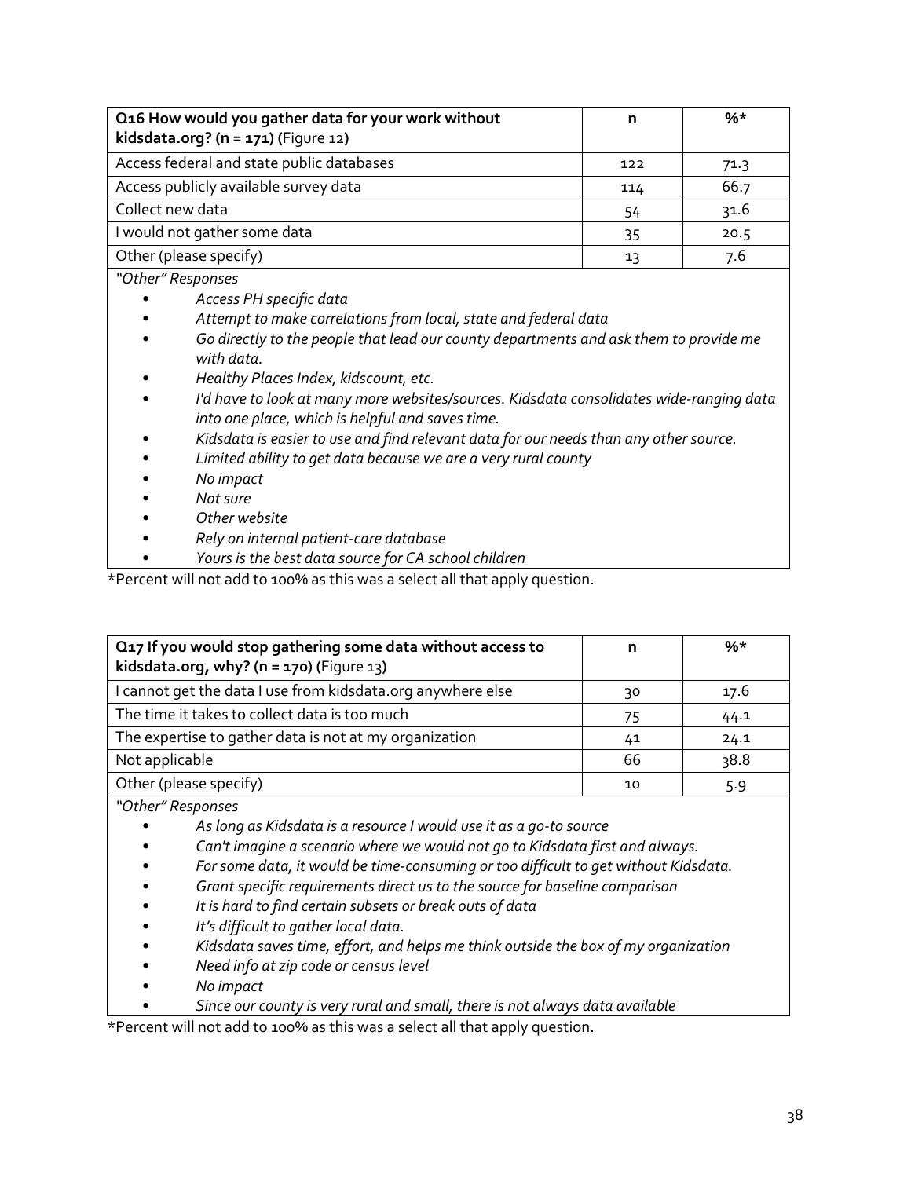| **Q16 How would you gather data for your work without kidsdata.org? (n = 171)** (Figure 12) | **n** | **%*** |
|---|---|---|
| Access federal and state public databases | 122 | 71.3 |
| Access publicly available survey data | 114 | 66.7 |
| Collect new data | 54 | 31.6 |
| I would not gather some data | 35 | 20.5 |
| Other (please specify) | 13 | 7.6 |

*"Other" Responses*

- *Access PH specific data*
- *Attempt to make correlations from local, state and federal data*
- *Go directly to the people that lead our county departments and ask them to provide me with data.*
- *Healthy Places Index, kidscount, etc.*
- *I'd have to look at many more websites/sources. Kidsdata consolidates wide-ranging data into one place, which is helpful and saves time.*
- *Kidsdata is easier to use and find relevant data for our needs than any other source.*
- *Limited ability to get data because we are a very rural county*
- *No impact*
- *Not sure*
- *Other website*
- *Rely on internal patient-care database*
- *Yours is the best data source for CA school children*

*Percent will not add to 100% as this was a select all that apply question.

| **Q17 If you would stop gathering some data without access to kidsdata.org, why? (n = 170)** (Figure 13) | **n** | **%*** |
|---|---|---|
| I cannot get the data I use from kidsdata.org anywhere else | 30 | 17.6 |
| The time it takes to collect data is too much | 75 | 44.1 |
| The expertise to gather data is not at my organization | 41 | 24.1 |
| Not applicable | 66 | 38.8 |
| Other (please specify) | 10 | 5.9 |

*"Other" Responses*

- *As long as Kidsdata is a resource I would use it as a go-to source*
- *Can't imagine a scenario where we would not go to Kidsdata first and always.*
- *For some data, it would be time-consuming or too difficult to get without Kidsdata.*
- *Grant specific requirements direct us to the source for baseline comparison*
- *It is hard to find certain subsets or break outs of data*
- *It's difficult to gather local data.*
- *Kidsdata saves time, effort, and helps me think outside the box of my organization*
- *Need info at zip code or census level*
- *No impact*
- *Since our county is very rural and small, there is not always data available*

*Percent will not add to 100% as this was a select all that apply question.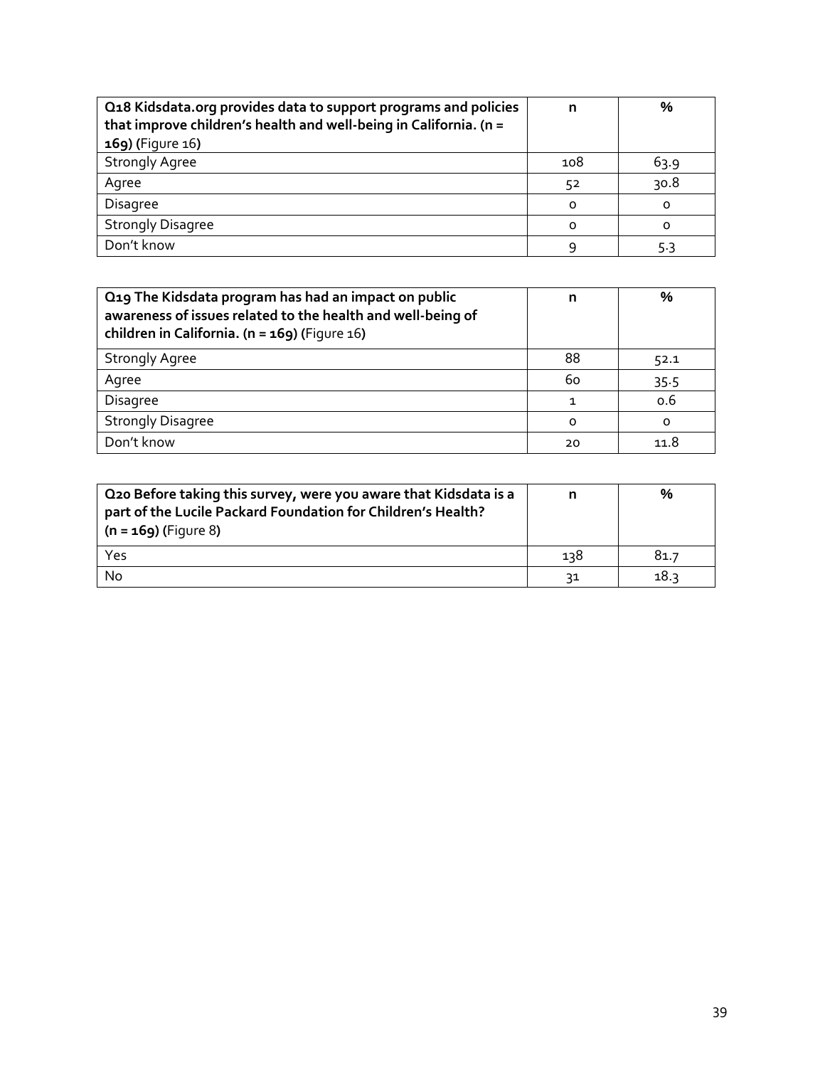| **Q18 Kidsdata.org provides data to support programs and policies that improve children's health and well-being in California. (n = 169)** (Figure 16) | n | % |
|---|---|---|
| Strongly Agree | 108 | 63.9 |
| Agree | 52 | 30.8 |
| Disagree | 0 | 0 |
| Strongly Disagree | 0 | 0 |
| Don't know | 9 | 5.3 |

| **Q19 The Kidsdata program has had an impact on public awareness of issues related to the health and well-being of children in California. (n = 169)** (Figure 16) | n | % |
|---|---|---|
| Strongly Agree | 88 | 52.1 |
| Agree | 60 | 35.5 |
| Disagree | 1 | 0.6 |
| Strongly Disagree | 0 | 0 |
| Don't know | 20 | 11.8 |

| **Q20 Before taking this survey, were you aware that Kidsdata is a part of the Lucile Packard Foundation for Children's Health? (n = 169)** (Figure 8) | n | % |
|---|---|---|
| Yes | 138 | 81.7 |
| No | 31 | 18.3 |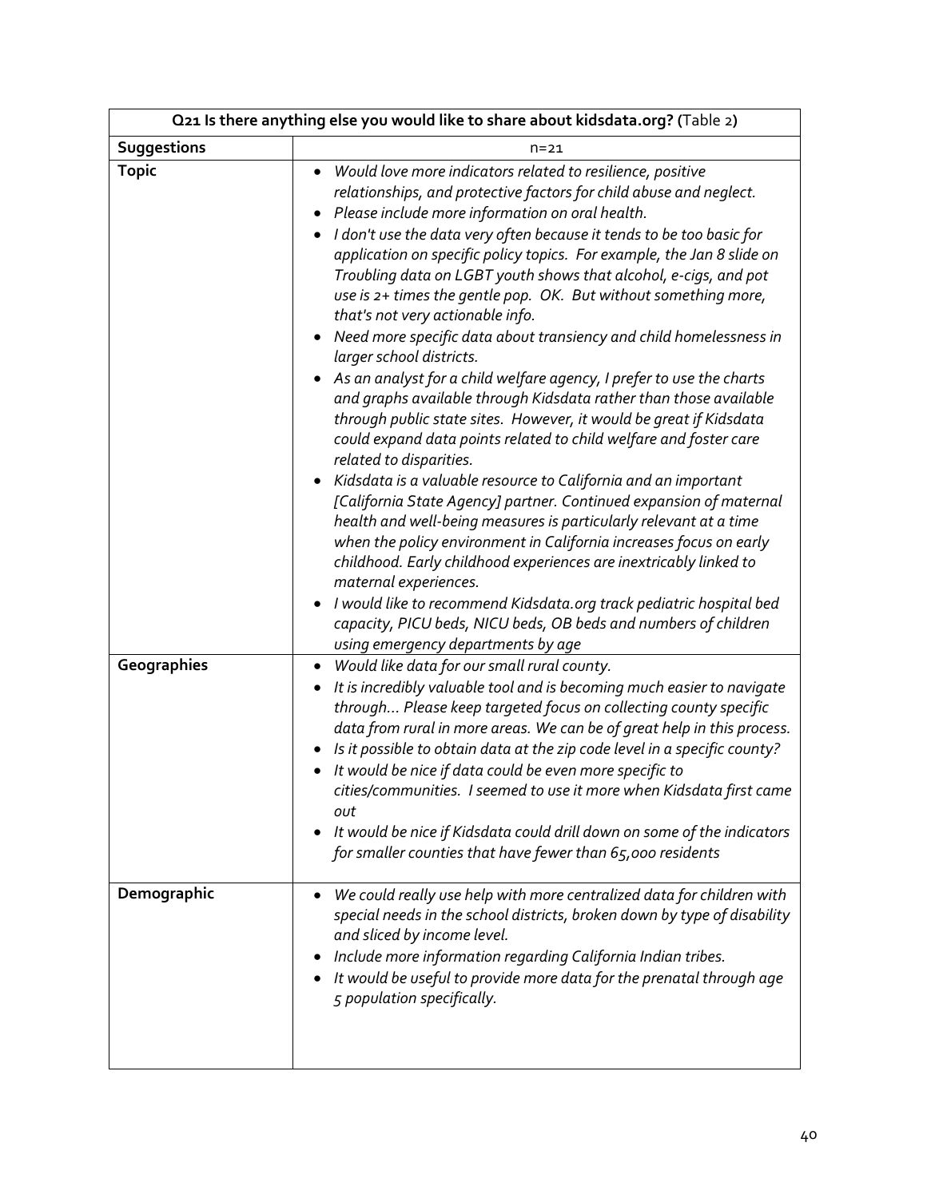| Q21 Is there anything else you would like to share about kidsdata.org? (Table 2) | |
|---|---|
| **Suggestions** | n=21 |
| **Topic** | • *Would love more indicators related to resilience, positive relationships, and protective factors for child abuse and neglect.*<br>• *Please include more information on oral health.*<br>• *I don't use the data very often because it tends to be too basic for application on specific policy topics. For example, the Jan 8 slide on Troubling data on LGBT youth shows that alcohol, e-cigs, and pot use is 2+ times the gentle pop. OK. But without something more, that's not very actionable info.*<br>• *Need more specific data about transiency and child homelessness in larger school districts.*<br>• *As an analyst for a child welfare agency, I prefer to use the charts and graphs available through Kidsdata rather than those available through public state sites. However, it would be great if Kidsdata could expand data points related to child welfare and foster care related to disparities.*<br>• *Kidsdata is a valuable resource to California and an important [California State Agency] partner. Continued expansion of maternal health and well-being measures is particularly relevant at a time when the policy environment in California increases focus on early childhood. Early childhood experiences are inextricably linked to maternal experiences.*<br>• *I would like to recommend Kidsdata.org track pediatric hospital bed capacity, PICU beds, NICU beds, OB beds and numbers of children using emergency departments by age* |
| **Geographies** | • *Would like data for our small rural county.*<br>• *It is incredibly valuable tool and is becoming much easier to navigate through… Please keep targeted focus on collecting county specific data from rural in more areas. We can be of great help in this process.*<br>• *Is it possible to obtain data at the zip code level in a specific county?*<br>• *It would be nice if data could be even more specific to cities/communities. I seemed to use it more when Kidsdata first came out*<br>• *It would be nice if Kidsdata could drill down on some of the indicators for smaller counties that have fewer than 65,000 residents* |
| **Demographic** | • *We could really use help with more centralized data for children with special needs in the school districts, broken down by type of disability and sliced by income level.*<br>• *Include more information regarding California Indian tribes.*<br>• *It would be useful to provide more data for the prenatal through age 5 population specifically.* |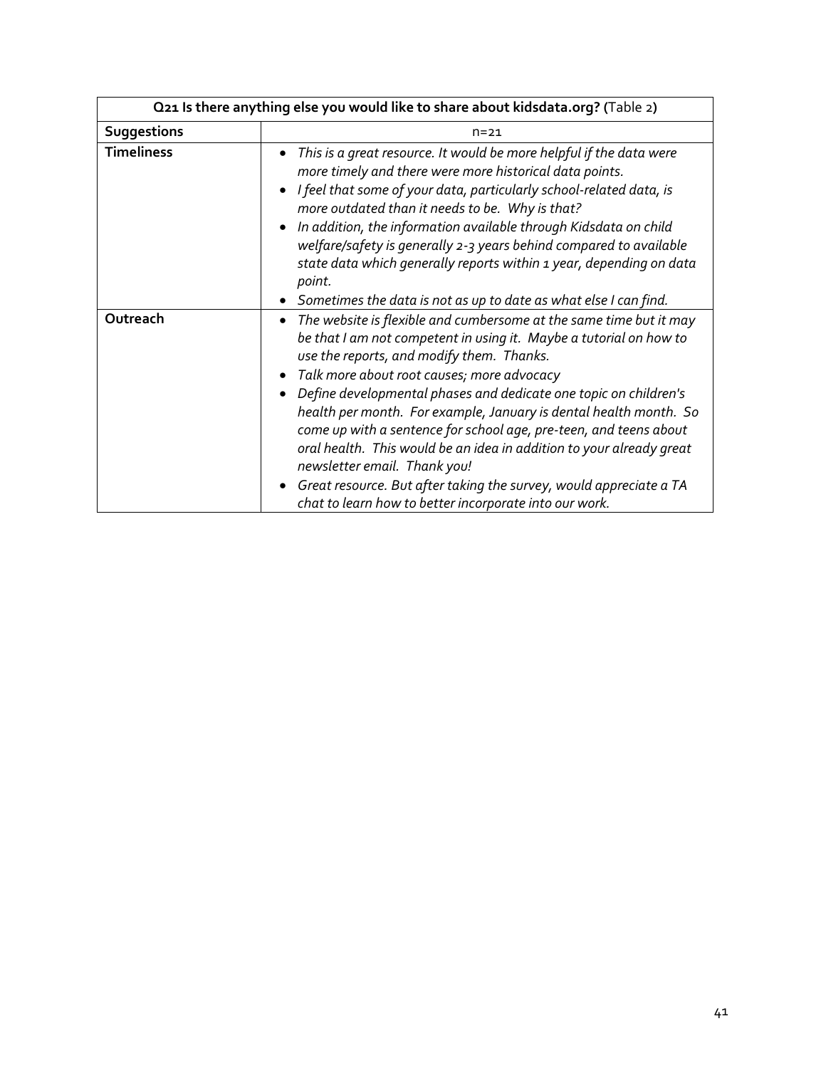| Q21 Is there anything else you would like to share about kidsdata.org? (Table 2) | |
|---|---|
| **Suggestions** | n=21 |
| **Timeliness** | • *This is a great resource. It would be more helpful if the data were more timely and there were more historical data points.*<br>• *I feel that some of your data, particularly school-related data, is more outdated than it needs to be. Why is that?*<br>• *In addition, the information available through Kidsdata on child welfare/safety is generally 2-3 years behind compared to available state data which generally reports within 1 year, depending on data point.*<br>• *Sometimes the data is not as up to date as what else I can find.* |
| **Outreach** | • *The website is flexible and cumbersome at the same time but it may be that I am not competent in using it. Maybe a tutorial on how to use the reports, and modify them. Thanks.*<br>• *Talk more about root causes; more advocacy*<br>• *Define developmental phases and dedicate one topic on children's health per month. For example, January is dental health month. So come up with a sentence for school age, pre-teen, and teens about oral health. This would be an idea in addition to your already great newsletter email. Thank you!*<br>• *Great resource. But after taking the survey, would appreciate a TA chat to learn how to better incorporate into our work.* |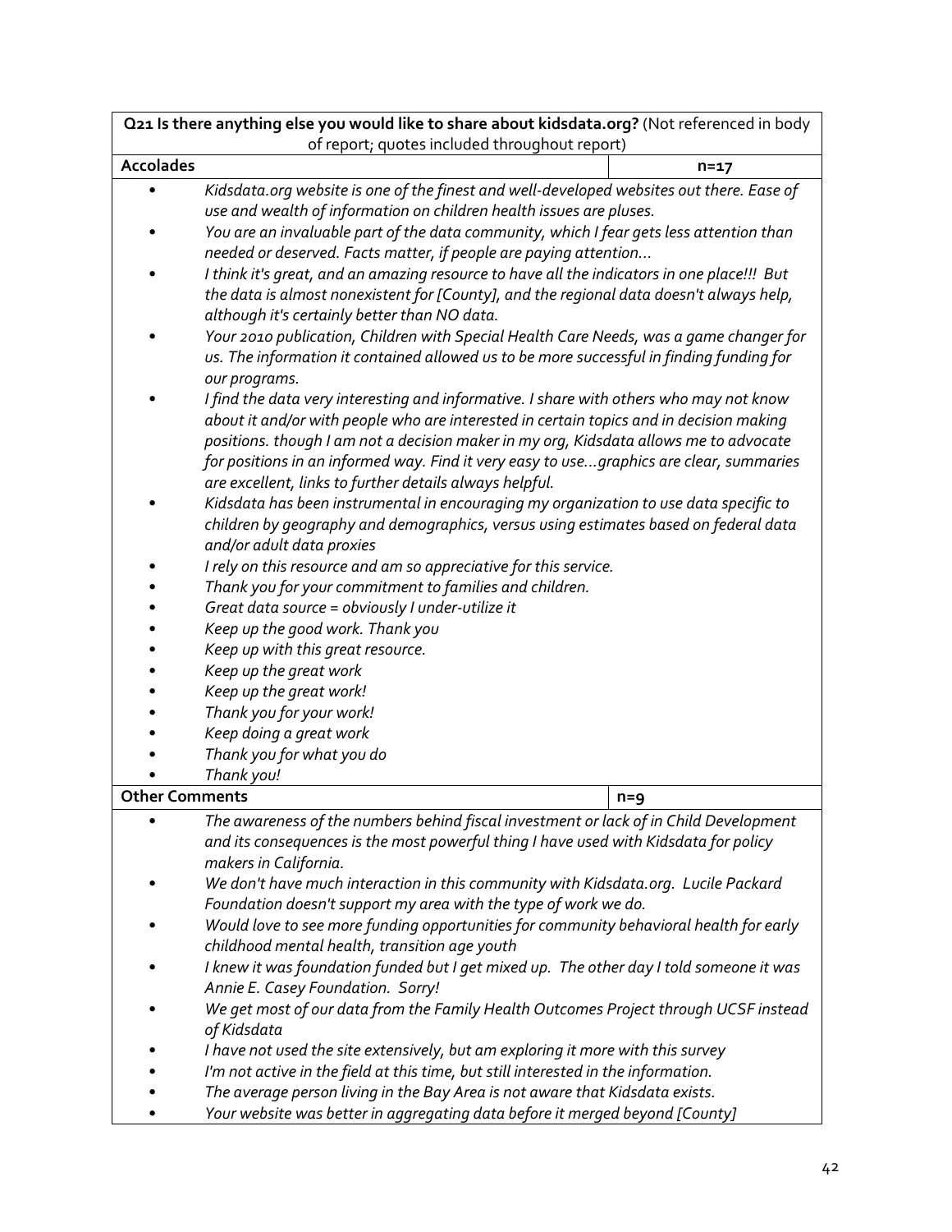**Q21 Is there anything else you would like to share about kidsdata.org?** (Not referenced in body of report; quotes included throughout report)

| **Accolades** | **n=17** |
|---|---|

- *Kidsdata.org website is one of the finest and well-developed websites out there. Ease of use and wealth of information on children health issues are pluses.*
- *You are an invaluable part of the data community, which I fear gets less attention than needed or deserved. Facts matter, if people are paying attention…*
- *I think it's great, and an amazing resource to have all the indicators in one place!!! But the data is almost nonexistent for [County], and the regional data doesn't always help, although it's certainly better than NO data.*
- *Your 2010 publication, Children with Special Health Care Needs, was a game changer for us. The information it contained allowed us to be more successful in finding funding for our programs.*
- *I find the data very interesting and informative. I share with others who may not know about it and/or with people who are interested in certain topics and in decision making positions. though I am not a decision maker in my org, Kidsdata allows me to advocate for positions in an informed way. Find it very easy to use…graphics are clear, summaries are excellent, links to further details always helpful.*
- *Kidsdata has been instrumental in encouraging my organization to use data specific to children by geography and demographics, versus using estimates based on federal data and/or adult data proxies*
- *I rely on this resource and am so appreciative for this service.*
- *Thank you for your commitment to families and children.*
- *Great data source = obviously I under-utilize it*
- *Keep up the good work. Thank you*
- *Keep up with this great resource.*
- *Keep up the great work*
- *Keep up the great work!*
- *Thank you for your work!*
- *Keep doing a great work*
- *Thank you for what you do*
- *Thank you!*

| **Other Comments** | **n=9** |
|---|---|

- *The awareness of the numbers behind fiscal investment or lack of in Child Development and its consequences is the most powerful thing I have used with Kidsdata for policy makers in California.*
- *We don't have much interaction in this community with Kidsdata.org. Lucile Packard Foundation doesn't support my area with the type of work we do.*
- *Would love to see more funding opportunities for community behavioral health for early childhood mental health, transition age youth*
- *I knew it was foundation funded but I get mixed up. The other day I told someone it was Annie E. Casey Foundation. Sorry!*
- *We get most of our data from the Family Health Outcomes Project through UCSF instead of Kidsdata*
- *I have not used the site extensively, but am exploring it more with this survey*
- *I'm not active in the field at this time, but still interested in the information.*
- *The average person living in the Bay Area is not aware that Kidsdata exists.*
- *Your website was better in aggregating data before it merged beyond [County]*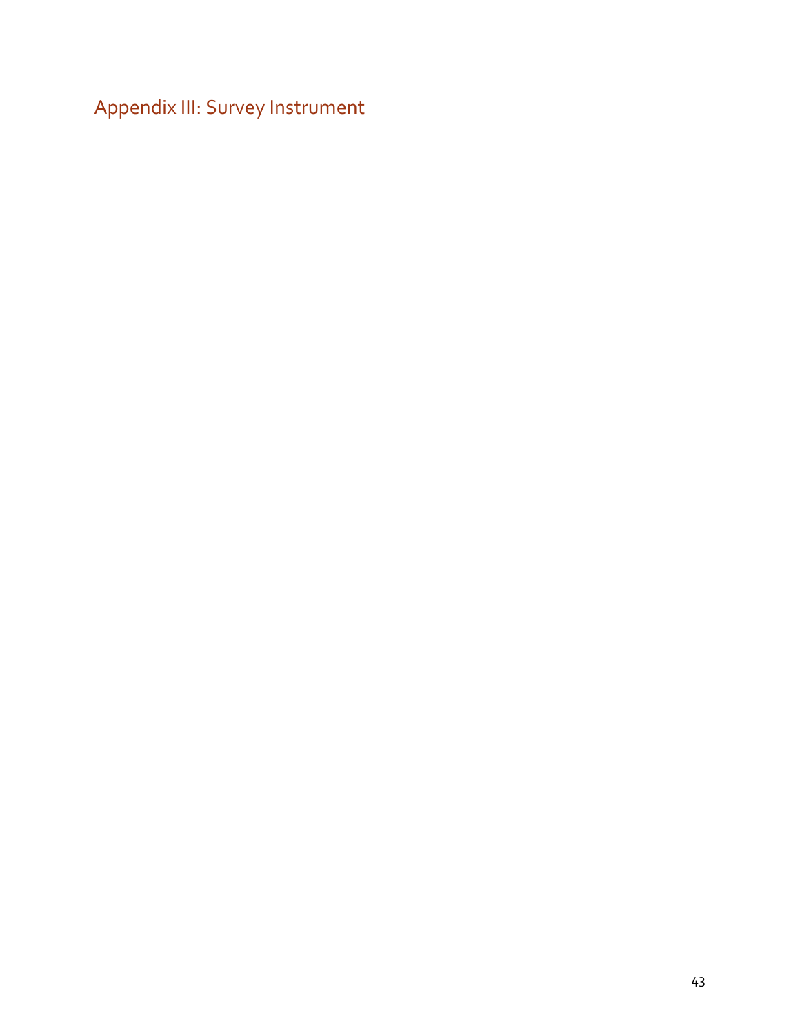## Appendix III: Survey Instrument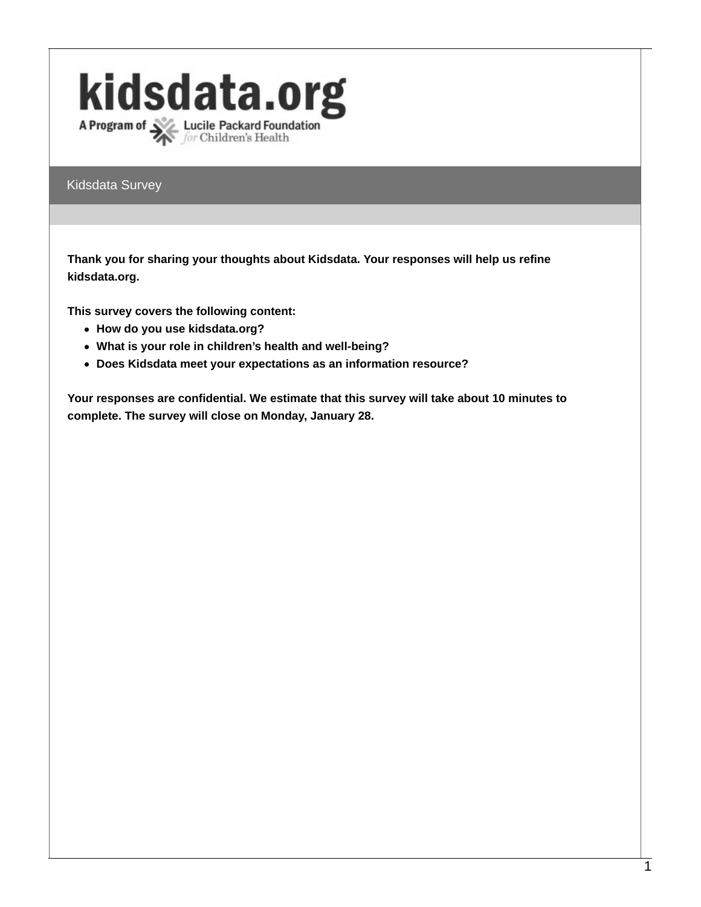# kidsdata.org

A Program of Lucile Packard Foundation *for* Children's Health

## Kidsdata Survey

**Thank you for sharing your thoughts about Kidsdata. Your responses will help us refine kidsdata.org.**

**This survey covers the following content:**

- **How do you use kidsdata.org?**
- **What is your role in children's health and well-being?**
- **Does Kidsdata meet your expectations as an information resource?**

**Your responses are confidential. We estimate that this survey will take about 10 minutes to complete. The survey will close on Monday, January 28.**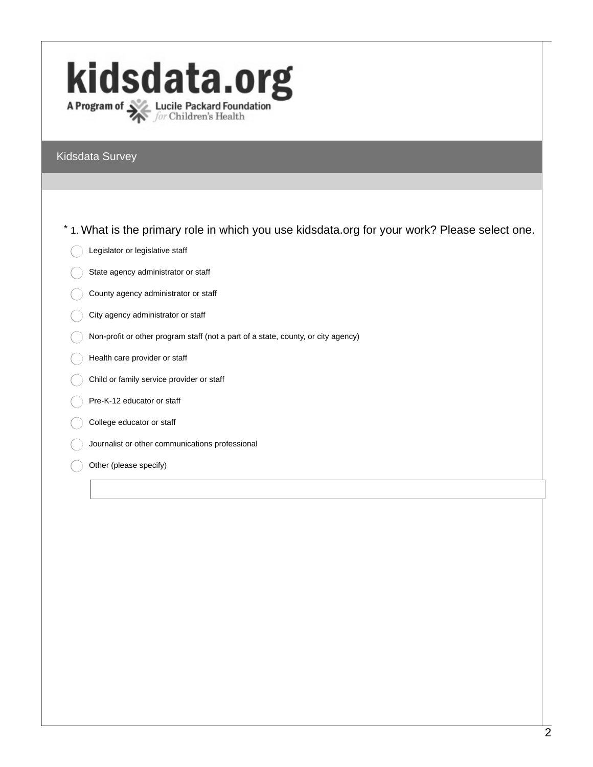kidsdata.org

A Program of Lucile Packard Foundation *for* Children's Health

## Kidsdata Survey

\* 1. What is the primary role in which you use kidsdata.org for your work? Please select one.

- Legislator or legislative staff
- State agency administrator or staff
- County agency administrator or staff
- City agency administrator or staff
- Non-profit or other program staff (not a part of a state, county, or city agency)
- Health care provider or staff
- Child or family service provider or staff
- Pre-K-12 educator or staff
- College educator or staff
- Journalist or other communications professional
- Other (please specify)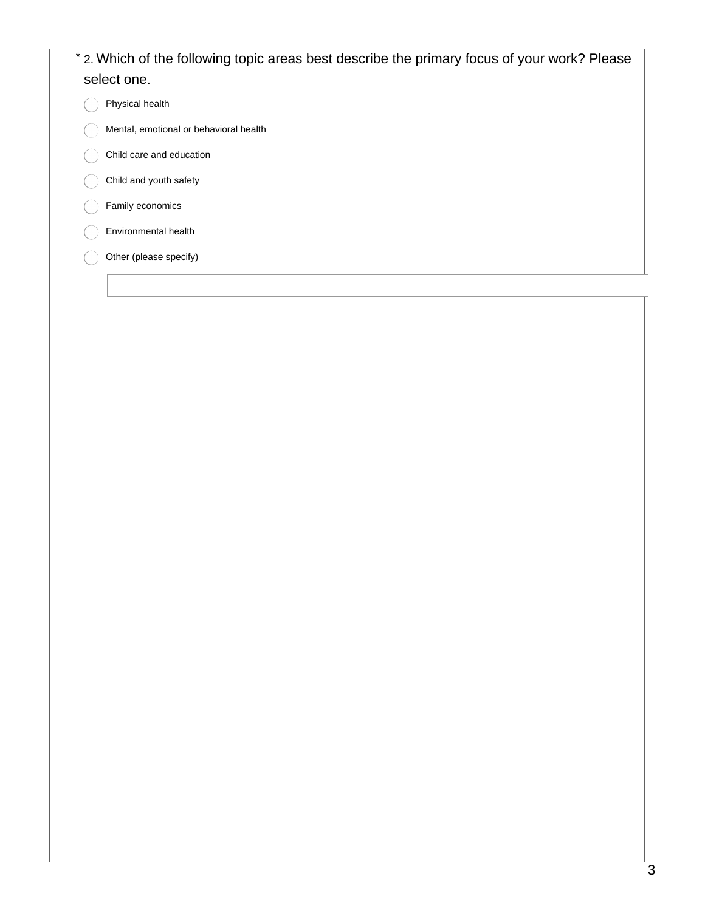* 2. Which of the following topic areas best describe the primary focus of your work? Please select one.

- ◯ Physical health
- ◯ Mental, emotional or behavioral health
- ◯ Child care and education
- ◯ Child and youth safety
- ◯ Family economics
- ◯ Environmental health
- ◯ Other (please specify)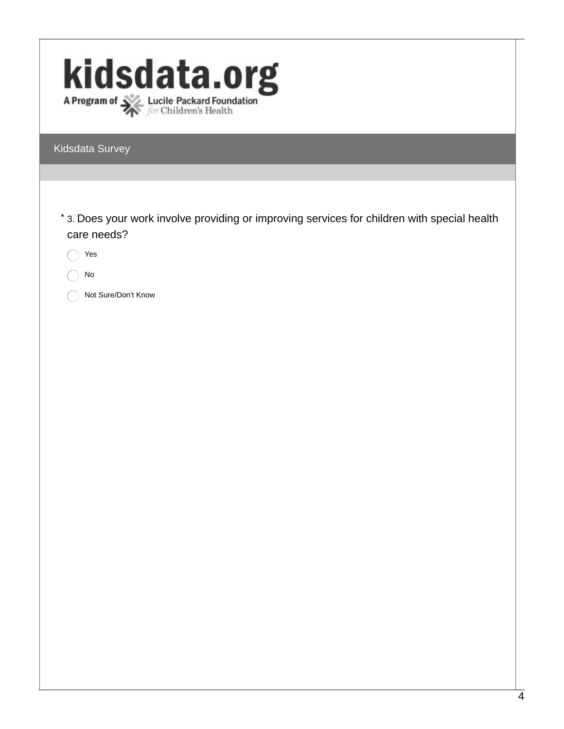kidsdata.org

A Program of Lucile Packard Foundation *for* Children's Health

## Kidsdata Survey

\* 3. Does your work involve providing or improving services for children with special health care needs?

- ◯ Yes
- ◯ No
- ◯ Not Sure/Don't Know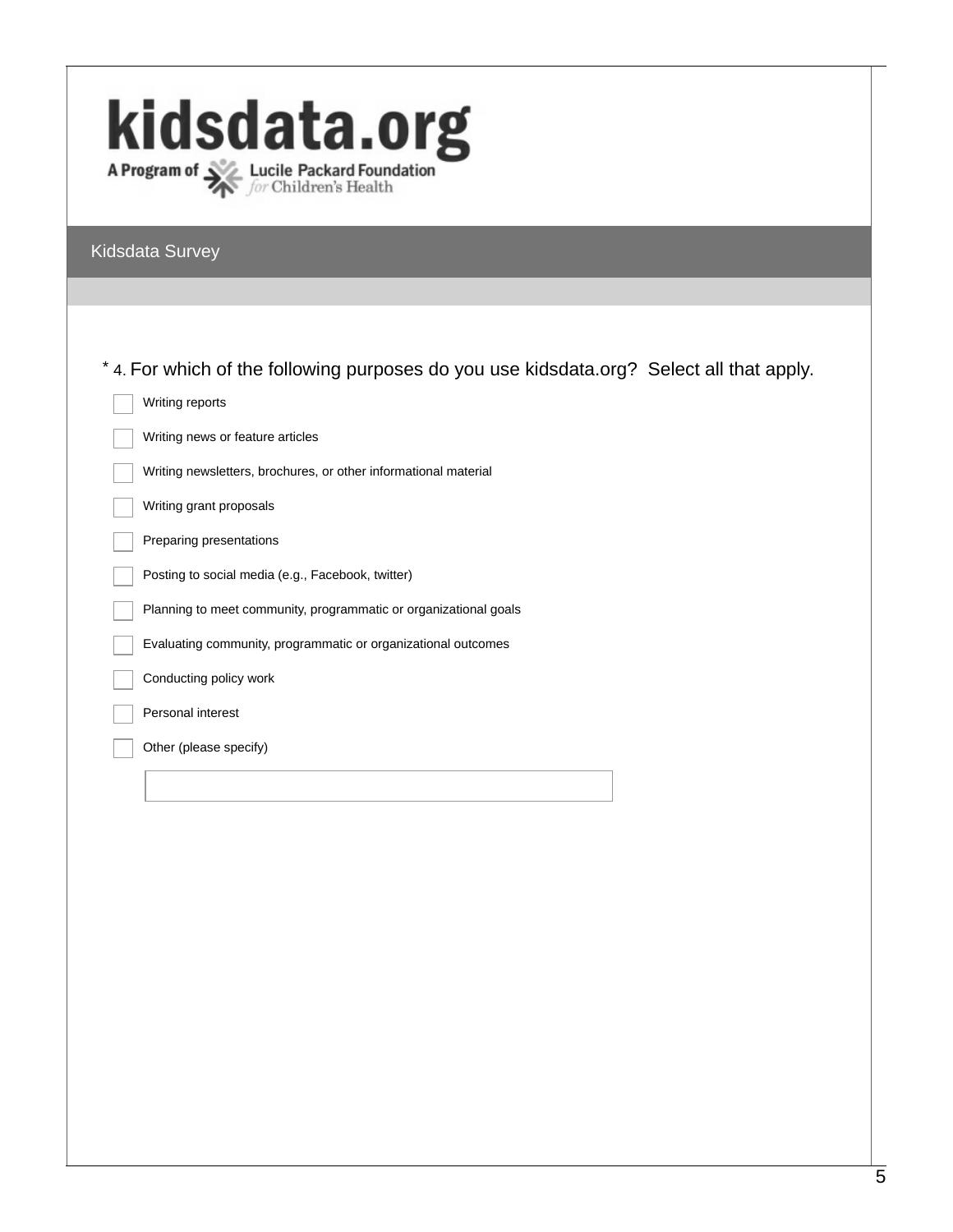kidsdata.org

A Program of Lucile Packard Foundation *for* Children's Health

## Kidsdata Survey

\* 4. For which of the following purposes do you use kidsdata.org? Select all that apply.

- [ ] Writing reports
- [ ] Writing news or feature articles
- [ ] Writing newsletters, brochures, or other informational material
- [ ] Writing grant proposals
- [ ] Preparing presentations
- [ ] Posting to social media (e.g., Facebook, twitter)
- [ ] Planning to meet community, programmatic or organizational goals
- [ ] Evaluating community, programmatic or organizational outcomes
- [ ] Conducting policy work
- [ ] Personal interest
- [ ] Other (please specify)

\_\_\_\_\_\_\_\_\_\_\_\_\_\_\_\_\_\_\_\_\_\_\_\_\_\_\_\_\_\_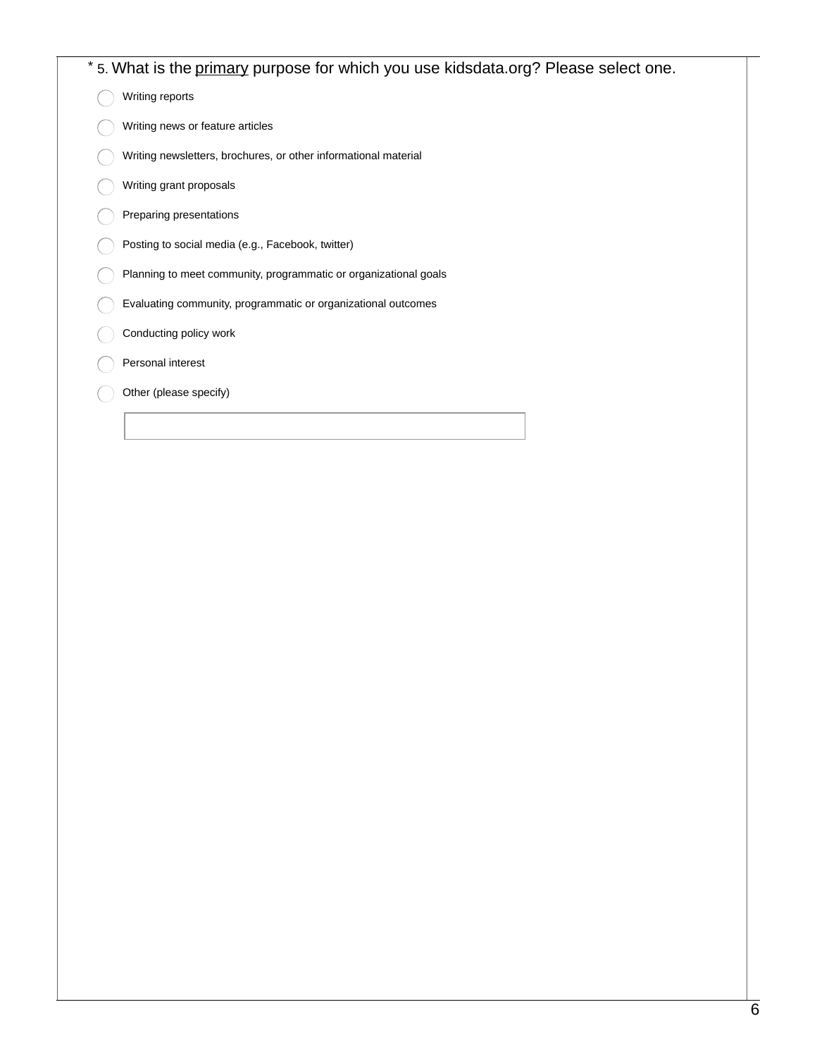* 5. What is the primary purpose for which you use kidsdata.org? Please select one.

- ◯ Writing reports
- ◯ Writing news or feature articles
- ◯ Writing newsletters, brochures, or other informational material
- ◯ Writing grant proposals
- ◯ Preparing presentations
- ◯ Posting to social media (e.g., Facebook, twitter)
- ◯ Planning to meet community, programmatic or organizational goals
- ◯ Evaluating community, programmatic or organizational outcomes
- ◯ Conducting policy work
- ◯ Personal interest
- ◯ Other (please specify)

[ ]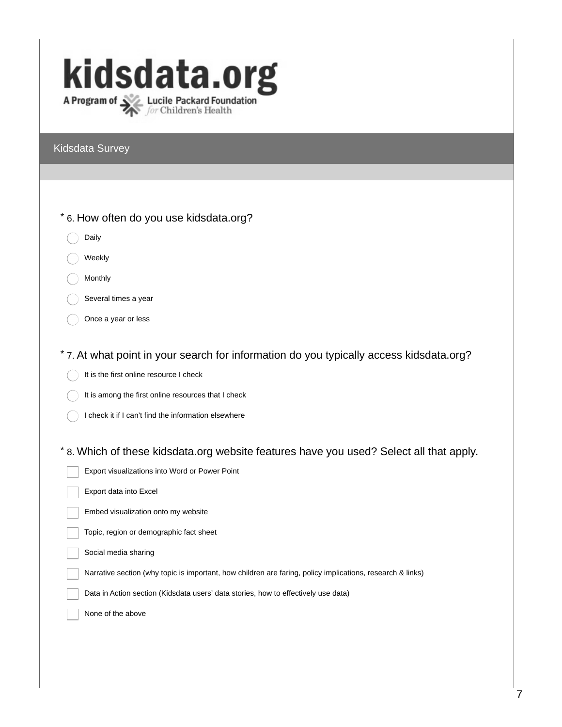**kidsdata.org**

A Program of Lucile Packard Foundation *for* Children's Health

## Kidsdata Survey

\* 6. How often do you use kidsdata.org?

- ◯ Daily
- ◯ Weekly
- ◯ Monthly
- ◯ Several times a year
- ◯ Once a year or less

\* 7. At what point in your search for information do you typically access kidsdata.org?

- ◯ It is the first online resource I check
- ◯ It is among the first online resources that I check
- ◯ I check it if I can't find the information elsewhere

\* 8. Which of these kidsdata.org website features have you used? Select all that apply.

- [ ] Export visualizations into Word or Power Point
- [ ] Export data into Excel
- [ ] Embed visualization onto my website
- [ ] Topic, region or demographic fact sheet
- [ ] Social media sharing
- [ ] Narrative section (why topic is important, how children are faring, policy implications, research & links)
- [ ] Data in Action section (Kidsdata users' data stories, how to effectively use data)
- [ ] None of the above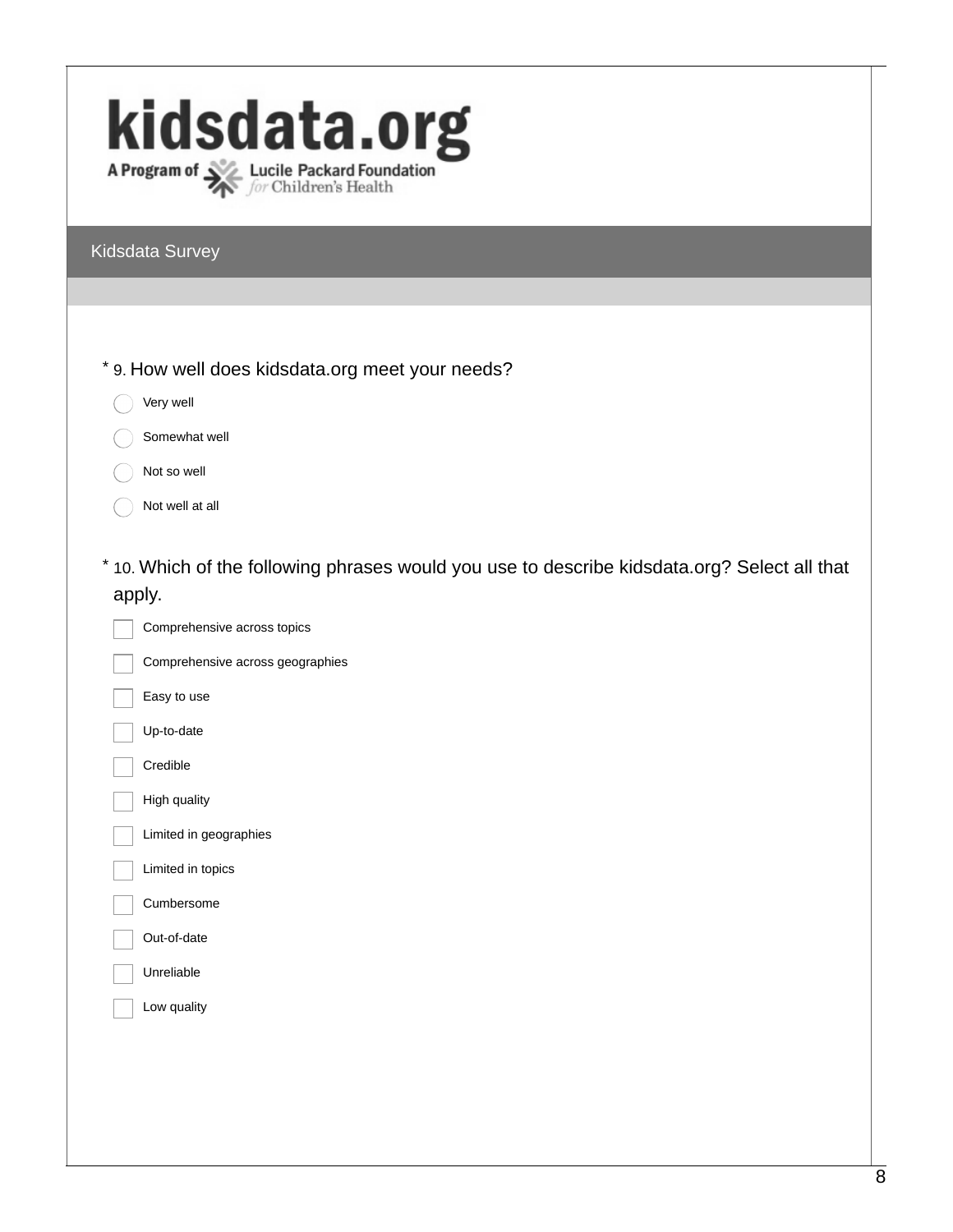kidsdata.org

A Program of Lucile Packard Foundation *for* Children's Health

## Kidsdata Survey

\* 9. How well does kidsdata.org meet your needs?

- ◯ Very well
- ◯ Somewhat well
- ◯ Not so well
- ◯ Not well at all

\* 10. Which of the following phrases would you use to describe kidsdata.org? Select all that apply.

- ☐ Comprehensive across topics
- ☐ Comprehensive across geographies
- ☐ Easy to use
- ☐ Up-to-date
- ☐ Credible
- ☐ High quality
- ☐ Limited in geographies
- ☐ Limited in topics
- ☐ Cumbersome
- ☐ Out-of-date
- ☐ Unreliable
- ☐ Low quality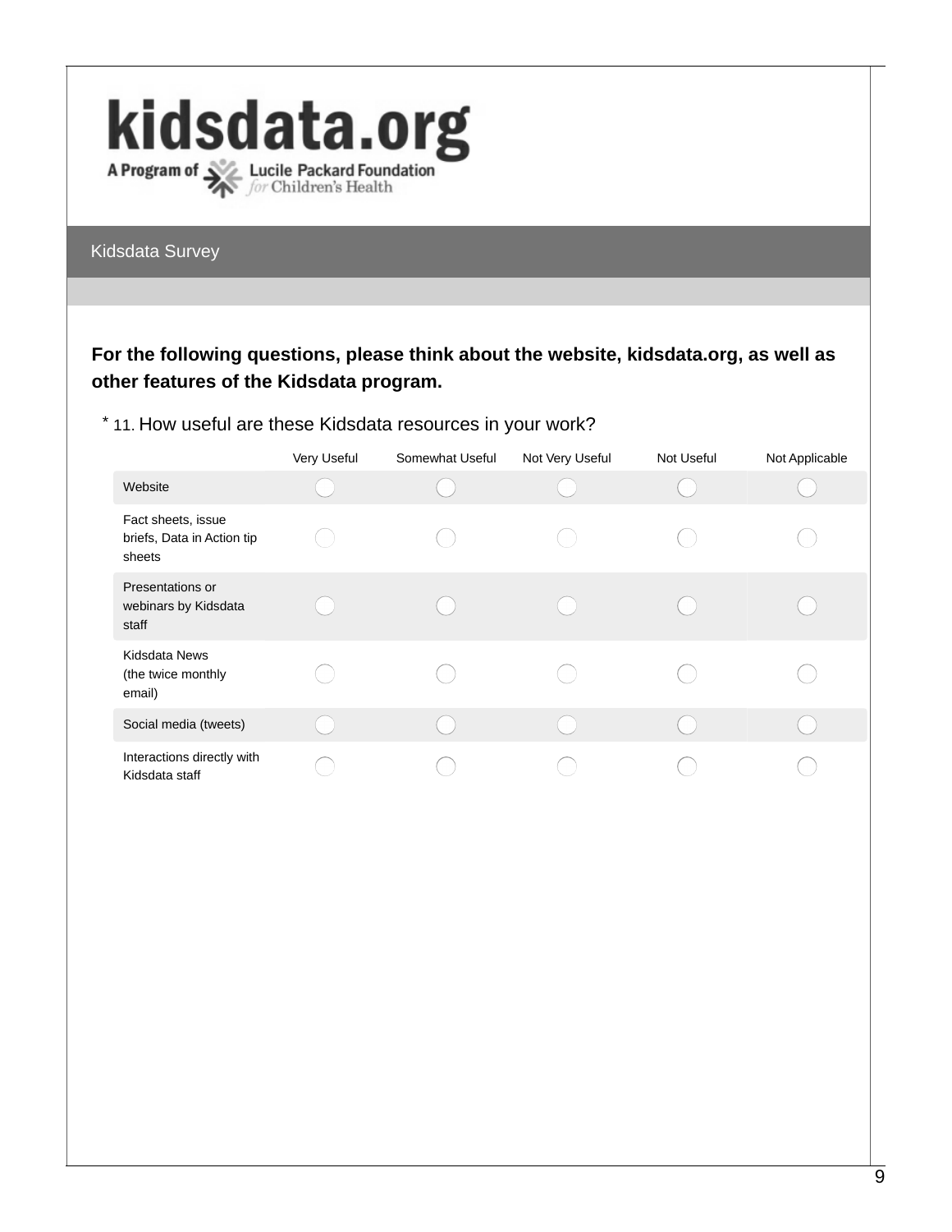kidsdata.org

A Program of Lucile Packard Foundation *for* Children's Health

## Kidsdata Survey

**For the following questions, please think about the website, kidsdata.org, as well as other features of the Kidsdata program.**

* 11. How useful are these Kidsdata resources in your work?

| | Very Useful | Somewhat Useful | Not Very Useful | Not Useful | Not Applicable |
|---|---|---|---|---|---|
| Website | ○ | ○ | ○ | ○ | ○ |
| Fact sheets, issue briefs, Data in Action tip sheets | ○ | ○ | ○ | ○ | ○ |
| Presentations or webinars by Kidsdata staff | ○ | ○ | ○ | ○ | ○ |
| Kidsdata News (the twice monthly email) | ○ | ○ | ○ | ○ | ○ |
| Social media (tweets) | ○ | ○ | ○ | ○ | ○ |
| Interactions directly with Kidsdata staff | ○ | ○ | ○ | ○ | ○ |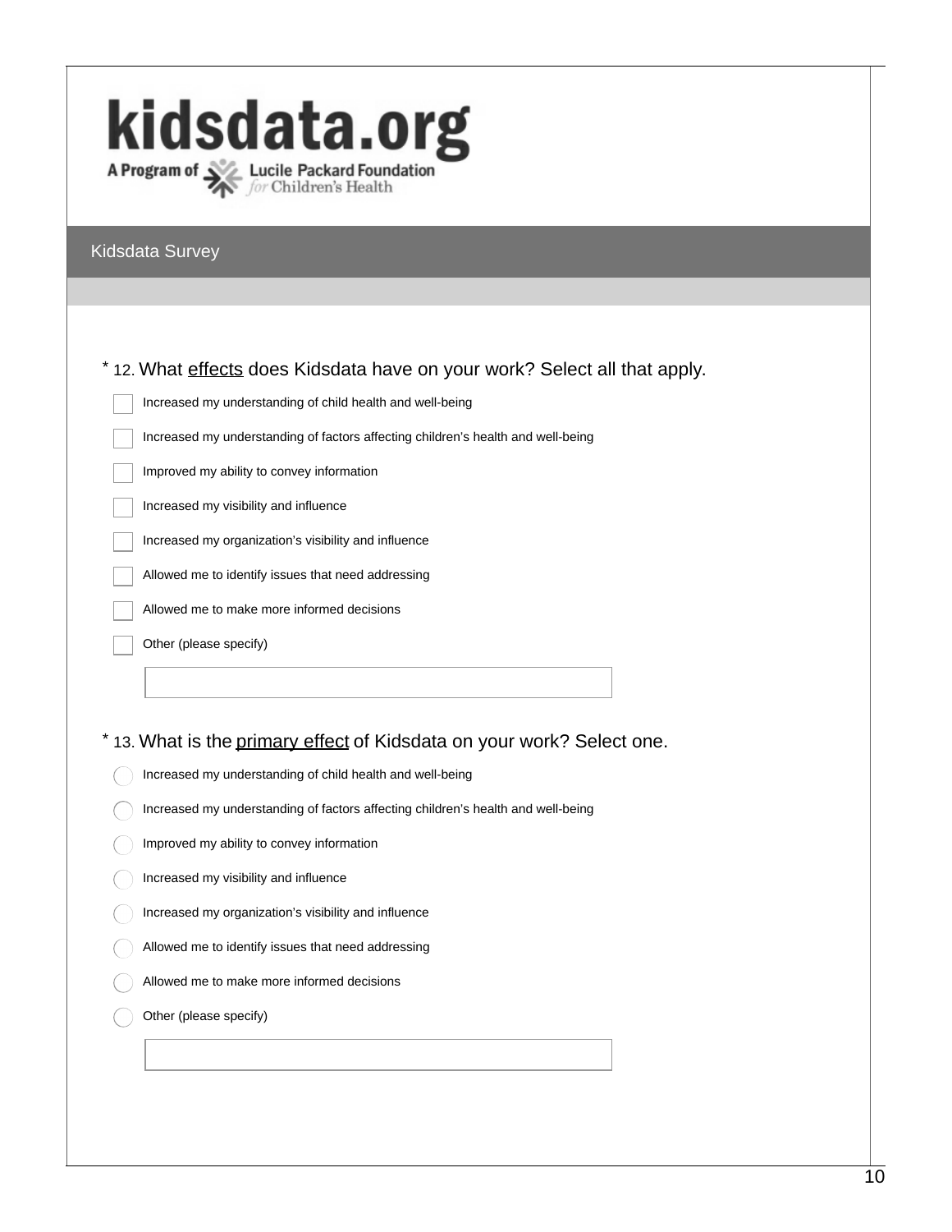kidsdata.org

A Program of Lucile Packard Foundation *for* Children's Health

## Kidsdata Survey

\* 12. What effects does Kidsdata have on your work? Select all that apply.

- [ ] Increased my understanding of child health and well-being
- [ ] Increased my understanding of factors affecting children's health and well-being
- [ ] Improved my ability to convey information
- [ ] Increased my visibility and influence
- [ ] Increased my organization's visibility and influence
- [ ] Allowed me to identify issues that need addressing
- [ ] Allowed me to make more informed decisions
- [ ] Other (please specify)

\* 13. What is the primary effect of Kidsdata on your work? Select one.

- ( ) Increased my understanding of child health and well-being
- ( ) Increased my understanding of factors affecting children's health and well-being
- ( ) Improved my ability to convey information
- ( ) Increased my visibility and influence
- ( ) Increased my organization's visibility and influence
- ( ) Allowed me to identify issues that need addressing
- ( ) Allowed me to make more informed decisions
- ( ) Other (please specify)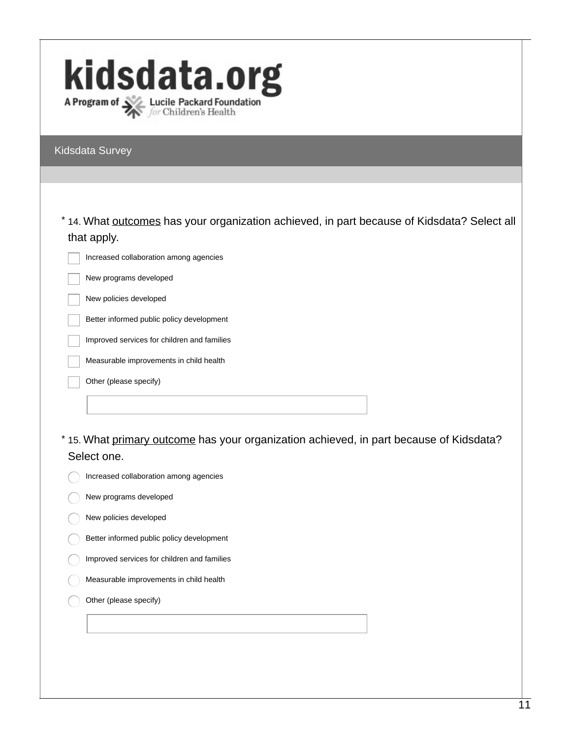kidsdata.org

A Program of Lucile Packard Foundation *for* Children's Health

Kidsdata Survey

\* 14. What <u>outcomes</u> has your organization achieved, in part because of Kidsdata? Select all that apply.

- [ ] Increased collaboration among agencies
- [ ] New programs developed
- [ ] New policies developed
- [ ] Better informed public policy development
- [ ] Improved services for children and families
- [ ] Measurable improvements in child health
- [ ] Other (please specify)

\* 15. What <u>primary outcome</u> has your organization achieved, in part because of Kidsdata? Select one.

- ○ Increased collaboration among agencies
- ○ New programs developed
- ○ New policies developed
- ○ Better informed public policy development
- ○ Improved services for children and families
- ○ Measurable improvements in child health
- ○ Other (please specify)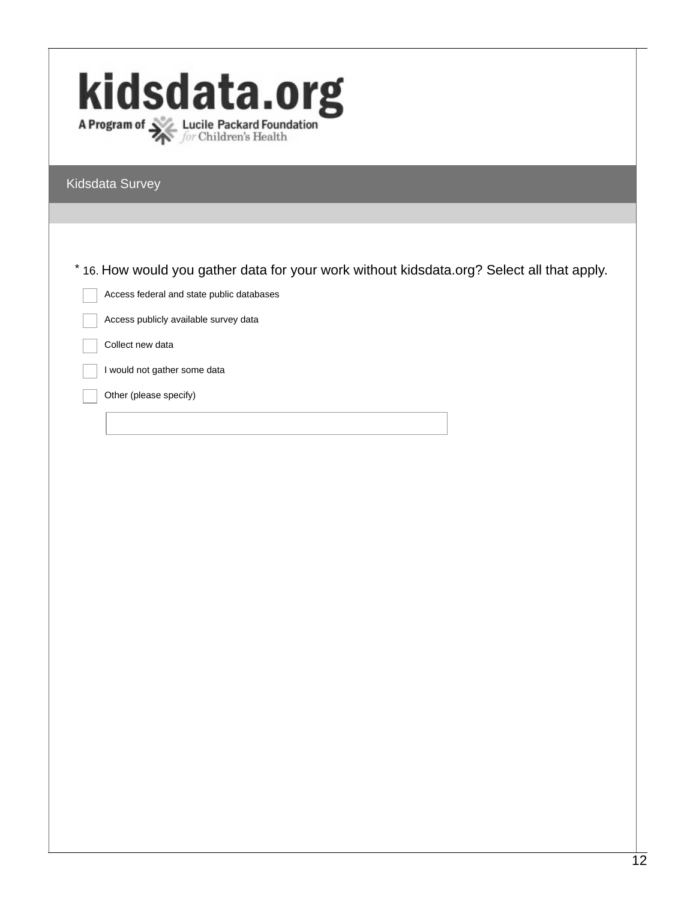kidsdata.org

A Program of Lucile Packard Foundation *for* Children's Health

## Kidsdata Survey

\* 16. How would you gather data for your work without kidsdata.org? Select all that apply.

- [ ] Access federal and state public databases
- [ ] Access publicly available survey data
- [ ] Collect new data
- [ ] I would not gather some data
- [ ] Other (please specify)

\_\_\_\_\_\_\_\_\_\_\_\_\_\_\_\_\_\_\_\_\_\_\_\_\_\_\_\_\_\_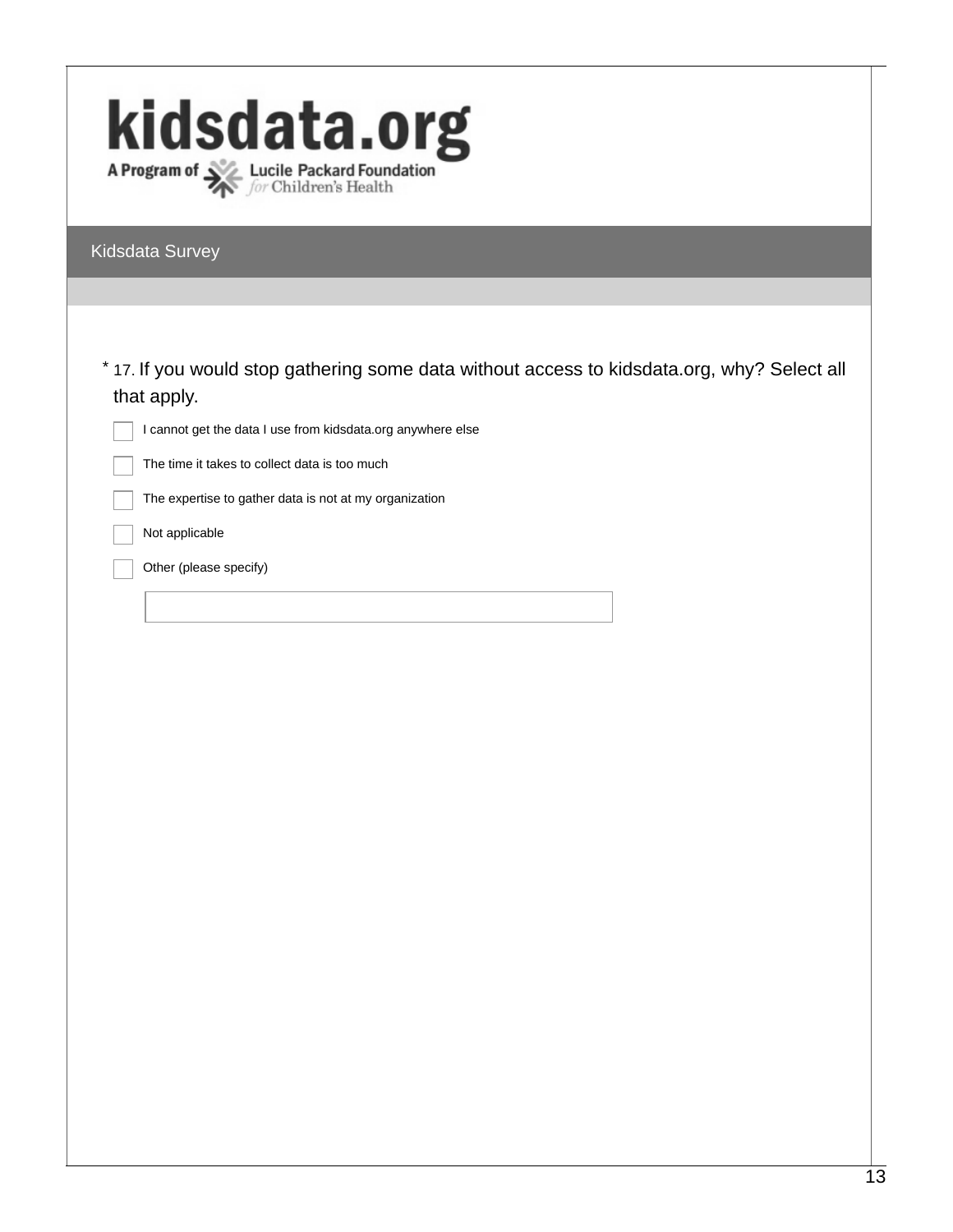kidsdata.org

A Program of Lucile Packard Foundation for Children's Health

## Kidsdata Survey

\* 17. If you would stop gathering some data without access to kidsdata.org, why? Select all that apply.

- [ ] I cannot get the data I use from kidsdata.org anywhere else
- [ ] The time it takes to collect data is too much
- [ ] The expertise to gather data is not at my organization
- [ ] Not applicable
- [ ] Other (please specify)

\_\_\_\_\_\_\_\_\_\_\_\_\_\_\_\_\_\_\_\_\_\_\_\_\_\_\_\_\_\_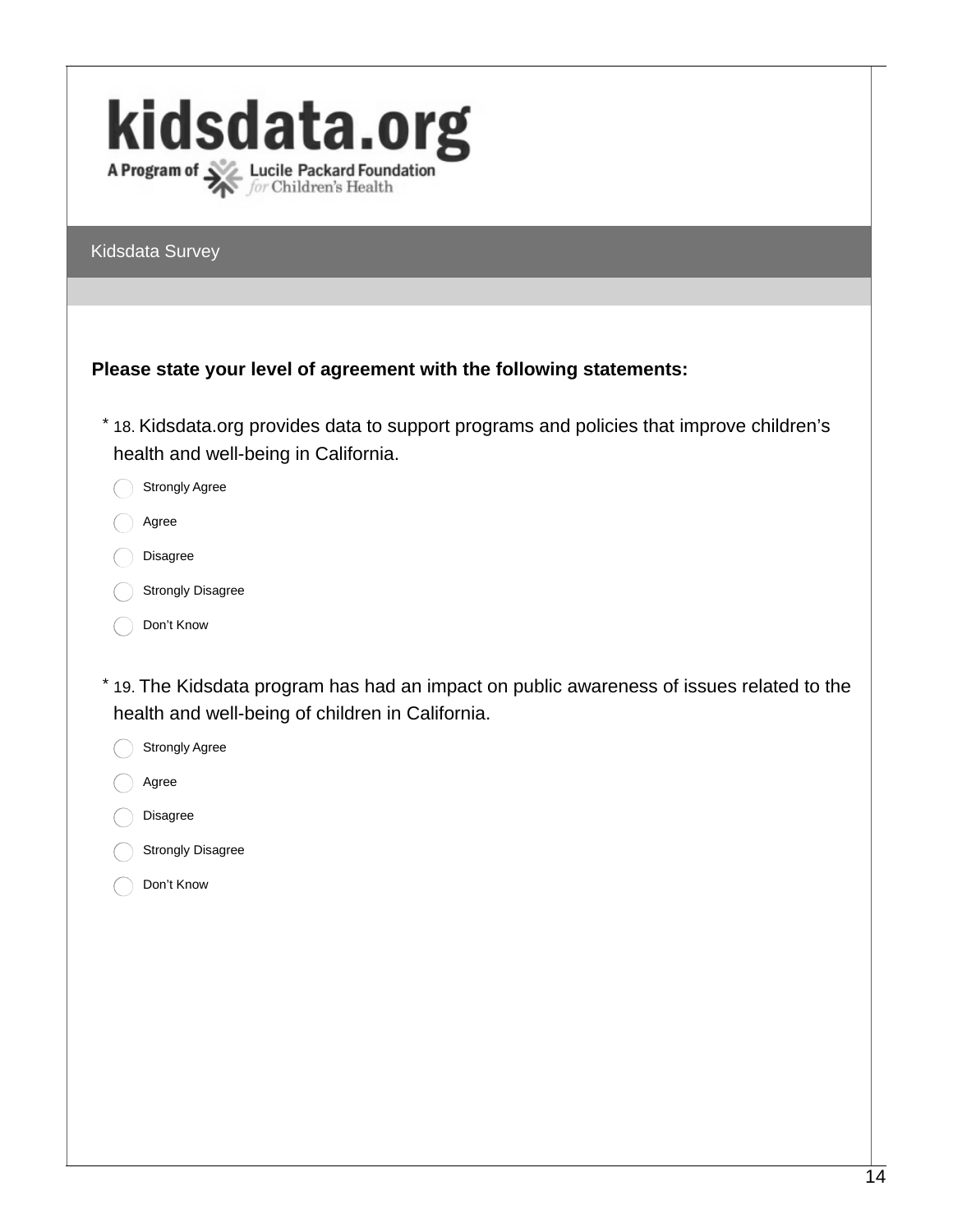kidsdata.org

A Program of Lucile Packard Foundation *for* Children's Health

Kidsdata Survey

**Please state your level of agreement with the following statements:**

* 18. Kidsdata.org provides data to support programs and policies that improve children's health and well-being in California.

- ◯ Strongly Agree
- ◯ Agree
- ◯ Disagree
- ◯ Strongly Disagree
- ◯ Don't Know

* 19. The Kidsdata program has had an impact on public awareness of issues related to the health and well-being of children in California.

- ◯ Strongly Agree
- ◯ Agree
- ◯ Disagree
- ◯ Strongly Disagree
- ◯ Don't Know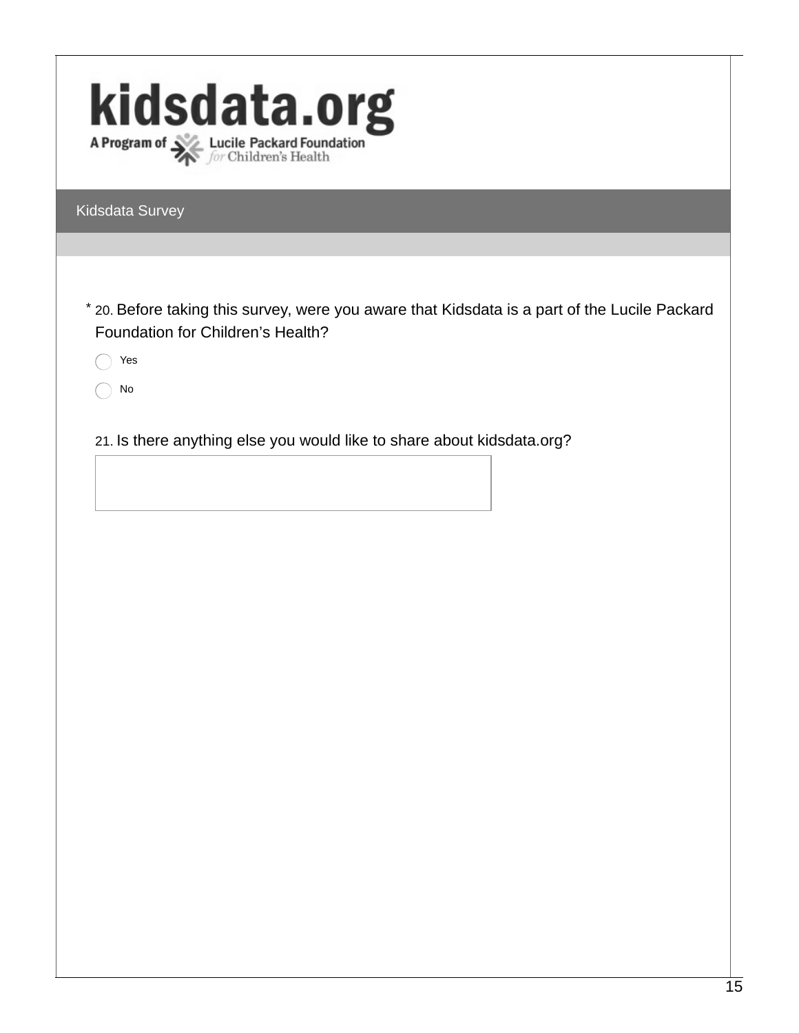kidsdata.org

A Program of Lucile Packard Foundation *for* Children's Health

## Kidsdata Survey

* 20. Before taking this survey, were you aware that Kidsdata is a part of the Lucile Packard Foundation for Children's Health?

- ◯ Yes
- ◯ No

21. Is there anything else you would like to share about kidsdata.org?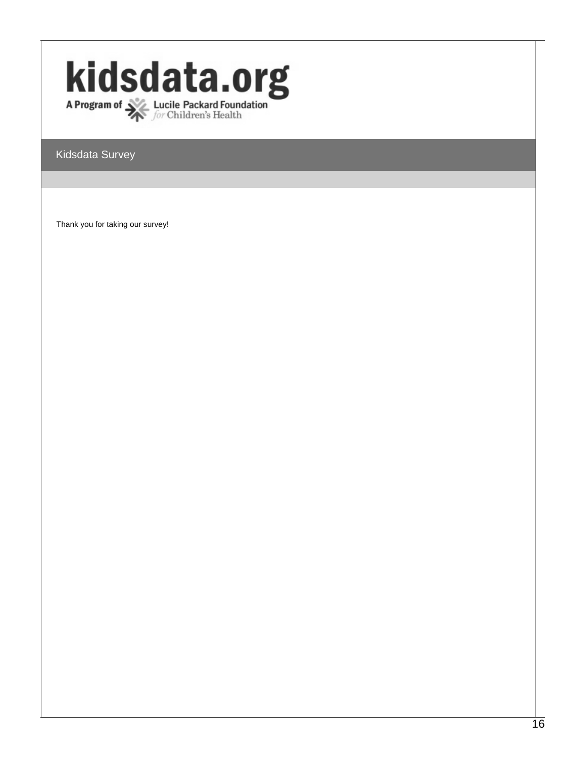kidsdata.org

A Program of Lucile Packard Foundation *for* Children's Health

## Kidsdata Survey

Thank you for taking our survey!